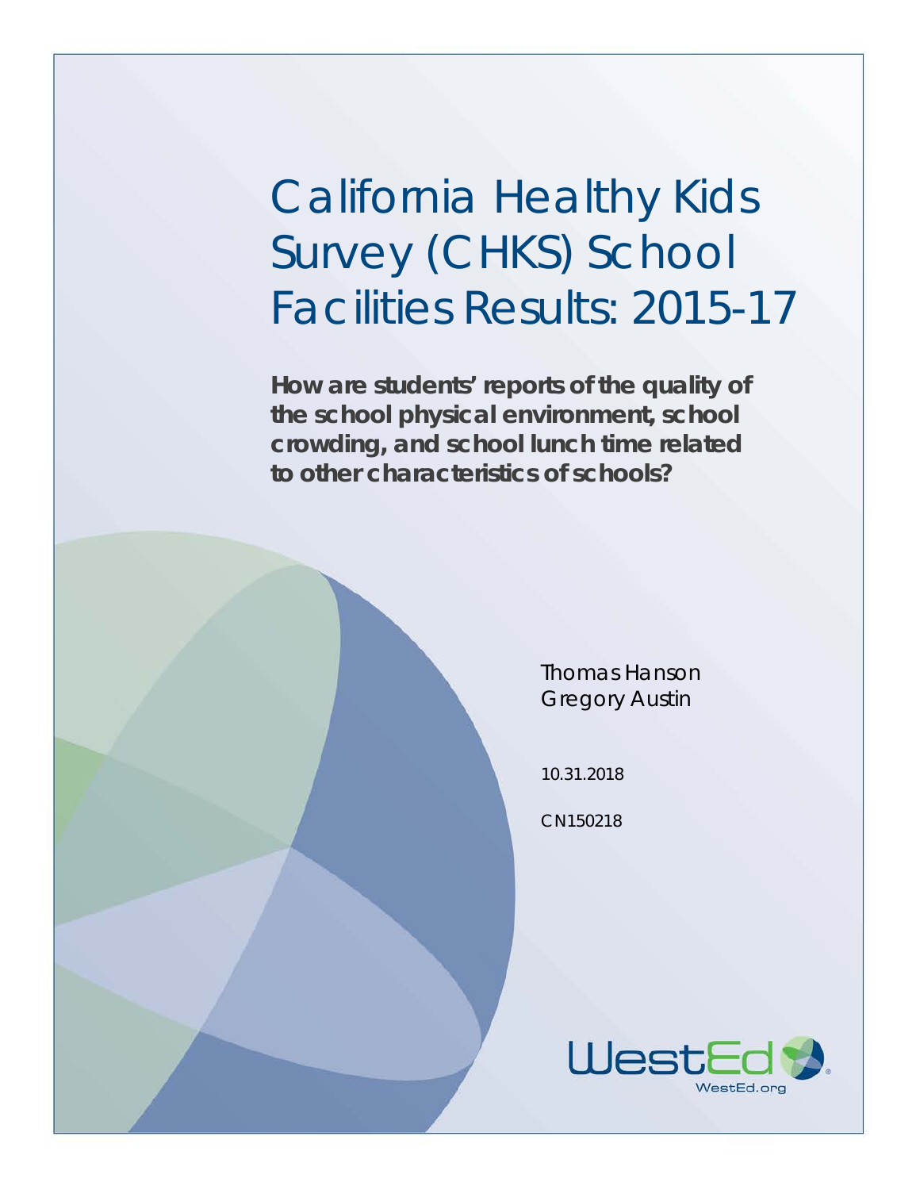# California Healthy Kids Survey (CHKS) School Facilities Results: 2015-17

**How are students' reports of the quality of the school physical environment, school crowding, and school lunch time related to other characteristics of schools?**

Thomas Hanson
Gregory Austin

10.31.2018

CN150218

WestEd
WestEd.org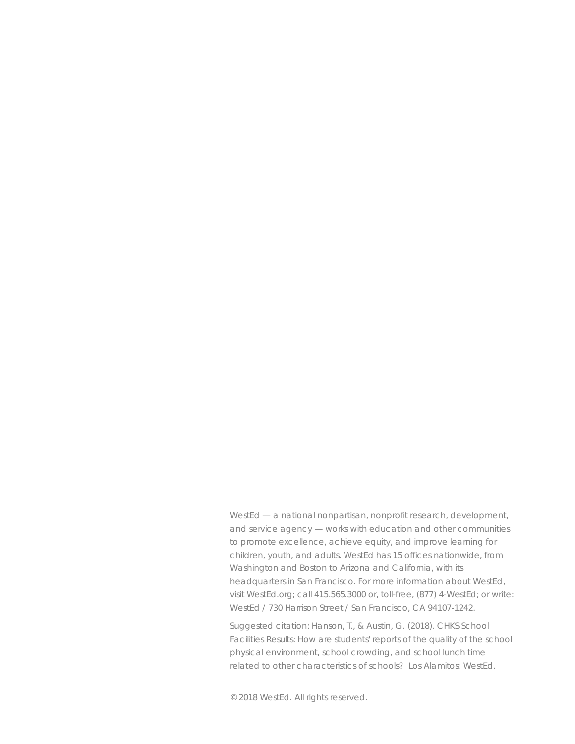WestEd — a national nonpartisan, nonprofit research, development, and service agency — works with education and other communities to promote excellence, achieve equity, and improve learning for children, youth, and adults. WestEd has 15 offices nationwide, from Washington and Boston to Arizona and California, with its headquarters in San Francisco. For more information about WestEd, visit WestEd.org; call 415.565.3000 or, toll-free, (877) 4-WestEd; or write: WestEd / 730 Harrison Street / San Francisco, CA 94107-1242.

Suggested citation: Hanson, T., & Austin, G. (2018). CHKS School Facilities Results: How are students' reports of the quality of the school physical environment, school crowding, and school lunch time related to other characteristics of schools? Los Alamitos: WestEd.

© 2018 WestEd. All rights reserved.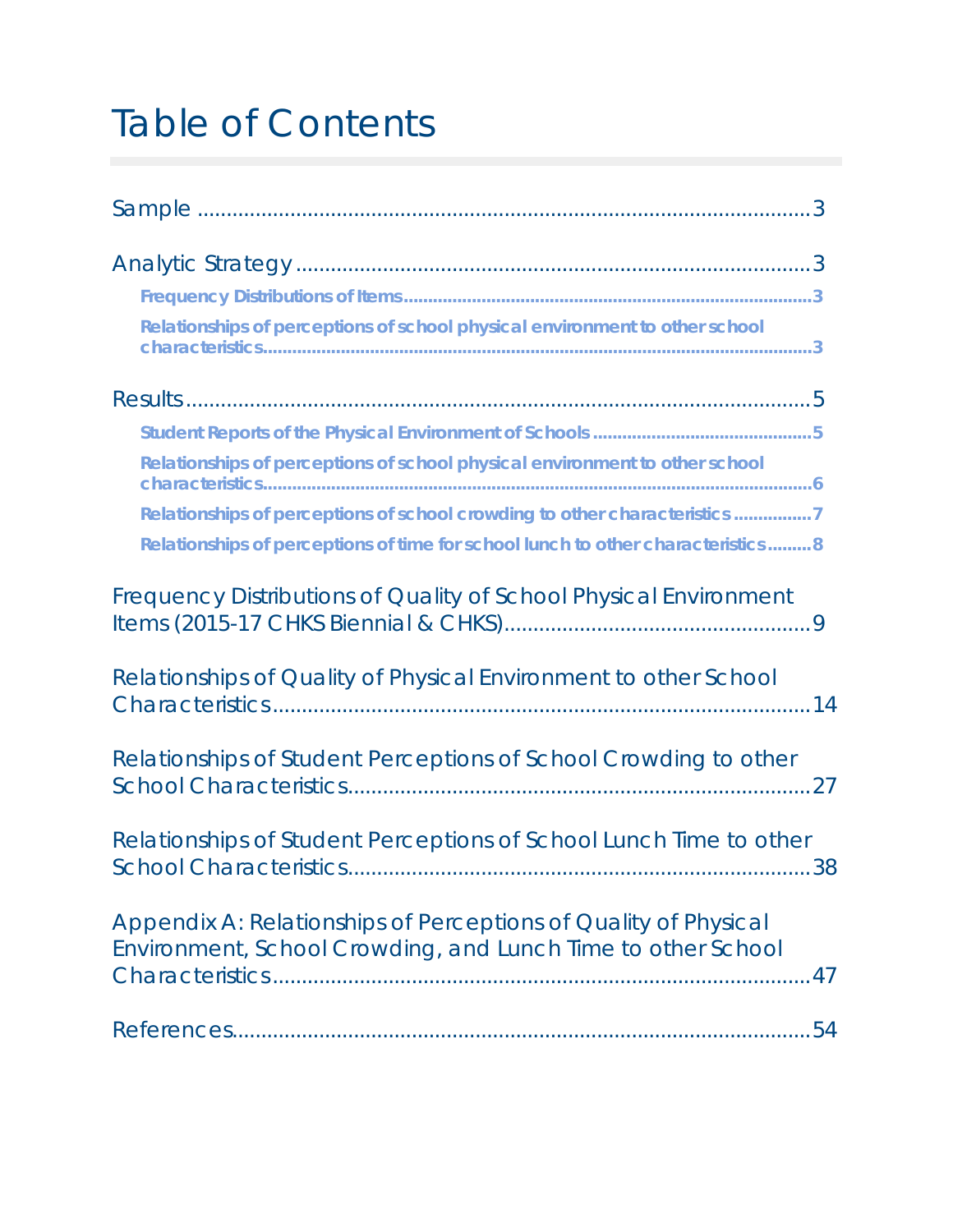# Table of Contents

Sample ..........................................................................................................3

Analytic Strategy ..........................................................................................3

- Frequency Distributions of Items ..........................................................................3
- Relationships of perceptions of school physical environment to other school characteristics ..........................................................................................3

Results ..........................................................................................................5

- Student Reports of the Physical Environment of Schools ....................................5
- Relationships of perceptions of school physical environment to other school characteristics ..........................................................................................6
- Relationships of perceptions of school crowding to other characteristics ................7
- Relationships of perceptions of time for school lunch to other characteristics .........8

Frequency Distributions of Quality of School Physical Environment Items (2015-17 CHKS Biennial & CHKS) ....................................................9

Relationships of Quality of Physical Environment to other School Characteristics ..........................................................................................14

Relationships of Student Perceptions of School Crowding to other School Characteristics ..........................................................................................27

Relationships of Student Perceptions of School Lunch Time to other School Characteristics ..........................................................................................38

Appendix A: Relationships of Perceptions of Quality of Physical Environment, School Crowding, and Lunch Time to other School Characteristics ..........................................................................................47

References ..........................................................................................54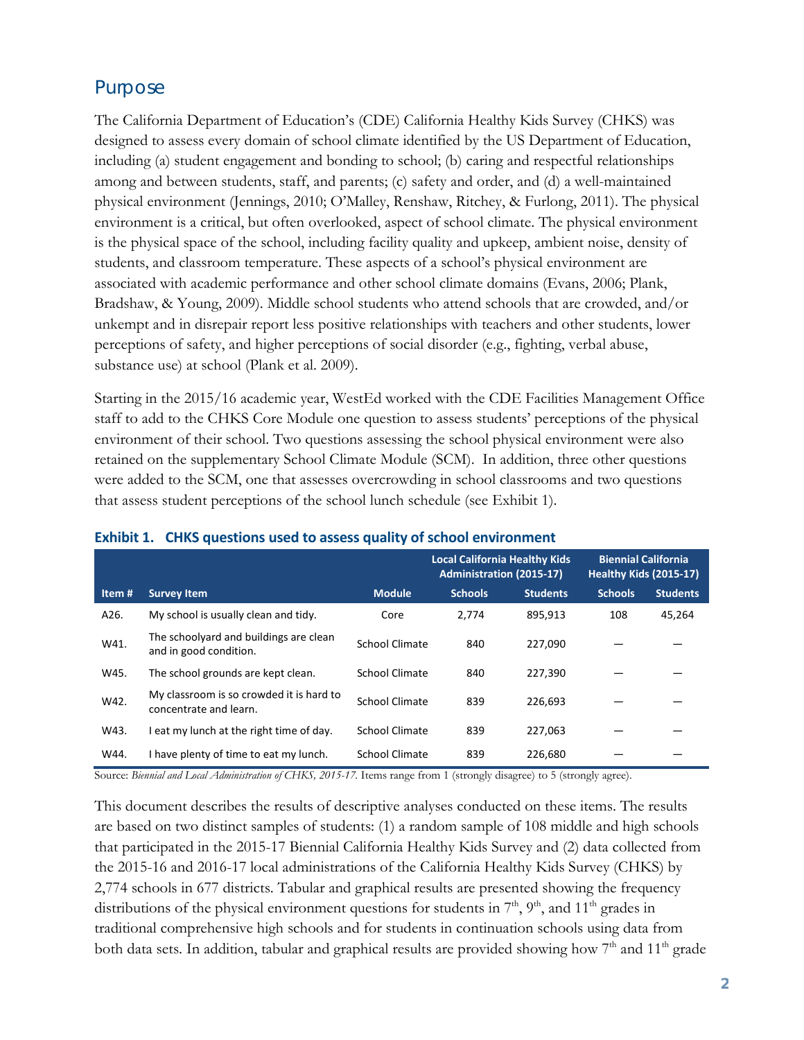## Purpose

The California Department of Education's (CDE) California Healthy Kids Survey (CHKS) was designed to assess every domain of school climate identified by the US Department of Education, including (a) student engagement and bonding to school; (b) caring and respectful relationships among and between students, staff, and parents; (c) safety and order, and (d) a well-maintained physical environment (Jennings, 2010; O'Malley, Renshaw, Ritchey, & Furlong, 2011). The physical environment is a critical, but often overlooked, aspect of school climate. The physical environment is the physical space of the school, including facility quality and upkeep, ambient noise, density of students, and classroom temperature. These aspects of a school's physical environment are associated with academic performance and other school climate domains (Evans, 2006; Plank, Bradshaw, & Young, 2009). Middle school students who attend schools that are crowded, and/or unkempt and in disrepair report less positive relationships with teachers and other students, lower perceptions of safety, and higher perceptions of social disorder (e.g., fighting, verbal abuse, substance use) at school (Plank et al. 2009).

Starting in the 2015/16 academic year, WestEd worked with the CDE Facilities Management Office staff to add to the CHKS Core Module one question to assess students' perceptions of the physical environment of their school. Two questions assessing the school physical environment were also retained on the supplementary School Climate Module (SCM). In addition, three other questions were added to the SCM, one that assesses overcrowding in school classrooms and two questions that assess student perceptions of the school lunch schedule (see Exhibit 1).

**Exhibit 1. CHKS questions used to assess quality of school environment**

| | | | Local California Healthy Kids Administration (2015-17) | | Biennial California Healthy Kids (2015-17) | |
|---|---|---|---|---|---|---|
| **Item #** | **Survey Item** | **Module** | **Schools** | **Students** | **Schools** | **Students** |
| A26. | My school is usually clean and tidy. | Core | 2,774 | 895,913 | 108 | 45,264 |
| W41. | The schoolyard and buildings are clean and in good condition. | School Climate | 840 | 227,090 | — | — |
| W45. | The school grounds are kept clean. | School Climate | 840 | 227,390 | — | — |
| W42. | My classroom is so crowded it is hard to concentrate and learn. | School Climate | 839 | 226,693 | — | — |
| W43. | I eat my lunch at the right time of day. | School Climate | 839 | 227,063 | — | — |
| W44. | I have plenty of time to eat my lunch. | School Climate | 839 | 226,680 | — | — |

Source: *Biennial and Local Administration of CHKS, 2015-17.* Items range from 1 (strongly disagree) to 5 (strongly agree).

This document describes the results of descriptive analyses conducted on these items. The results are based on two distinct samples of students: (1) a random sample of 108 middle and high schools that participated in the 2015-17 Biennial California Healthy Kids Survey and (2) data collected from the 2015-16 and 2016-17 local administrations of the California Healthy Kids Survey (CHKS) by 2,774 schools in 677 districts. Tabular and graphical results are presented showing the frequency distributions of the physical environment questions for students in 7th, 9th, and 11th grades in traditional comprehensive high schools and for students in continuation schools using data from both data sets. In addition, tabular and graphical results are provided showing how 7th and 11th grade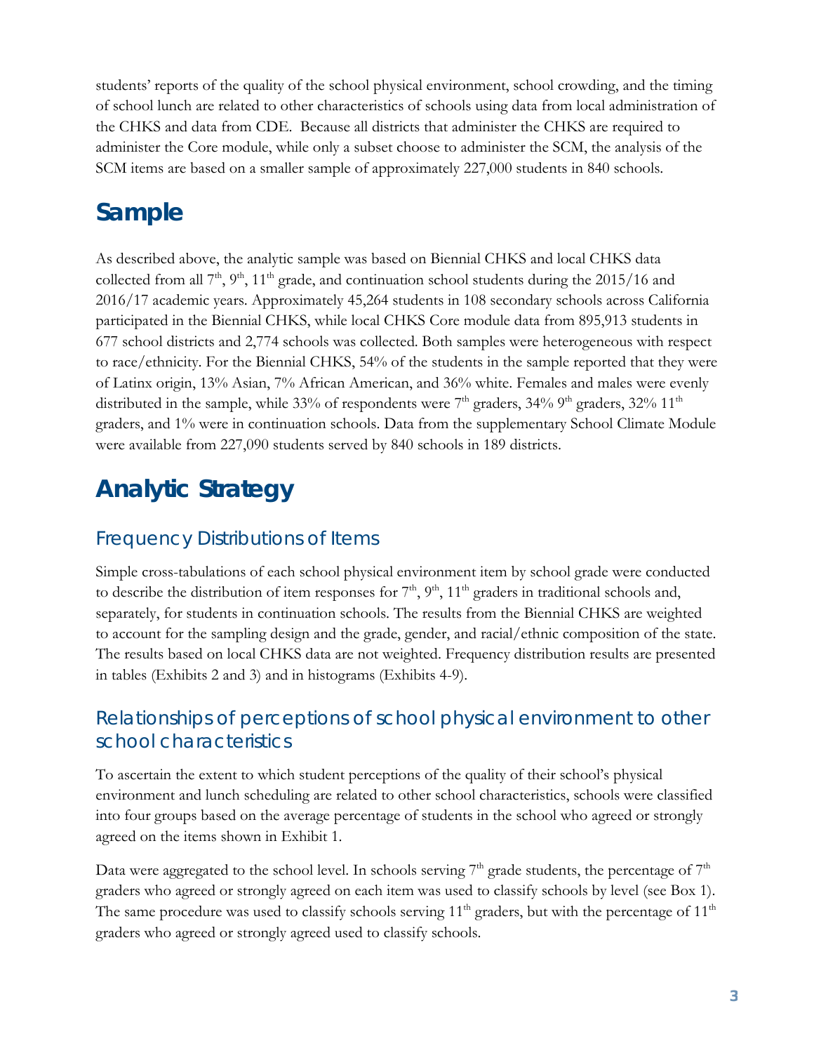students' reports of the quality of the school physical environment, school crowding, and the timing of school lunch are related to other characteristics of schools using data from local administration of the CHKS and data from CDE. Because all districts that administer the CHKS are required to administer the Core module, while only a subset choose to administer the SCM, the analysis of the SCM items are based on a smaller sample of approximately 227,000 students in 840 schools.

# Sample

As described above, the analytic sample was based on Biennial CHKS and local CHKS data collected from all 7th, 9th, 11th grade, and continuation school students during the 2015/16 and 2016/17 academic years. Approximately 45,264 students in 108 secondary schools across California participated in the Biennial CHKS, while local CHKS Core module data from 895,913 students in 677 school districts and 2,774 schools was collected. Both samples were heterogeneous with respect to race/ethnicity. For the Biennial CHKS, 54% of the students in the sample reported that they were of Latinx origin, 13% Asian, 7% African American, and 36% white. Females and males were evenly distributed in the sample, while 33% of respondents were 7th graders, 34% 9th graders, 32% 11th graders, and 1% were in continuation schools. Data from the supplementary School Climate Module were available from 227,090 students served by 840 schools in 189 districts.

# Analytic Strategy

## Frequency Distributions of Items

Simple cross-tabulations of each school physical environment item by school grade were conducted to describe the distribution of item responses for 7th, 9th, 11th graders in traditional schools and, separately, for students in continuation schools. The results from the Biennial CHKS are weighted to account for the sampling design and the grade, gender, and racial/ethnic composition of the state. The results based on local CHKS data are not weighted. Frequency distribution results are presented in tables (Exhibits 2 and 3) and in histograms (Exhibits 4-9).

## Relationships of perceptions of school physical environment to other school characteristics

To ascertain the extent to which student perceptions of the quality of their school's physical environment and lunch scheduling are related to other school characteristics, schools were classified into four groups based on the average percentage of students in the school who agreed or strongly agreed on the items shown in Exhibit 1.

Data were aggregated to the school level. In schools serving 7th grade students, the percentage of 7th graders who agreed or strongly agreed on each item was used to classify schools by level (see Box 1). The same procedure was used to classify schools serving 11th graders, but with the percentage of 11th graders who agreed or strongly agreed used to classify schools.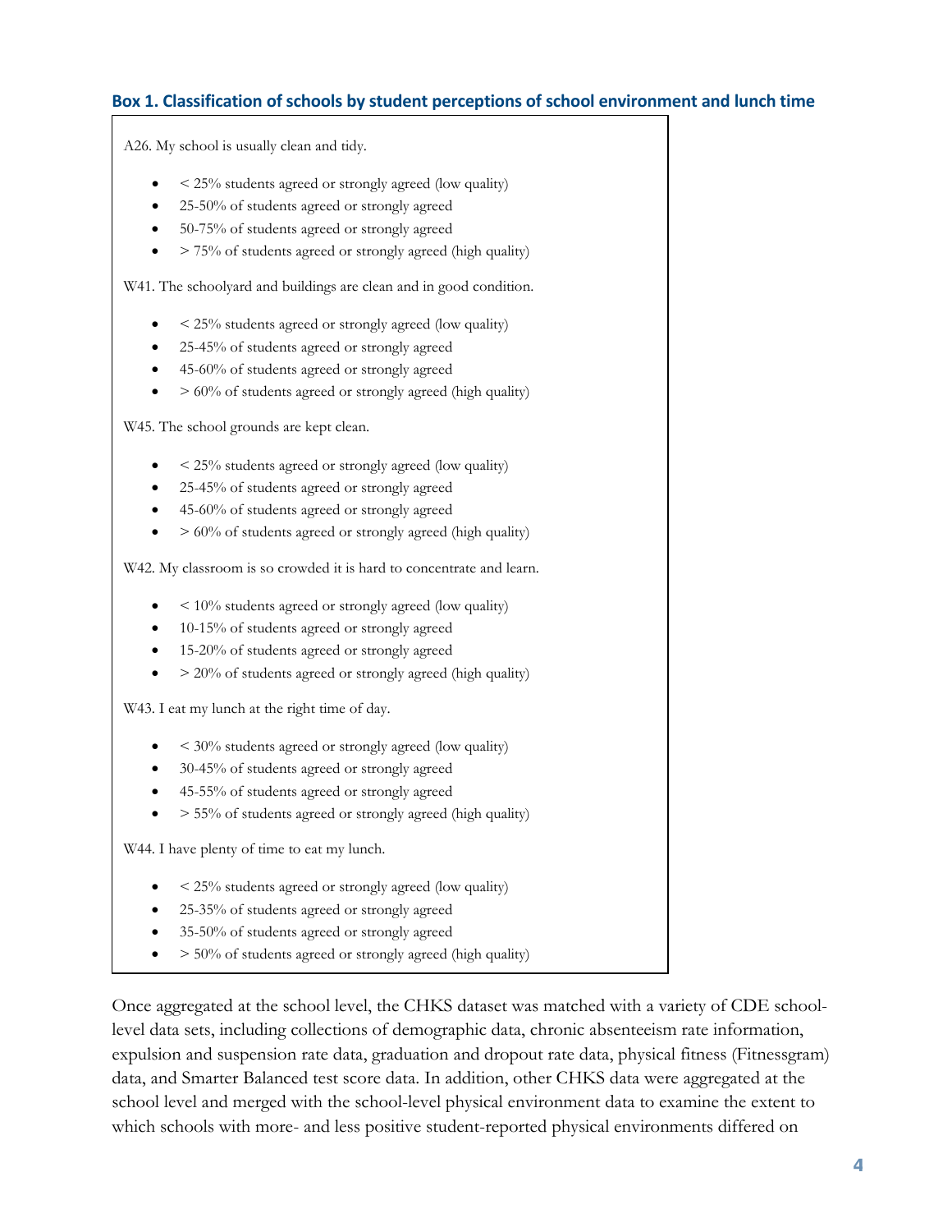### Box 1. Classification of schools by student perceptions of school environment and lunch time

A26. My school is usually clean and tidy.

- < 25% students agreed or strongly agreed (low quality)
- 25-50% of students agreed or strongly agreed
- 50-75% of students agreed or strongly agreed
- > 75% of students agreed or strongly agreed (high quality)

W41. The schoolyard and buildings are clean and in good condition.

- < 25% students agreed or strongly agreed (low quality)
- 25-45% of students agreed or strongly agreed
- 45-60% of students agreed or strongly agreed
- > 60% of students agreed or strongly agreed (high quality)

W45. The school grounds are kept clean.

- < 25% students agreed or strongly agreed (low quality)
- 25-45% of students agreed or strongly agreed
- 45-60% of students agreed or strongly agreed
- > 60% of students agreed or strongly agreed (high quality)

W42. My classroom is so crowded it is hard to concentrate and learn.

- < 10% students agreed or strongly agreed (low quality)
- 10-15% of students agreed or strongly agreed
- 15-20% of students agreed or strongly agreed
- > 20% of students agreed or strongly agreed (high quality)

W43. I eat my lunch at the right time of day.

- < 30% students agreed or strongly agreed (low quality)
- 30-45% of students agreed or strongly agreed
- 45-55% of students agreed or strongly agreed
- > 55% of students agreed or strongly agreed (high quality)

W44. I have plenty of time to eat my lunch.

- < 25% students agreed or strongly agreed (low quality)
- 25-35% of students agreed or strongly agreed
- 35-50% of students agreed or strongly agreed
- > 50% of students agreed or strongly agreed (high quality)

Once aggregated at the school level, the CHKS dataset was matched with a variety of CDE school-level data sets, including collections of demographic data, chronic absenteeism rate information, expulsion and suspension rate data, graduation and dropout rate data, physical fitness (Fitnessgram) data, and Smarter Balanced test score data. In addition, other CHKS data were aggregated at the school level and merged with the school-level physical environment data to examine the extent to which schools with more- and less positive student-reported physical environments differed on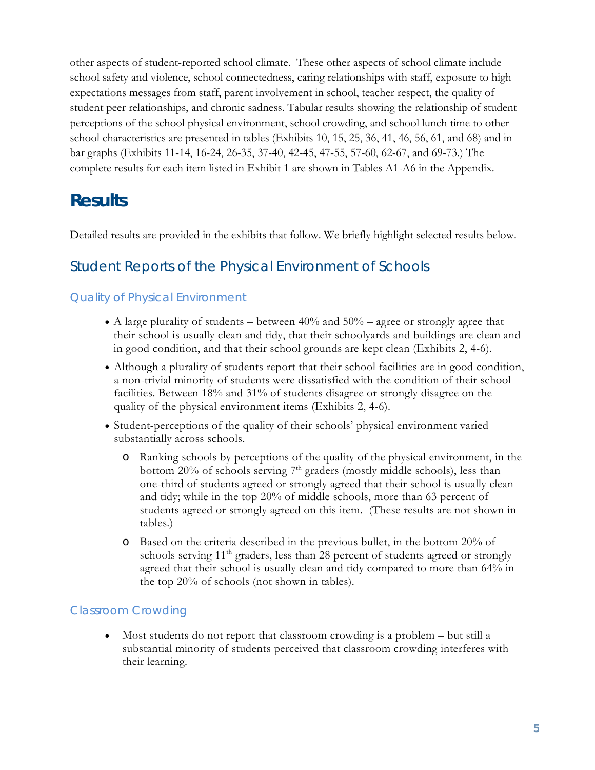other aspects of student-reported school climate. These other aspects of school climate include school safety and violence, school connectedness, caring relationships with staff, exposure to high expectations messages from staff, parent involvement in school, teacher respect, the quality of student peer relationships, and chronic sadness. Tabular results showing the relationship of student perceptions of the school physical environment, school crowding, and school lunch time to other school characteristics are presented in tables (Exhibits 10, 15, 25, 36, 41, 46, 56, 61, and 68) and in bar graphs (Exhibits 11-14, 16-24, 26-35, 37-40, 42-45, 47-55, 57-60, 62-67, and 69-73.) The complete results for each item listed in Exhibit 1 are shown in Tables A1-A6 in the Appendix.

# Results

Detailed results are provided in the exhibits that follow. We briefly highlight selected results below.

## Student Reports of the Physical Environment of Schools

### Quality of Physical Environment

- A large plurality of students – between 40% and 50% – agree or strongly agree that their school is usually clean and tidy, that their schoolyards and buildings are clean and in good condition, and that their school grounds are kept clean (Exhibits 2, 4-6).
- Although a plurality of students report that their school facilities are in good condition, a non-trivial minority of students were dissatisfied with the condition of their school facilities. Between 18% and 31% of students disagree or strongly disagree on the quality of the physical environment items (Exhibits 2, 4-6).
- Student-perceptions of the quality of their schools' physical environment varied substantially across schools.
  - Ranking schools by perceptions of the quality of the physical environment, in the bottom 20% of schools serving 7th graders (mostly middle schools), less than one-third of students agreed or strongly agreed that their school is usually clean and tidy; while in the top 20% of middle schools, more than 63 percent of students agreed or strongly agreed on this item. (These results are not shown in tables.)
  - Based on the criteria described in the previous bullet, in the bottom 20% of schools serving 11th graders, less than 28 percent of students agreed or strongly agreed that their school is usually clean and tidy compared to more than 64% in the top 20% of schools (not shown in tables).

### Classroom Crowding

- Most students do not report that classroom crowding is a problem – but still a substantial minority of students perceived that classroom crowding interferes with their learning.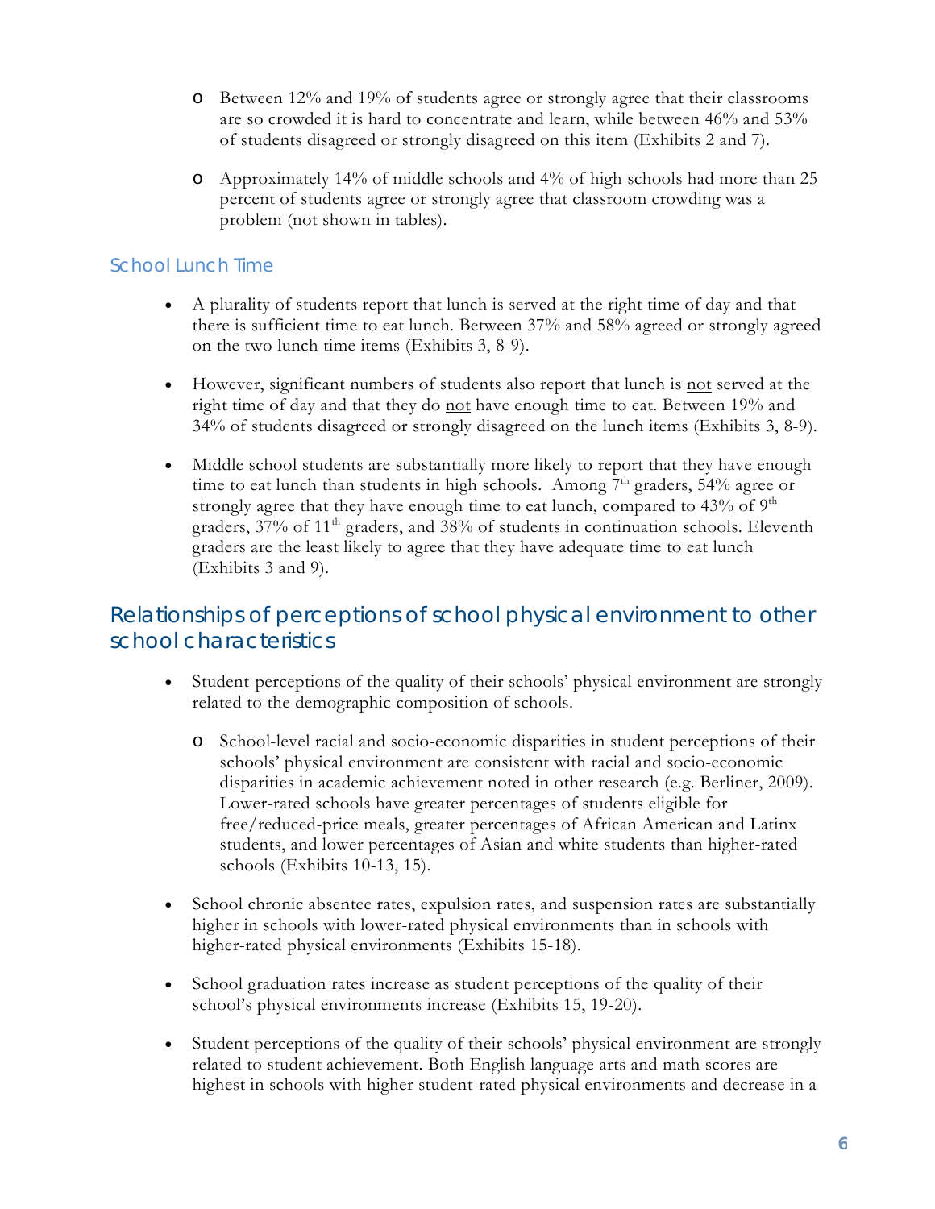- Between 12% and 19% of students agree or strongly agree that their classrooms are so crowded it is hard to concentrate and learn, while between 46% and 53% of students disagreed or strongly disagreed on this item (Exhibits 2 and 7).
- Approximately 14% of middle schools and 4% of high schools had more than 25 percent of students agree or strongly agree that classroom crowding was a problem (not shown in tables).

### School Lunch Time

- A plurality of students report that lunch is served at the right time of day and that there is sufficient time to eat lunch. Between 37% and 58% agreed or strongly agreed on the two lunch time items (Exhibits 3, 8-9).
- However, significant numbers of students also report that lunch is not served at the right time of day and that they do not have enough time to eat. Between 19% and 34% of students disagreed or strongly disagreed on the lunch items (Exhibits 3, 8-9).
- Middle school students are substantially more likely to report that they have enough time to eat lunch than students in high schools. Among 7th graders, 54% agree or strongly agree that they have enough time to eat lunch, compared to 43% of 9th graders, 37% of 11th graders, and 38% of students in continuation schools. Eleventh graders are the least likely to agree that they have adequate time to eat lunch (Exhibits 3 and 9).

## Relationships of perceptions of school physical environment to other school characteristics

- Student-perceptions of the quality of their schools' physical environment are strongly related to the demographic composition of schools.
  - School-level racial and socio-economic disparities in student perceptions of their schools' physical environment are consistent with racial and socio-economic disparities in academic achievement noted in other research (e.g. Berliner, 2009). Lower-rated schools have greater percentages of students eligible for free/reduced-price meals, greater percentages of African American and Latinx students, and lower percentages of Asian and white students than higher-rated schools (Exhibits 10-13, 15).
- School chronic absentee rates, expulsion rates, and suspension rates are substantially higher in schools with lower-rated physical environments than in schools with higher-rated physical environments (Exhibits 15-18).
- School graduation rates increase as student perceptions of the quality of their school's physical environments increase (Exhibits 15, 19-20).
- Student perceptions of the quality of their schools' physical environment are strongly related to student achievement. Both English language arts and math scores are highest in schools with higher student-rated physical environments and decrease in a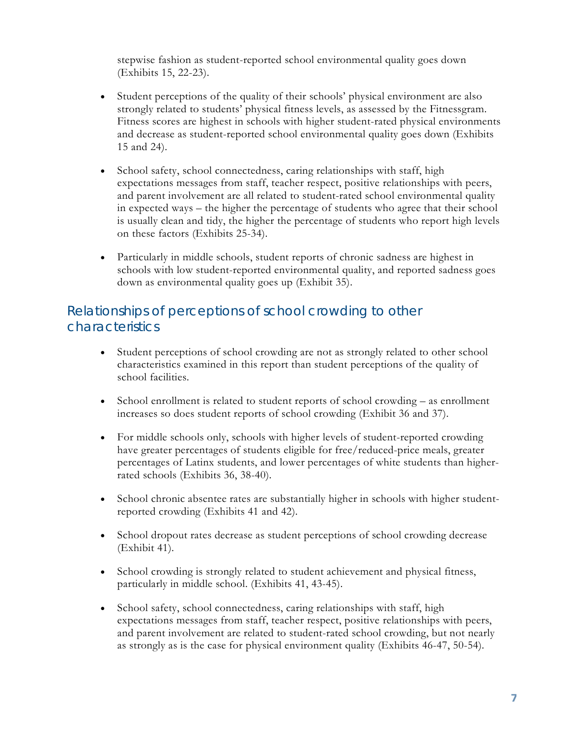stepwise fashion as student-reported school environmental quality goes down (Exhibits 15, 22-23).

- Student perceptions of the quality of their schools' physical environment are also strongly related to students' physical fitness levels, as assessed by the Fitnessgram. Fitness scores are highest in schools with higher student-rated physical environments and decrease as student-reported school environmental quality goes down (Exhibits 15 and 24).
- School safety, school connectedness, caring relationships with staff, high expectations messages from staff, teacher respect, positive relationships with peers, and parent involvement are all related to student-rated school environmental quality in expected ways – the higher the percentage of students who agree that their school is usually clean and tidy, the higher the percentage of students who report high levels on these factors (Exhibits 25-34).
- Particularly in middle schools, student reports of chronic sadness are highest in schools with low student-reported environmental quality, and reported sadness goes down as environmental quality goes up (Exhibit 35).

## Relationships of perceptions of school crowding to other characteristics

- Student perceptions of school crowding are not as strongly related to other school characteristics examined in this report than student perceptions of the quality of school facilities.
- School enrollment is related to student reports of school crowding – as enrollment increases so does student reports of school crowding (Exhibit 36 and 37).
- For middle schools only, schools with higher levels of student-reported crowding have greater percentages of students eligible for free/reduced-price meals, greater percentages of Latinx students, and lower percentages of white students than higher-rated schools (Exhibits 36, 38-40).
- School chronic absentee rates are substantially higher in schools with higher student-reported crowding (Exhibits 41 and 42).
- School dropout rates decrease as student perceptions of school crowding decrease (Exhibit 41).
- School crowding is strongly related to student achievement and physical fitness, particularly in middle school. (Exhibits 41, 43-45).
- School safety, school connectedness, caring relationships with staff, high expectations messages from staff, teacher respect, positive relationships with peers, and parent involvement are related to student-rated school crowding, but not nearly as strongly as is the case for physical environment quality (Exhibits 46-47, 50-54).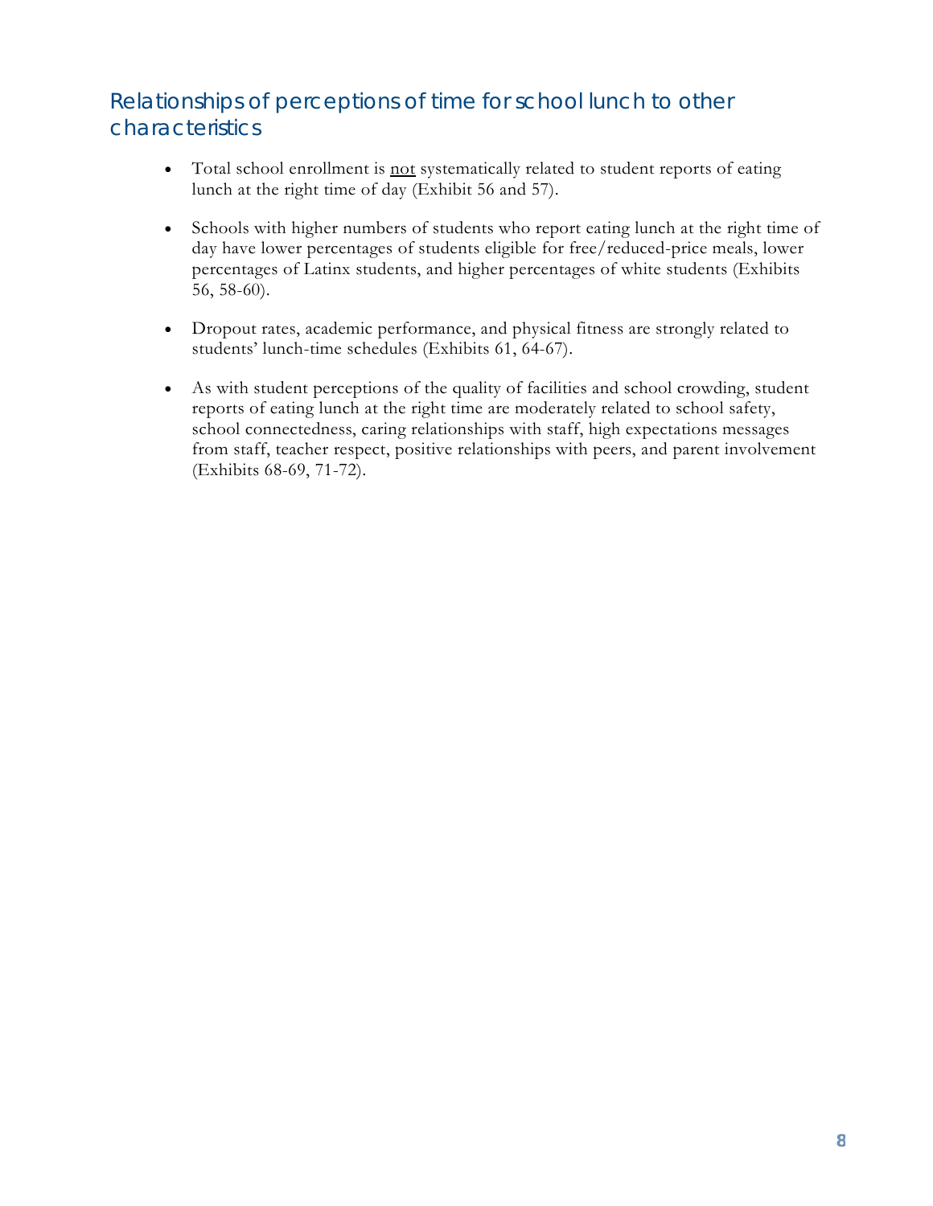## Relationships of perceptions of time for school lunch to other characteristics

- Total school enrollment is <u>not</u> systematically related to student reports of eating lunch at the right time of day (Exhibit 56 and 57).
- Schools with higher numbers of students who report eating lunch at the right time of day have lower percentages of students eligible for free/reduced-price meals, lower percentages of Latinx students, and higher percentages of white students (Exhibits 56, 58-60).
- Dropout rates, academic performance, and physical fitness are strongly related to students' lunch-time schedules (Exhibits 61, 64-67).
- As with student perceptions of the quality of facilities and school crowding, student reports of eating lunch at the right time are moderately related to school safety, school connectedness, caring relationships with staff, high expectations messages from staff, teacher respect, positive relationships with peers, and parent involvement (Exhibits 68-69, 71-72).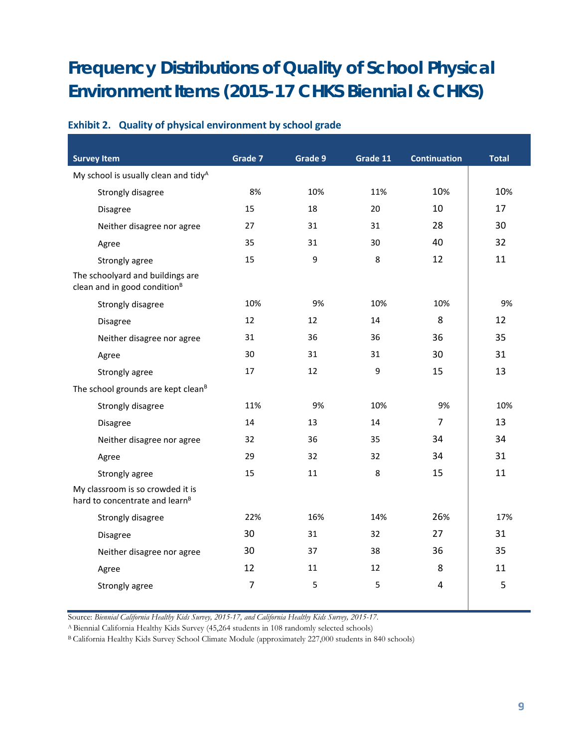# Frequency Distributions of Quality of School Physical Environment Items (2015-17 CHKS Biennial & CHKS)

### Exhibit 2. Quality of physical environment by school grade

| Survey Item | Grade 7 | Grade 9 | Grade 11 | Continuation | Total |
|---|---|---|---|---|---|
| My school is usually clean and tidy[A] | | | | | |
| Strongly disagree | 8% | 10% | 11% | 10% | 10% |
| Disagree | 15 | 18 | 20 | 10 | 17 |
| Neither disagree nor agree | 27 | 31 | 31 | 28 | 30 |
| Agree | 35 | 31 | 30 | 40 | 32 |
| Strongly agree | 15 | 9 | 8 | 12 | 11 |
| The schoolyard and buildings are clean and in good condition[B] | | | | | |
| Strongly disagree | 10% | 9% | 10% | 10% | 9% |
| Disagree | 12 | 12 | 14 | 8 | 12 |
| Neither disagree nor agree | 31 | 36 | 36 | 36 | 35 |
| Agree | 30 | 31 | 31 | 30 | 31 |
| Strongly agree | 17 | 12 | 9 | 15 | 13 |
| The school grounds are kept clean[B] | | | | | |
| Strongly disagree | 11% | 9% | 10% | 9% | 10% |
| Disagree | 14 | 13 | 14 | 7 | 13 |
| Neither disagree nor agree | 32 | 36 | 35 | 34 | 34 |
| Agree | 29 | 32 | 32 | 34 | 31 |
| Strongly agree | 15 | 11 | 8 | 15 | 11 |
| My classroom is so crowded it is hard to concentrate and learn[B] | | | | | |
| Strongly disagree | 22% | 16% | 14% | 26% | 17% |
| Disagree | 30 | 31 | 32 | 27 | 31 |
| Neither disagree nor agree | 30 | 37 | 38 | 36 | 35 |
| Agree | 12 | 11 | 12 | 8 | 11 |
| Strongly agree | 7 | 5 | 5 | 4 | 5 |

Source: *Biennial California Healthy Kids Survey, 2015-17, and California Healthy Kids Survey, 2015-17.*

[A] Biennial California Healthy Kids Survey (45,264 students in 108 randomly selected schools)

[B] California Healthy Kids Survey School Climate Module (approximately 227,000 students in 840 schools)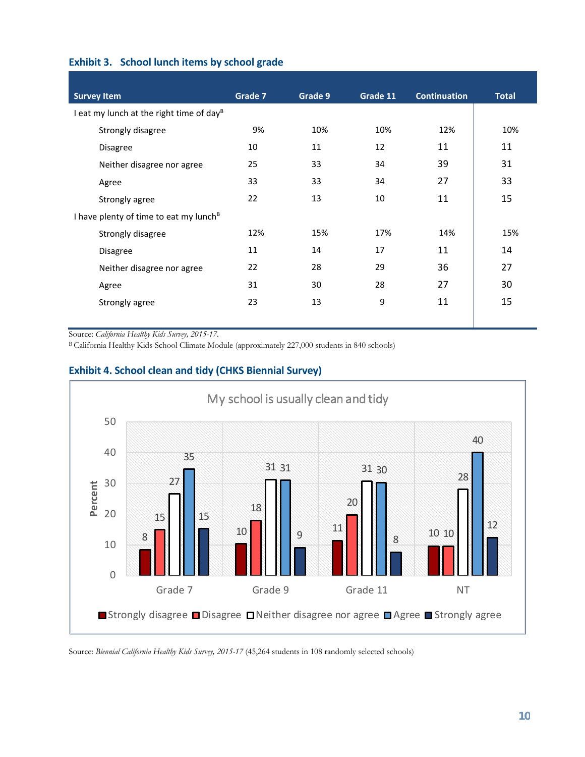### Exhibit 3. School lunch items by school grade

| Survey Item | Grade 7 | Grade 9 | Grade 11 | Continuation | Total |
|---|---|---|---|---|---|
| I eat my lunch at the right time of day[B] | | | | | |
| Strongly disagree | 9% | 10% | 10% | 12% | 10% |
| Disagree | 10 | 11 | 12 | 11 | 11 |
| Neither disagree nor agree | 25 | 33 | 34 | 39 | 31 |
| Agree | 33 | 33 | 34 | 27 | 33 |
| Strongly agree | 22 | 13 | 10 | 11 | 15 |
| I have plenty of time to eat my lunch[B] | | | | | |
| Strongly disagree | 12% | 15% | 17% | 14% | 15% |
| Disagree | 11 | 14 | 17 | 11 | 14 |
| Neither disagree nor agree | 22 | 28 | 29 | 36 | 27 |
| Agree | 31 | 30 | 28 | 27 | 30 |
| Strongly agree | 23 | 13 | 9 | 11 | 15 |

Source: *California Healthy Kids Survey, 2015-17.*

[B] California Healthy Kids School Climate Module (approximately 227,000 students in 840 schools)

### Exhibit 4. School clean and tidy (CHKS Biennial Survey)

**My school is usually clean and tidy** (Percent)

| | Strongly disagree | Disagree | Neither disagree nor agree | Agree | Strongly agree |
|---|---|---|---|---|---|
| Grade 7 | 8 | 15 | 27 | 35 | 15 |
| Grade 9 | 10 | 18 | 31 | 31 | 9 |
| Grade 11 | 11 | 20 | 31 | 30 | 8 |
| NT | 10 | 10 | 28 | 40 | 12 |

Source: *Biennial California Healthy Kids Survey, 2015-17* (45,264 students in 108 randomly selected schools)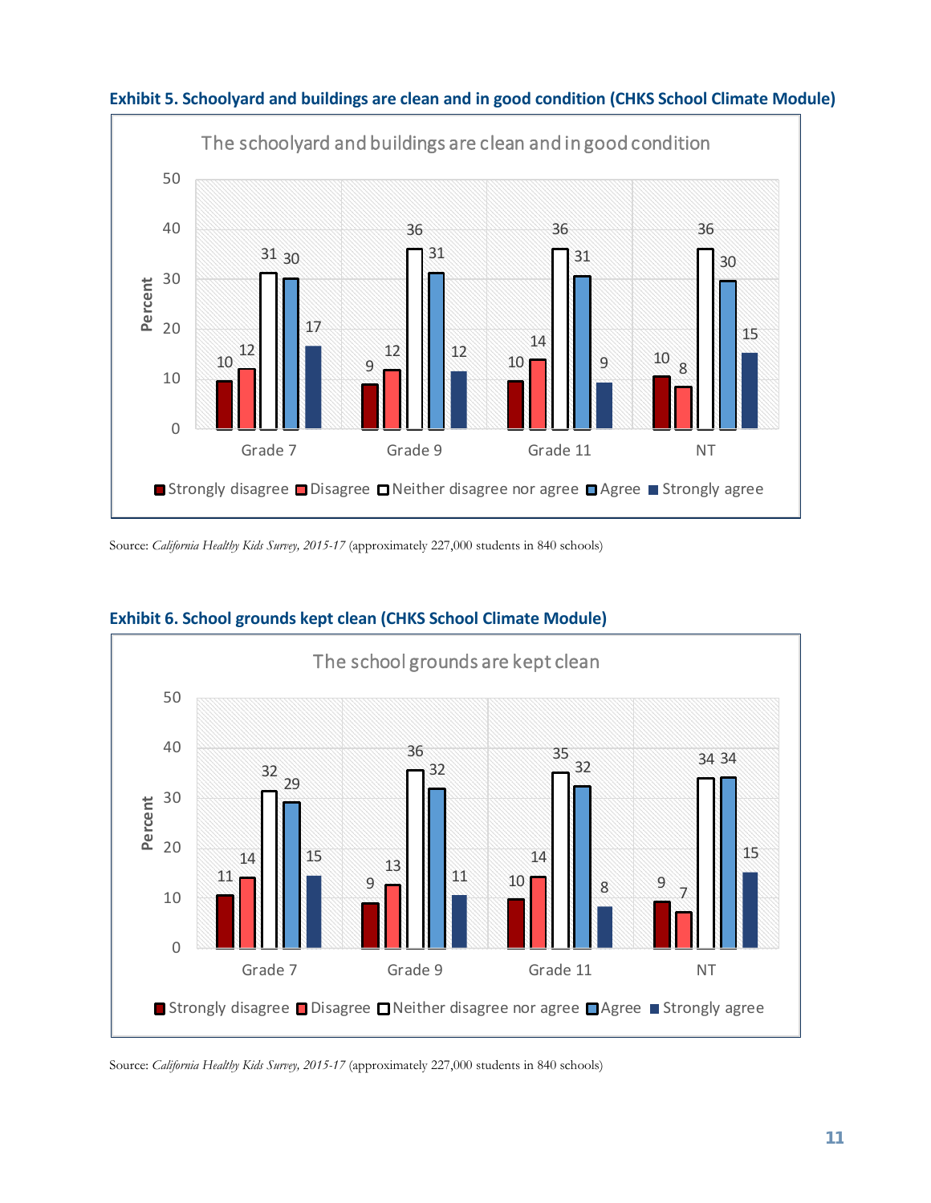**Exhibit 5. Schoolyard and buildings are clean and in good condition (CHKS School Climate Module)**

The schoolyard and buildings are clean and in good condition

| | Strongly disagree | Disagree | Neither disagree nor agree | Agree | Strongly agree |
|---|---|---|---|---|---|
| Grade 7 | 10 | 12 | 31 | 30 | 17 |
| Grade 9 | 9 | 12 | 36 | 31 | 12 |
| Grade 11 | 10 | 14 | 36 | 31 | 9 |
| NT | 10 | 8 | 36 | 30 | 15 |

Source: *California Healthy Kids Survey, 2015-17* (approximately 227,000 students in 840 schools)

**Exhibit 6. School grounds kept clean (CHKS School Climate Module)**

The school grounds are kept clean

| | Strongly disagree | Disagree | Neither disagree nor agree | Agree | Strongly agree |
|---|---|---|---|---|---|
| Grade 7 | 11 | 14 | 32 | 29 | 15 |
| Grade 9 | 9 | 13 | 36 | 32 | 11 |
| Grade 11 | 10 | 14 | 35 | 32 | 8 |
| NT | 9 | 7 | 34 | 34 | 15 |

Source: *California Healthy Kids Survey, 2015-17* (approximately 227,000 students in 840 schools)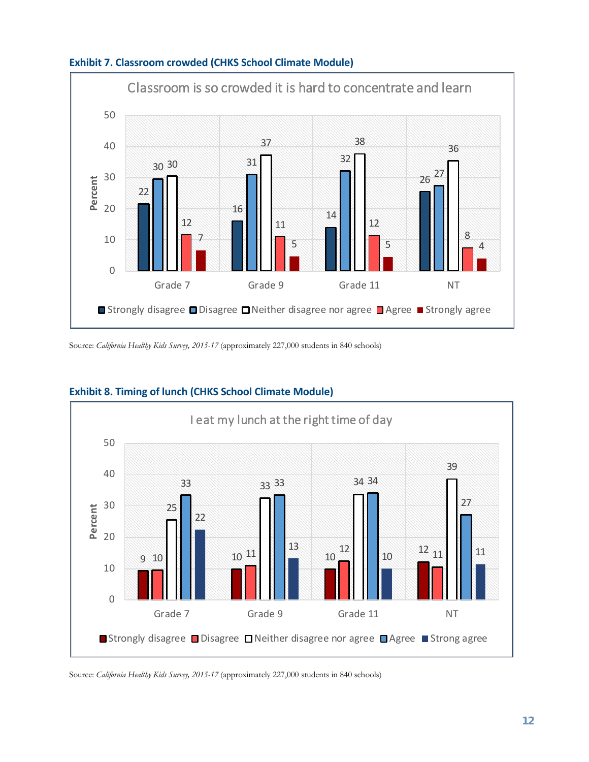**Exhibit 7. Classroom crowded (CHKS School Climate Module)**

Classroom is so crowded it is hard to concentrate and learn

| | Strongly disagree | Disagree | Neither disagree nor agree | Agree | Strongly agree |
|---|---|---|---|---|---|
| Grade 7 | 22 | 30 | 30 | 12 | 7 |
| Grade 9 | 16 | 31 | 37 | 11 | 5 |
| Grade 11 | 14 | 32 | 38 | 12 | 5 |
| NT | 26 | 27 | 36 | 8 | 4 |

Source: *California Healthy Kids Survey, 2015-17* (approximately 227,000 students in 840 schools)

**Exhibit 8. Timing of lunch (CHKS School Climate Module)**

I eat my lunch at the right time of day

| | Strongly disagree | Disagree | Neither disagree nor agree | Agree | Strong agree |
|---|---|---|---|---|---|
| Grade 7 | 9 | 10 | 25 | 33 | 22 |
| Grade 9 | 10 | 11 | 33 | 33 | 13 |
| Grade 11 | 10 | 12 | 34 | 34 | 10 |
| NT | 12 | 11 | 39 | 27 | 11 |

Source: *California Healthy Kids Survey, 2015-17* (approximately 227,000 students in 840 schools)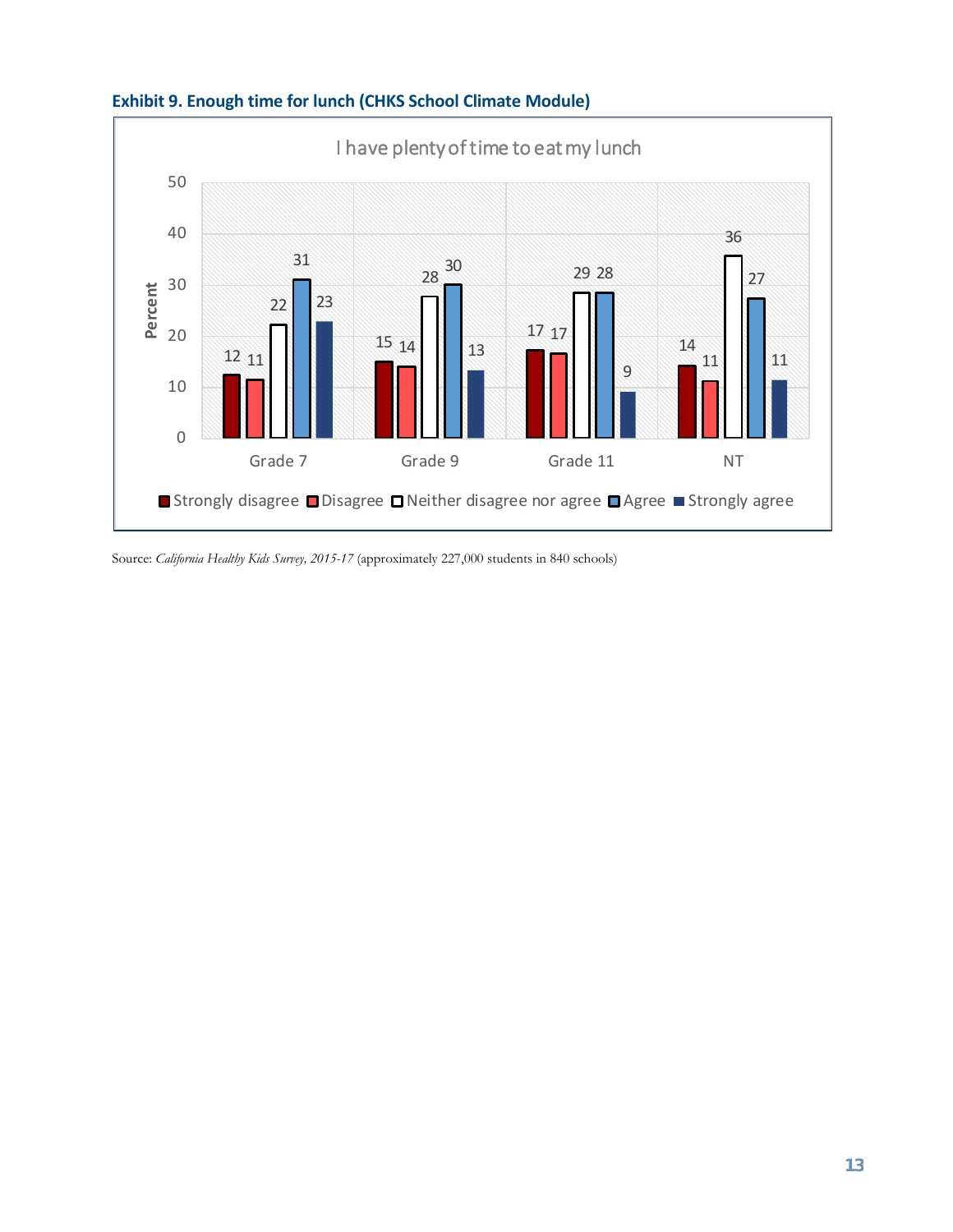**Exhibit 9. Enough time for lunch (CHKS School Climate Module)**

I have plenty of time to eat my lunch

| | Strongly disagree | Disagree | Neither disagree nor agree | Agree | Strongly agree |
|---|---|---|---|---|---|
| Grade 7 | 12 | 11 | 22 | 31 | 23 |
| Grade 9 | 15 | 14 | 28 | 30 | 13 |
| Grade 11 | 17 | 17 | 29 | 28 | 9 |
| NT | 14 | 11 | 36 | 27 | 11 |

Source: *California Healthy Kids Survey, 2015-17* (approximately 227,000 students in 840 schools)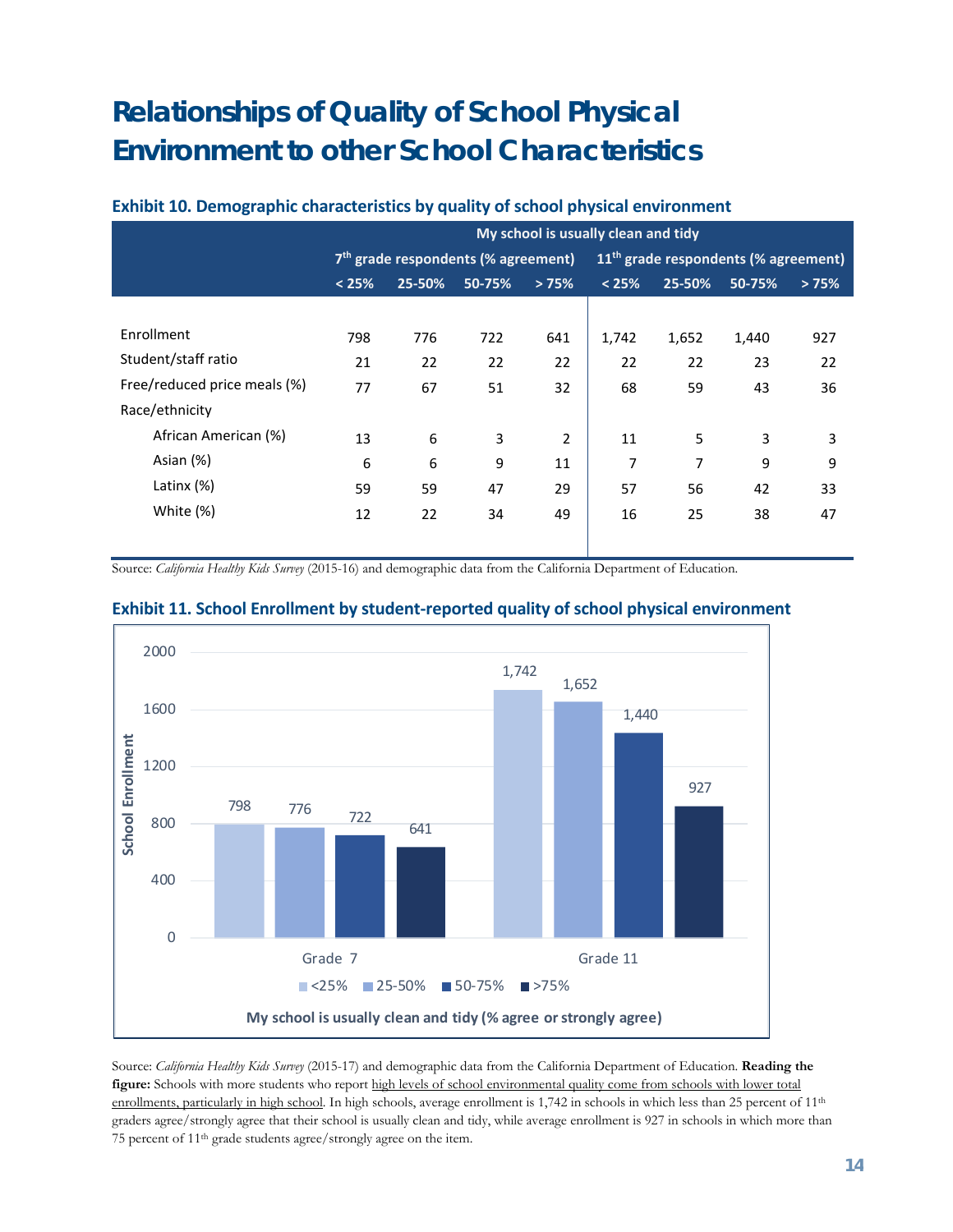# Relationships of Quality of School Physical Environment to other School Characteristics

### Exhibit 10. Demographic characteristics by quality of school physical environment

| | My school is usually clean and tidy | | | | | | | |
|---|---|---|---|---|---|---|---|---|
| | 7th grade respondents (% agreement) | | | | 11th grade respondents (% agreement) | | | |
| | < 25% | 25-50% | 50-75% | > 75% | < 25% | 25-50% | 50-75% | > 75% |
| Enrollment | 798 | 776 | 722 | 641 | 1,742 | 1,652 | 1,440 | 927 |
| Student/staff ratio | 21 | 22 | 22 | 22 | 22 | 22 | 23 | 22 |
| Free/reduced price meals (%) | 77 | 67 | 51 | 32 | 68 | 59 | 43 | 36 |
| Race/ethnicity | | | | | | | | |
| African American (%) | 13 | 6 | 3 | 2 | 11 | 5 | 3 | 3 |
| Asian (%) | 6 | 6 | 9 | 11 | 7 | 7 | 9 | 9 |
| Latinx (%) | 59 | 59 | 47 | 29 | 57 | 56 | 42 | 33 |
| White (%) | 12 | 22 | 34 | 49 | 16 | 25 | 38 | 47 |

Source: *California Healthy Kids Survey* (2015-16) and demographic data from the California Department of Education.

### Exhibit 11. School Enrollment by student-reported quality of school physical environment

| School Enrollment | <25% | 25-50% | 50-75% | >75% |
|---|---|---|---|---|
| Grade 7 | 798 | 776 | 722 | 641 |
| Grade 11 | 1,742 | 1,652 | 1,440 | 927 |

My school is usually clean and tidy (% agree or strongly agree)

Source: *California Healthy Kids Survey* (2015-17) and demographic data from the California Department of Education. **Reading the figure:** Schools with more students who report high levels of school environmental quality come from schools with lower total enrollments, particularly in high school. In high schools, average enrollment is 1,742 in schools in which less than 25 percent of 11th graders agree/strongly agree that their school is usually clean and tidy, while average enrollment is 927 in schools in which more than 75 percent of 11th grade students agree/strongly agree on the item.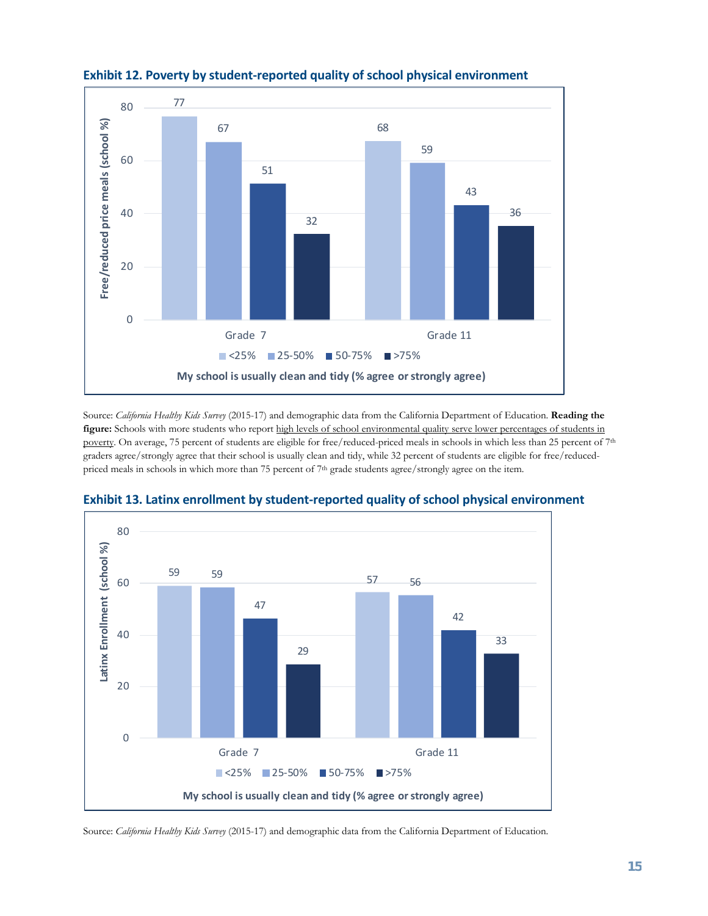**Exhibit 12. Poverty by student-reported quality of school physical environment**

| My school is usually clean and tidy (% agree or strongly agree) | <25% | 25-50% | 50-75% | >75% |
|---|---|---|---|---|
| Grade 7 | 77 | 67 | 51 | 32 |
| Grade 11 | 68 | 59 | 43 | 36 |

Free/reduced price meals (school %)

Source: *California Healthy Kids Survey* (2015-17) and demographic data from the California Department of Education. **Reading the figure:** Schools with more students who report high levels of school environmental quality serve lower percentages of students in poverty. On average, 75 percent of students are eligible for free/reduced-priced meals in schools in which less than 25 percent of 7th graders agree/strongly agree that their school is usually clean and tidy, while 32 percent of students are eligible for free/reduced-priced meals in schools in which more than 75 percent of 7th grade students agree/strongly agree on the item.

**Exhibit 13. Latinx enrollment by student-reported quality of school physical environment**

| My school is usually clean and tidy (% agree or strongly agree) | <25% | 25-50% | 50-75% | >75% |
|---|---|---|---|---|
| Grade 7 | 59 | 59 | 47 | 29 |
| Grade 11 | 57 | 56 | 42 | 33 |

Latinx Enrollment (school %)

Source: *California Healthy Kids Survey* (2015-17) and demographic data from the California Department of Education.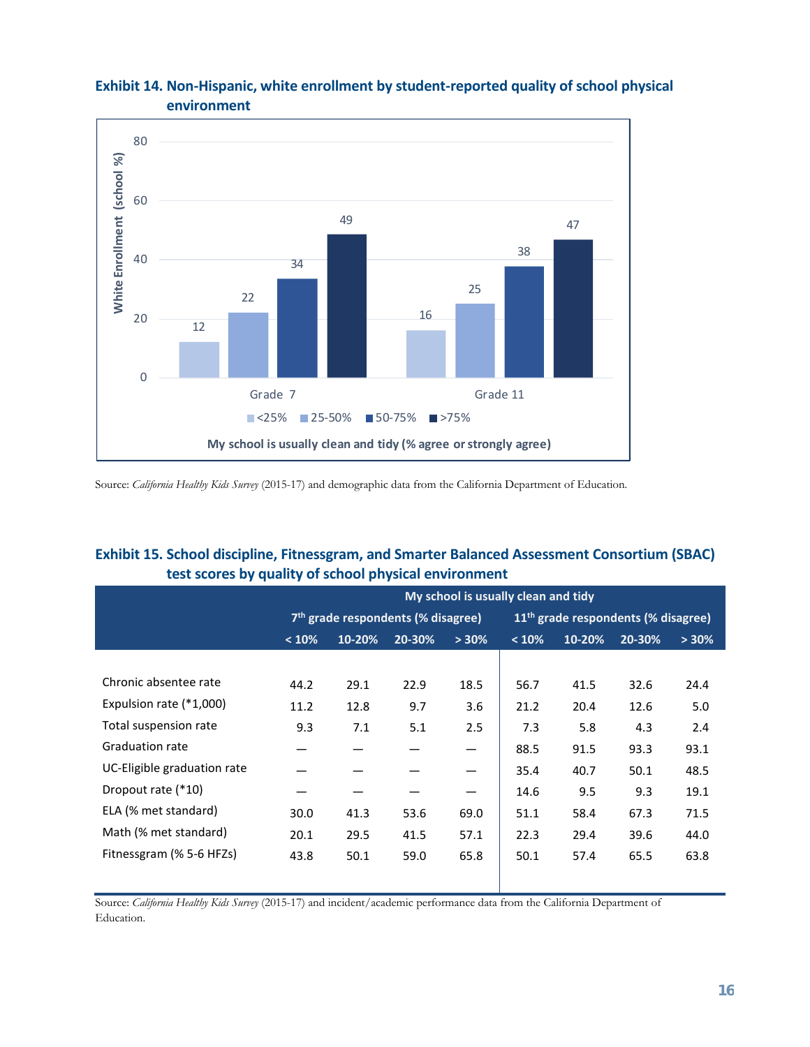**Exhibit 14. Non-Hispanic, white enrollment by student-reported quality of school physical environment**

| My school is usually clean and tidy (% agree or strongly agree) | <25% | 25-50% | 50-75% | >75% |
|---|---|---|---|---|
| Grade 7 | 12 | 22 | 34 | 49 |
| Grade 11 | 16 | 25 | 38 | 47 |

White Enrollment (school %)

Source: *California Healthy Kids Survey* (2015-17) and demographic data from the California Department of Education.

**Exhibit 15. School discipline, Fitnessgram, and Smarter Balanced Assessment Consortium (SBAC) test scores by quality of school physical environment**

| | My school is usually clean and tidy | | | | | | | |
|---|---|---|---|---|---|---|---|---|
| | 7th grade respondents (% disagree) | | | | 11th grade respondents (% disagree) | | | |
| | < 10% | 10-20% | 20-30% | > 30% | < 10% | 10-20% | 20-30% | > 30% |
| Chronic absentee rate | 44.2 | 29.1 | 22.9 | 18.5 | 56.7 | 41.5 | 32.6 | 24.4 |
| Expulsion rate (*1,000) | 11.2 | 12.8 | 9.7 | 3.6 | 21.2 | 20.4 | 12.6 | 5.0 |
| Total suspension rate | 9.3 | 7.1 | 5.1 | 2.5 | 7.3 | 5.8 | 4.3 | 2.4 |
| Graduation rate | — | — | — | — | 88.5 | 91.5 | 93.3 | 93.1 |
| UC-Eligible graduation rate | — | — | — | — | 35.4 | 40.7 | 50.1 | 48.5 |
| Dropout rate (*10) | — | — | — | — | 14.6 | 9.5 | 9.3 | 19.1 |
| ELA (% met standard) | 30.0 | 41.3 | 53.6 | 69.0 | 51.1 | 58.4 | 67.3 | 71.5 |
| Math (% met standard) | 20.1 | 29.5 | 41.5 | 57.1 | 22.3 | 29.4 | 39.6 | 44.0 |
| Fitnessgram (% 5-6 HFZs) | 43.8 | 50.1 | 59.0 | 65.8 | 50.1 | 57.4 | 65.5 | 63.8 |

Source: *California Healthy Kids Survey* (2015-17) and incident/academic performance data from the California Department of Education.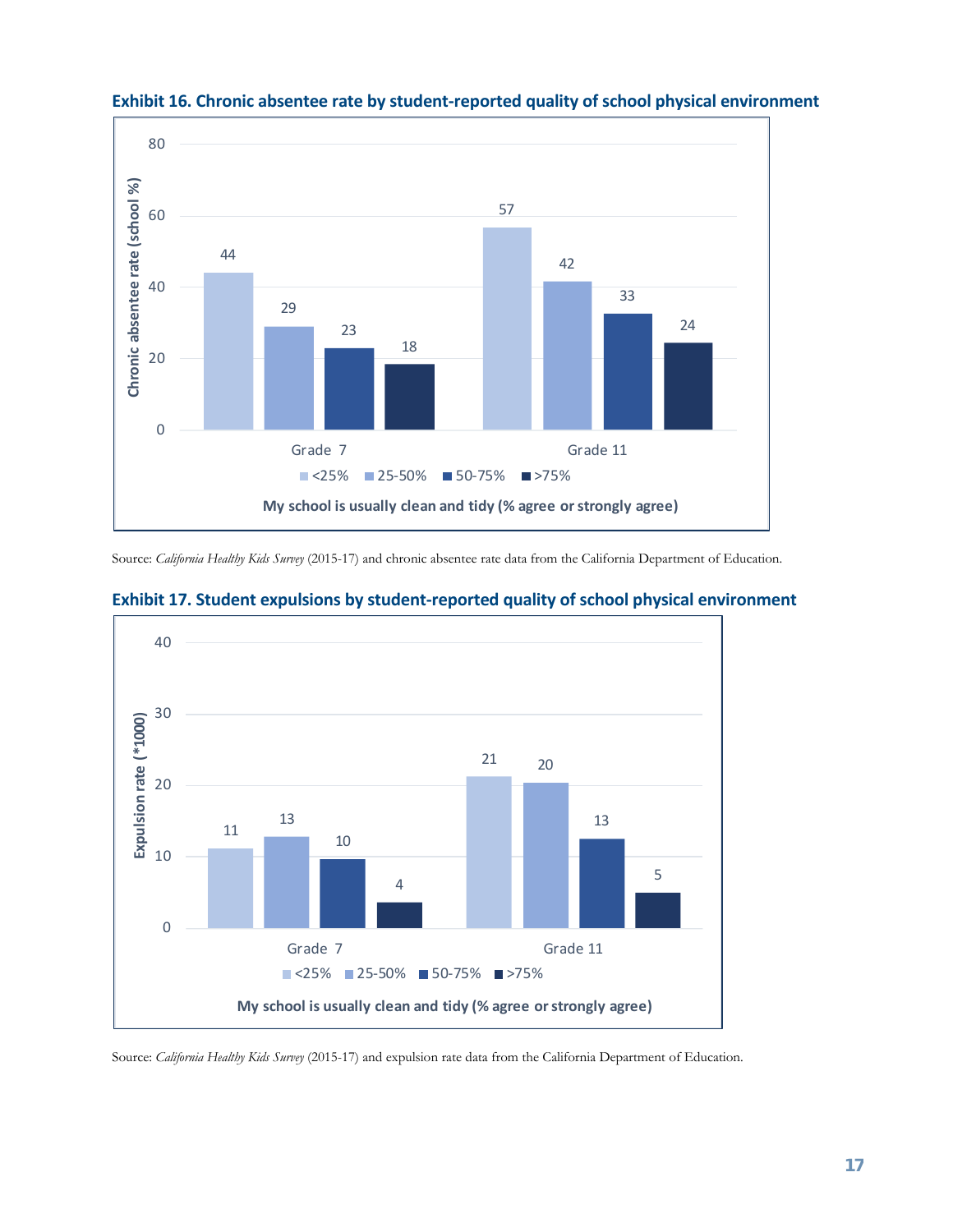**Exhibit 16. Chronic absentee rate by student-reported quality of school physical environment**

| My school is usually clean and tidy (% agree or strongly agree) | <25% | 25-50% | 50-75% | >75% |
| --- | --- | --- | --- | --- |
| Grade 7 | 44 | 29 | 23 | 18 |
| Grade 11 | 57 | 42 | 33 | 24 |

Chronic absentee rate (school %)

Source: *California Healthy Kids Survey* (2015-17) and chronic absentee rate data from the California Department of Education.

**Exhibit 17. Student expulsions by student-reported quality of school physical environment**

| My school is usually clean and tidy (% agree or strongly agree) | <25% | 25-50% | 50-75% | >75% |
| --- | --- | --- | --- | --- |
| Grade 7 | 11 | 13 | 10 | 4 |
| Grade 11 | 21 | 20 | 13 | 5 |

Expulsion rate (*1000)

Source: *California Healthy Kids Survey* (2015-17) and expulsion rate data from the California Department of Education.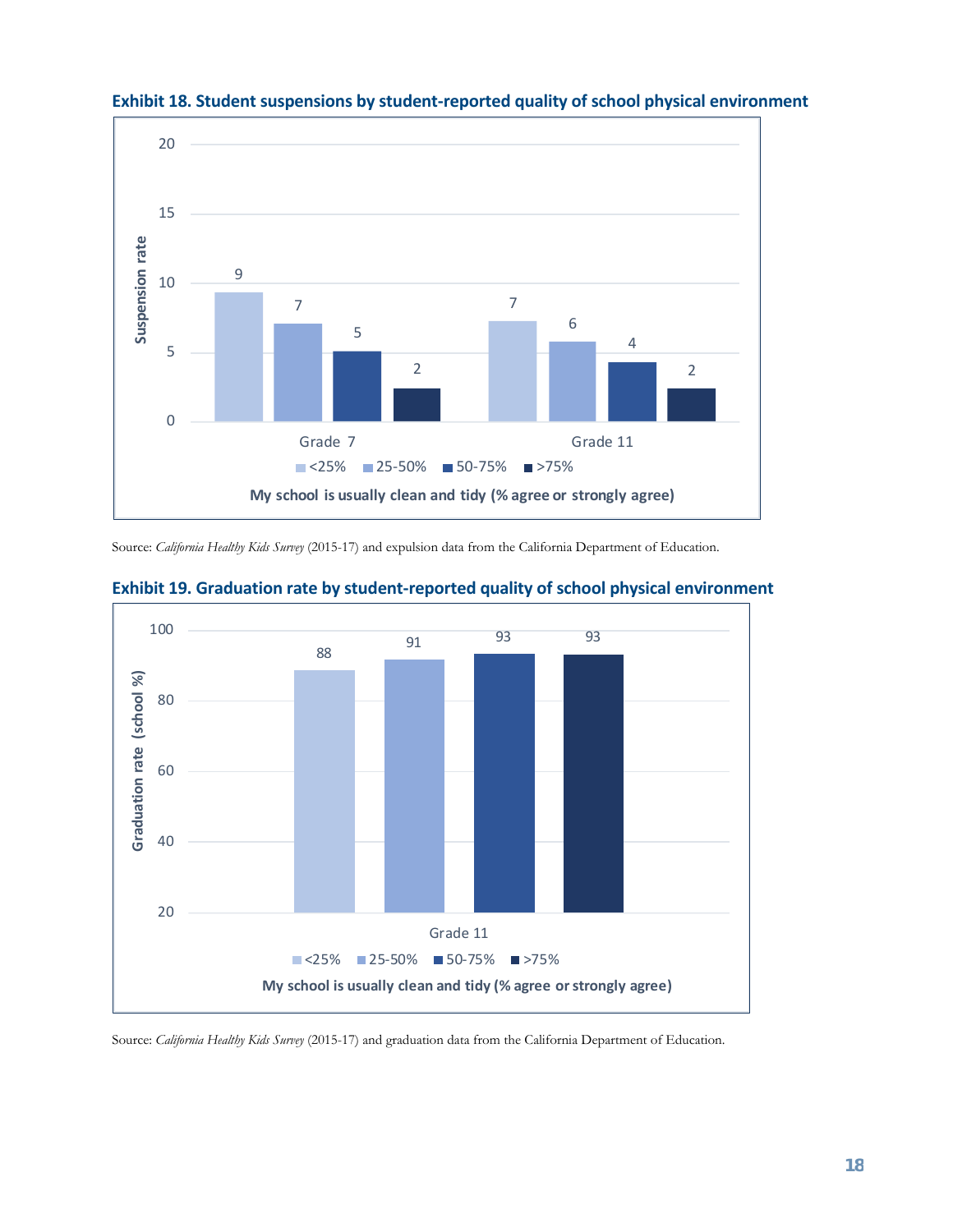**Exhibit 18. Student suspensions by student-reported quality of school physical environment**

| My school is usually clean and tidy (% agree or strongly agree) | <25% | 25-50% | 50-75% | >75% |
|---|---|---|---|---|
| Grade 7 | 9 | 7 | 5 | 2 |
| Grade 11 | 7 | 6 | 4 | 2 |

Suspension rate

Source: *California Healthy Kids Survey* (2015-17) and expulsion data from the California Department of Education.

**Exhibit 19. Graduation rate by student-reported quality of school physical environment**

| My school is usually clean and tidy (% agree or strongly agree) | <25% | 25-50% | 50-75% | >75% |
|---|---|---|---|---|
| Grade 11 | 88 | 91 | 93 | 93 |

Graduation rate (school %)

Source: *California Healthy Kids Survey* (2015-17) and graduation data from the California Department of Education.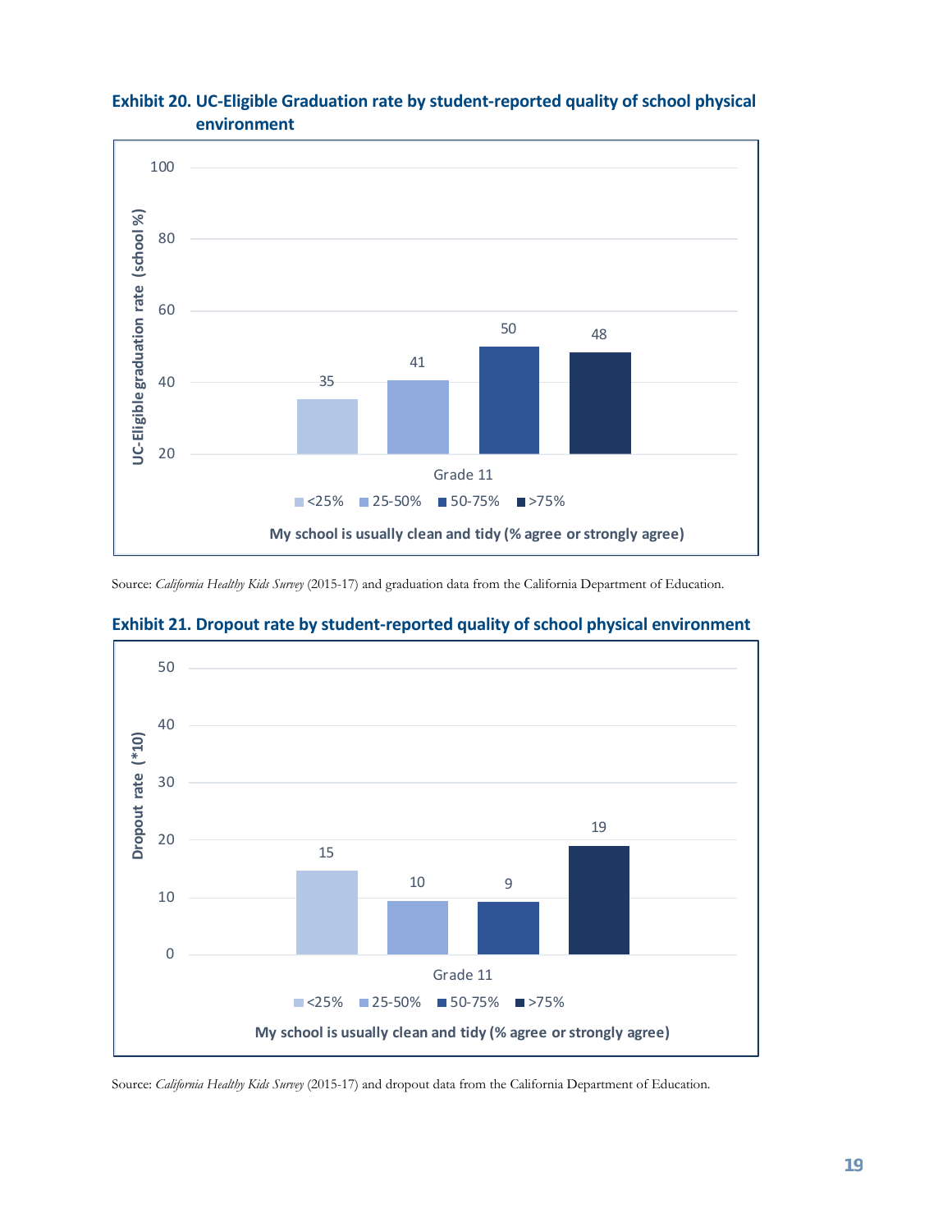**Exhibit 20. UC-Eligible Graduation rate by student-reported quality of school physical environment**

| My school is usually clean and tidy (% agree or strongly agree) | <25% | 25-50% | 50-75% | >75% |
|---|---|---|---|---|
| Grade 11 | 35 | 41 | 50 | 48 |

UC-Eligible graduation rate (school %)

Source: *California Healthy Kids Survey* (2015-17) and graduation data from the California Department of Education.

**Exhibit 21. Dropout rate by student-reported quality of school physical environment**

| My school is usually clean and tidy (% agree or strongly agree) | <25% | 25-50% | 50-75% | >75% |
|---|---|---|---|---|
| Grade 11 | 15 | 10 | 9 | 19 |

Dropout rate (*10)

Source: *California Healthy Kids Survey* (2015-17) and dropout data from the California Department of Education.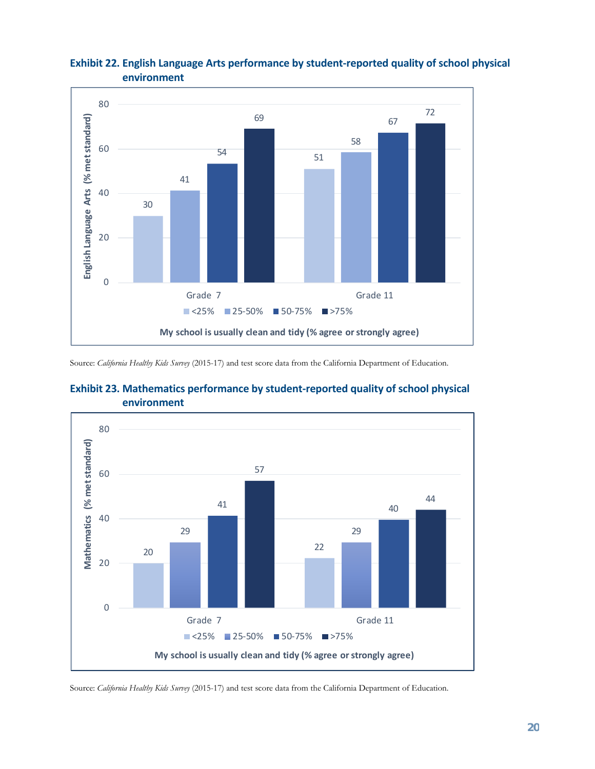**Exhibit 22. English Language Arts performance by student-reported quality of school physical environment**

| My school is usually clean and tidy (% agree or strongly agree) | <25% | 25-50% | 50-75% | >75% |
|---|---|---|---|---|
| Grade 7 | 30 | 41 | 54 | 69 |
| Grade 11 | 51 | 58 | 67 | 72 |

English Language Arts (% met standard)

Source: *California Healthy Kids Survey* (2015-17) and test score data from the California Department of Education.

**Exhibit 23. Mathematics performance by student-reported quality of school physical environment**

| My school is usually clean and tidy (% agree or strongly agree) | <25% | 25-50% | 50-75% | >75% |
|---|---|---|---|---|
| Grade 7 | 20 | 29 | 41 | 57 |
| Grade 11 | 22 | 29 | 40 | 44 |

Mathematics (% met standard)

Source: *California Healthy Kids Survey* (2015-17) and test score data from the California Department of Education.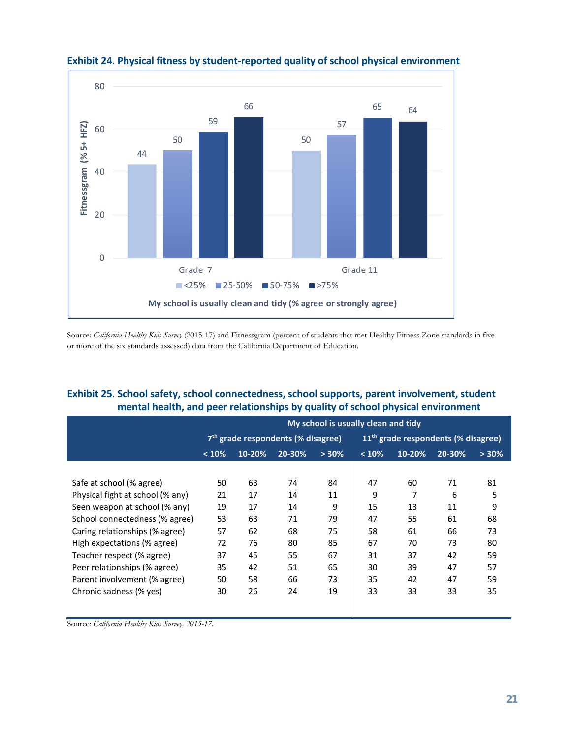**Exhibit 24. Physical fitness by student-reported quality of school physical environment**

| | <25% | 25-50% | 50-75% | >75% |
|---|---|---|---|---|
| Grade 7 | 44 | 50 | 59 | 66 |
| Grade 11 | 50 | 57 | 65 | 64 |

Fitnessgram (% 5+ HFZ)

My school is usually clean and tidy (% agree or strongly agree)

Source: *California Healthy Kids Survey* (2015-17) and Fitnessgram (percent of students that met Healthy Fitness Zone standards in five or more of the six standards assessed) data from the California Department of Education.

**Exhibit 25. School safety, school connectedness, school supports, parent involvement, student mental health, and peer relationships by quality of school physical environment**

| | My school is usually clean and tidy | | | | | | | |
|---|---|---|---|---|---|---|---|---|
| | 7th grade respondents (% disagree) | | | | 11th grade respondents (% disagree) | | | |
| | < 10% | 10-20% | 20-30% | > 30% | < 10% | 10-20% | 20-30% | > 30% |
| Safe at school (% agree) | 50 | 63 | 74 | 84 | 47 | 60 | 71 | 81 |
| Physical fight at school (% any) | 21 | 17 | 14 | 11 | 9 | 7 | 6 | 5 |
| Seen weapon at school (% any) | 19 | 17 | 14 | 9 | 15 | 13 | 11 | 9 |
| School connectedness (% agree) | 53 | 63 | 71 | 79 | 47 | 55 | 61 | 68 |
| Caring relationships (% agree) | 57 | 62 | 68 | 75 | 58 | 61 | 66 | 73 |
| High expectations (% agree) | 72 | 76 | 80 | 85 | 67 | 70 | 73 | 80 |
| Teacher respect (% agree) | 37 | 45 | 55 | 67 | 31 | 37 | 42 | 59 |
| Peer relationships (% agree) | 35 | 42 | 51 | 65 | 30 | 39 | 47 | 57 |
| Parent involvement (% agree) | 50 | 58 | 66 | 73 | 35 | 42 | 47 | 59 |
| Chronic sadness (% yes) | 30 | 26 | 24 | 19 | 33 | 33 | 33 | 35 |

Source: *California Healthy Kids Survey, 2015-17.*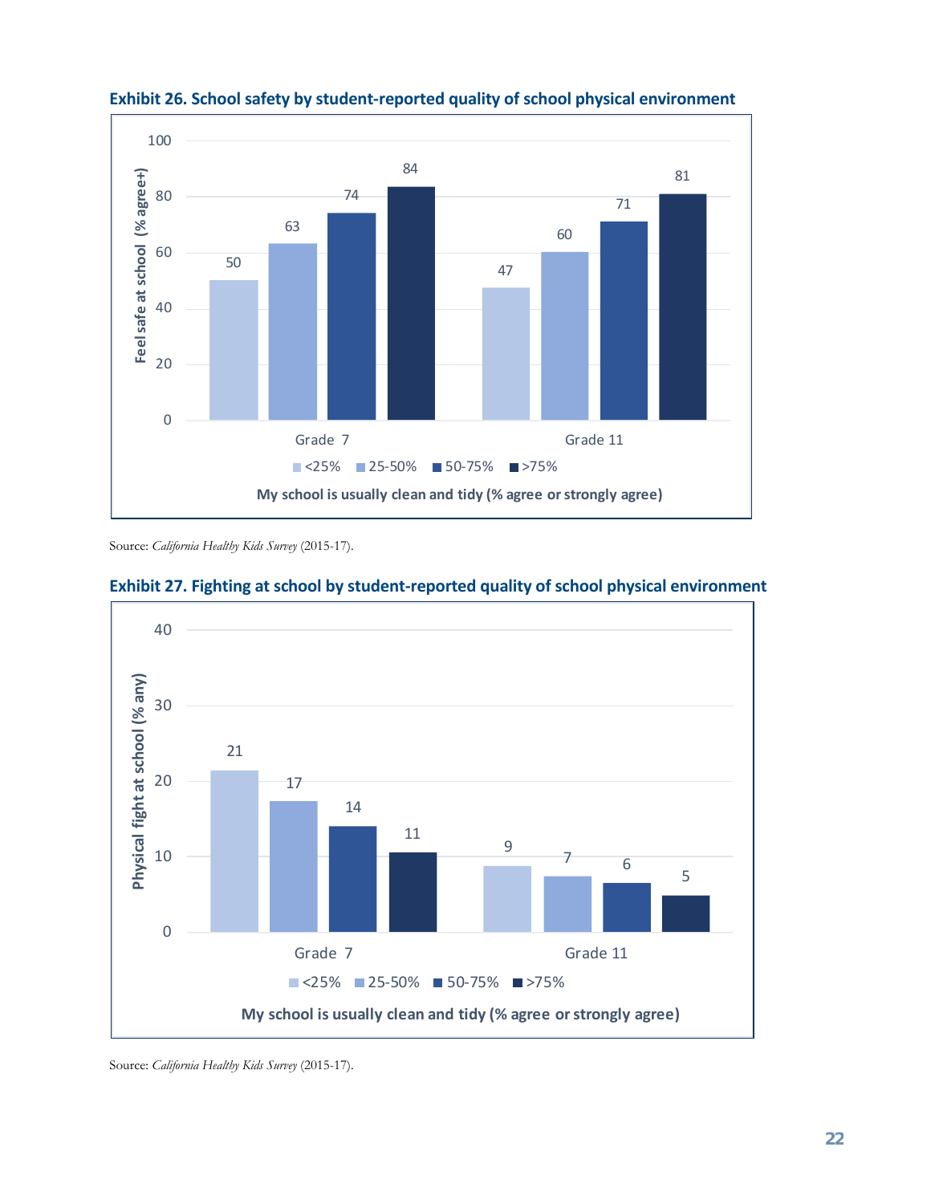**Exhibit 26. School safety by student-reported quality of school physical environment**

Feel safe at school (% agree+)

My school is usually clean and tidy (% agree or strongly agree)

| | <25% | 25-50% | 50-75% | >75% |
|---|---|---|---|---|
| Grade 7 | 50 | 63 | 74 | 84 |
| Grade 11 | 47 | 60 | 71 | 81 |

Source: *California Healthy Kids Survey* (2015-17).

**Exhibit 27. Fighting at school by student-reported quality of school physical environment**

Physical fight at school (% any)

My school is usually clean and tidy (% agree or strongly agree)

| | <25% | 25-50% | 50-75% | >75% |
|---|---|---|---|---|
| Grade 7 | 21 | 17 | 14 | 11 |
| Grade 11 | 9 | 7 | 6 | 5 |

Source: *California Healthy Kids Survey* (2015-17).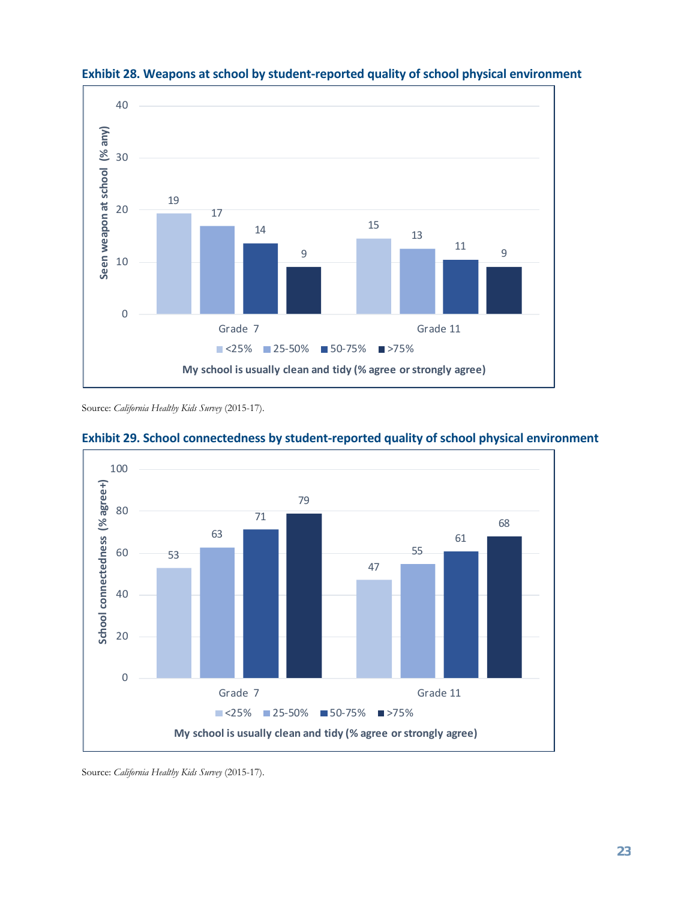**Exhibit 28. Weapons at school by student-reported quality of school physical environment**

| My school is usually clean and tidy (% agree or strongly agree) | <25% | 25-50% | 50-75% | >75% |
|---|---|---|---|---|
| Grade 7 | 19 | 17 | 14 | 9 |
| Grade 11 | 15 | 13 | 11 | 9 |

Seen weapon at school (% any)

Source: *California Healthy Kids Survey* (2015-17).

**Exhibit 29. School connectedness by student-reported quality of school physical environment**

| My school is usually clean and tidy (% agree or strongly agree) | <25% | 25-50% | 50-75% | >75% |
|---|---|---|---|---|
| Grade 7 | 53 | 63 | 71 | 79 |
| Grade 11 | 47 | 55 | 61 | 68 |

School connectedness (% agree+)

Source: *California Healthy Kids Survey* (2015-17).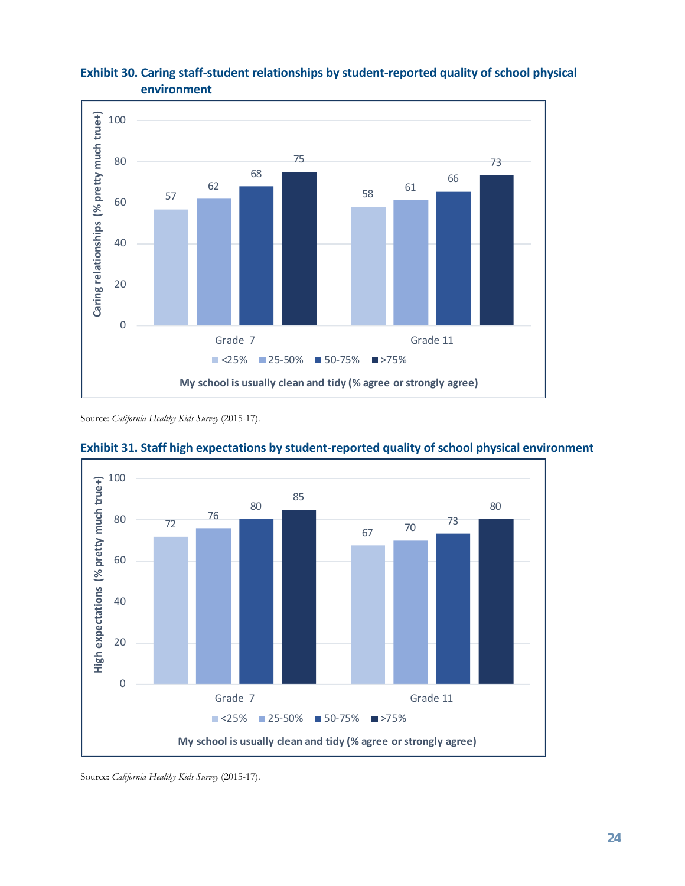**Exhibit 30. Caring staff-student relationships by student-reported quality of school physical environment**

Caring relationships (% pretty much true+)

My school is usually clean and tidy (% agree or strongly agree)

| | <25% | 25-50% | 50-75% | >75% |
|---|---|---|---|---|
| Grade 7 | 57 | 62 | 68 | 75 |
| Grade 11 | 58 | 61 | 66 | 73 |

Source: *California Healthy Kids Survey* (2015-17).

**Exhibit 31. Staff high expectations by student-reported quality of school physical environment**

High expectations (% pretty much true+)

My school is usually clean and tidy (% agree or strongly agree)

| | <25% | 25-50% | 50-75% | >75% |
|---|---|---|---|---|
| Grade 7 | 72 | 76 | 80 | 85 |
| Grade 11 | 67 | 70 | 73 | 80 |

Source: *California Healthy Kids Survey* (2015-17).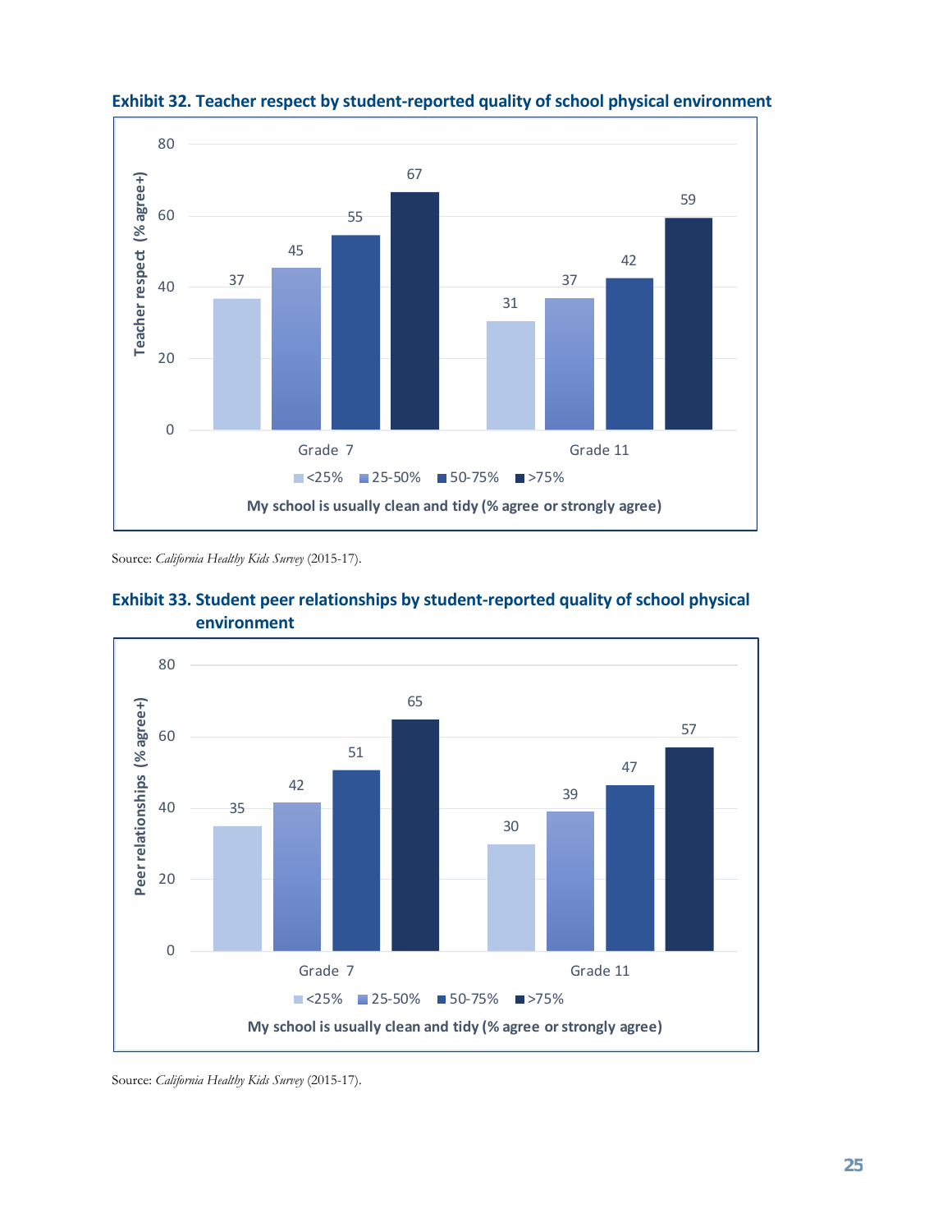**Exhibit 32. Teacher respect by student-reported quality of school physical environment**

| My school is usually clean and tidy (% agree or strongly agree) | <25% | 25-50% | 50-75% | >75% |
|---|---|---|---|---|
| Grade 7 | 37 | 45 | 55 | 67 |
| Grade 11 | 31 | 37 | 42 | 59 |

Teacher respect (% agree+)

Source: *California Healthy Kids Survey* (2015-17).

**Exhibit 33. Student peer relationships by student-reported quality of school physical environment**

| My school is usually clean and tidy (% agree or strongly agree) | <25% | 25-50% | 50-75% | >75% |
|---|---|---|---|---|
| Grade 7 | 35 | 42 | 51 | 65 |
| Grade 11 | 30 | 39 | 47 | 57 |

Peer relationships (% agree+)

Source: *California Healthy Kids Survey* (2015-17).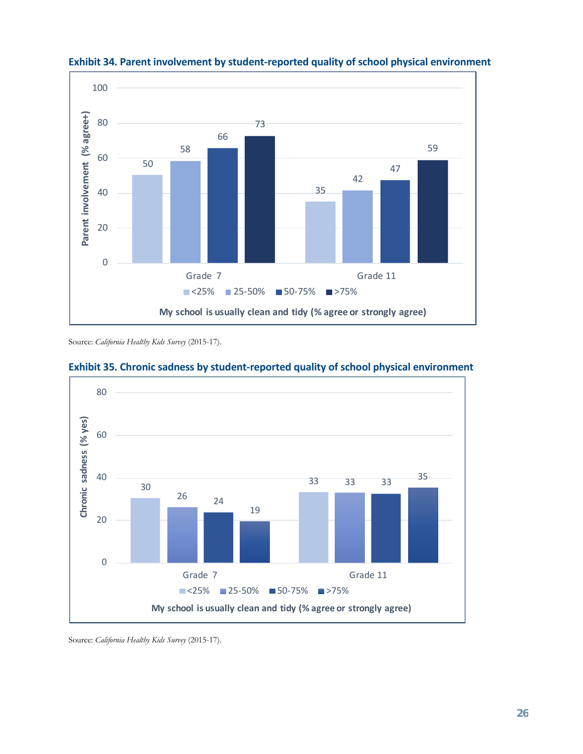**Exhibit 34. Parent involvement by student-reported quality of school physical environment**

| My school is usually clean and tidy (% agree or strongly agree) | <25% | 25-50% | 50-75% | >75% |
|---|---|---|---|---|
| Grade 7 | 50 | 58 | 66 | 73 |
| Grade 11 | 35 | 42 | 47 | 59 |

Parent involvement (% agree+)

Source: *California Healthy Kids Survey* (2015-17).

**Exhibit 35. Chronic sadness by student-reported quality of school physical environment**

| My school is usually clean and tidy (% agree or strongly agree) | <25% | 25-50% | 50-75% | >75% |
|---|---|---|---|---|
| Grade 7 | 30 | 26 | 24 | 19 |
| Grade 11 | 33 | 33 | 33 | 35 |

Chronic sadness (% yes)

Source: *California Healthy Kids Survey* (2015-17).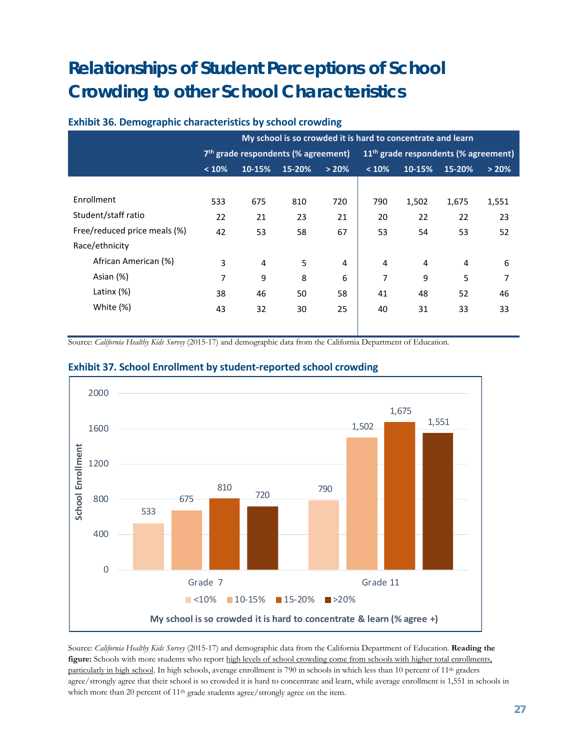# Relationships of Student Perceptions of School Crowding to other School Characteristics

### Exhibit 36. Demographic characteristics by school crowding

| | My school is so crowded it is hard to concentrate and learn | | | | | | | |
|---|---|---|---|---|---|---|---|---|
| | 7th grade respondents (% agreement) | | | | 11th grade respondents (% agreement) | | | |
| | < 10% | 10-15% | 15-20% | > 20% | < 10% | 10-15% | 15-20% | > 20% |
| Enrollment | 533 | 675 | 810 | 720 | 790 | 1,502 | 1,675 | 1,551 |
| Student/staff ratio | 22 | 21 | 23 | 21 | 20 | 22 | 22 | 23 |
| Free/reduced price meals (%) | 42 | 53 | 58 | 67 | 53 | 54 | 53 | 52 |
| Race/ethnicity | | | | | | | | |
| African American (%) | 3 | 4 | 5 | 4 | 4 | 4 | 4 | 6 |
| Asian (%) | 7 | 9 | 8 | 6 | 7 | 9 | 5 | 7 |
| Latinx (%) | 38 | 46 | 50 | 58 | 41 | 48 | 52 | 46 |
| White (%) | 43 | 32 | 30 | 25 | 40 | 31 | 33 | 33 |

Source: *California Healthy Kids Survey* (2015-17) and demographic data from the California Department of Education.

### Exhibit 37. School Enrollment by student-reported school crowding

| My school is so crowded it is hard to concentrate & learn (% agree +) | <10% | 10-15% | 15-20% | >20% |
|---|---|---|---|---|
| Grade 7 | 533 | 675 | 810 | 720 |
| Grade 11 | 790 | 1,502 | 1,675 | 1,551 |

Source: *California Healthy Kids Survey* (2015-17) and demographic data from the California Department of Education. **Reading the figure:** Schools with more students who report high levels of school crowding come from schools with higher total enrollments, particularly in high school. In high schools, average enrollment is 790 in schools in which less than 10 percent of 11th graders agree/strongly agree that their school is so crowded it is hard to concentrate and learn, while average enrollment is 1,551 in schools in which more than 20 percent of 11th grade students agree/strongly agree on the item.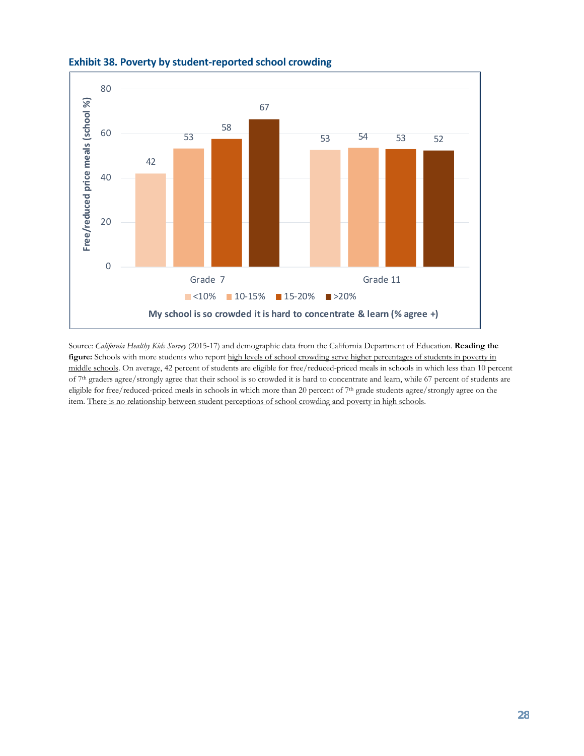### Exhibit 38. Poverty by student-reported school crowding

| My school is so crowded it is hard to concentrate & learn (% agree +) | <10% | 10-15% | 15-20% | >20% |
|---|---|---|---|---|
| Grade 7 | 42 | 53 | 58 | 67 |
| Grade 11 | 53 | 54 | 53 | 52 |

Free/reduced price meals (school %)

Source: *California Healthy Kids Survey* (2015-17) and demographic data from the California Department of Education. **Reading the figure:** Schools with more students who report high levels of school crowding serve higher percentages of students in poverty in middle schools. On average, 42 percent of students are eligible for free/reduced-priced meals in schools in which less than 10 percent of 7th graders agree/strongly agree that their school is so crowded it is hard to concentrate and learn, while 67 percent of students are eligible for free/reduced-priced meals in schools in which more than 20 percent of 7th grade students agree/strongly agree on the item. There is no relationship between student perceptions of school crowding and poverty in high schools.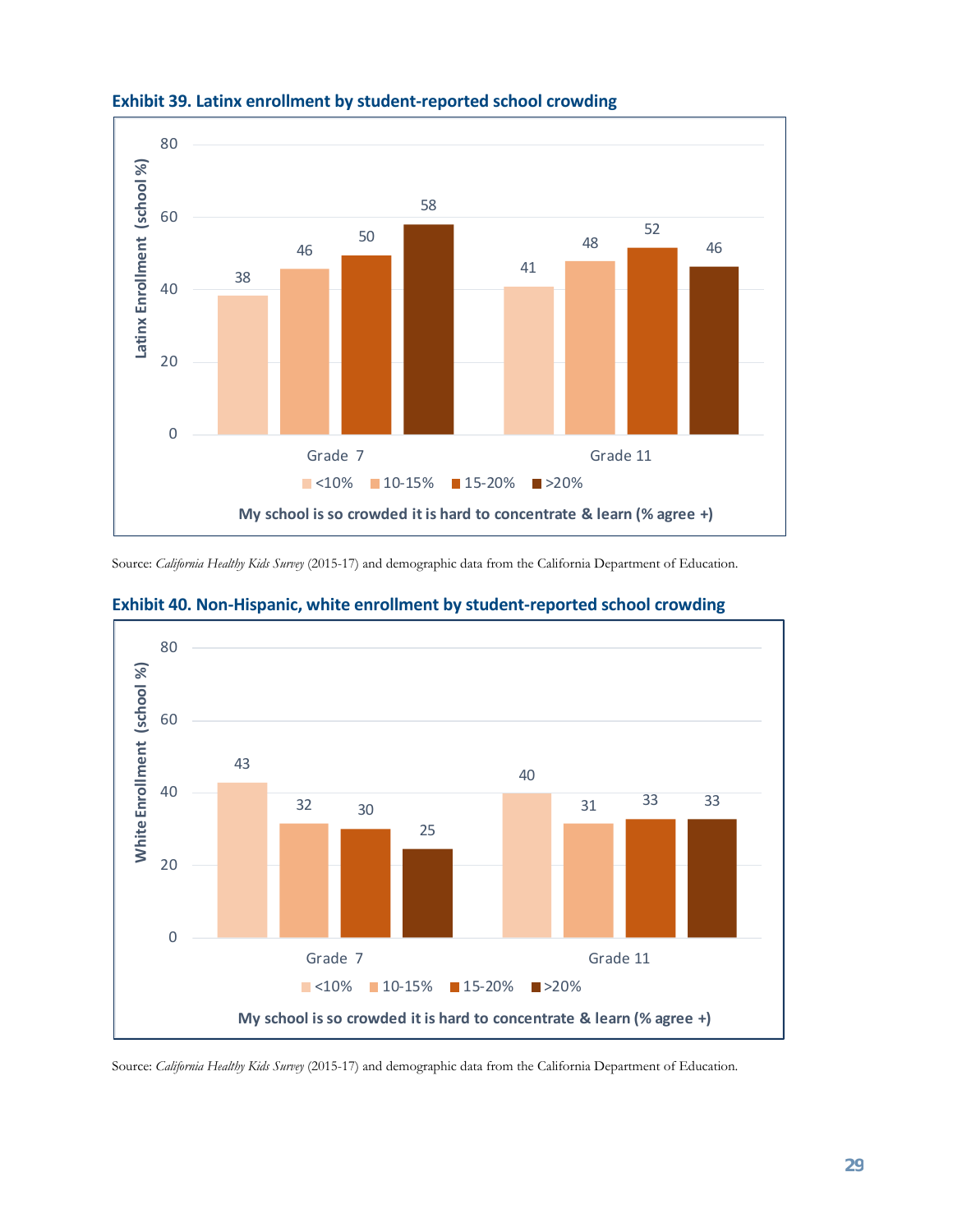**Exhibit 39. Latinx enrollment by student-reported school crowding**

| My school is so crowded it is hard to concentrate & learn (% agree +) | <10% | 10-15% | 15-20% | >20% |
|---|---|---|---|---|
| Grade 7 | 38 | 46 | 50 | 58 |
| Grade 11 | 41 | 48 | 52 | 46 |

Latinx Enrollment (school %)

Source: *California Healthy Kids Survey* (2015-17) and demographic data from the California Department of Education.

**Exhibit 40. Non-Hispanic, white enrollment by student-reported school crowding**

| My school is so crowded it is hard to concentrate & learn (% agree +) | <10% | 10-15% | 15-20% | >20% |
|---|---|---|---|---|
| Grade 7 | 43 | 32 | 30 | 25 |
| Grade 11 | 40 | 31 | 33 | 33 |

White Enrollment (school %)

Source: *California Healthy Kids Survey* (2015-17) and demographic data from the California Department of Education.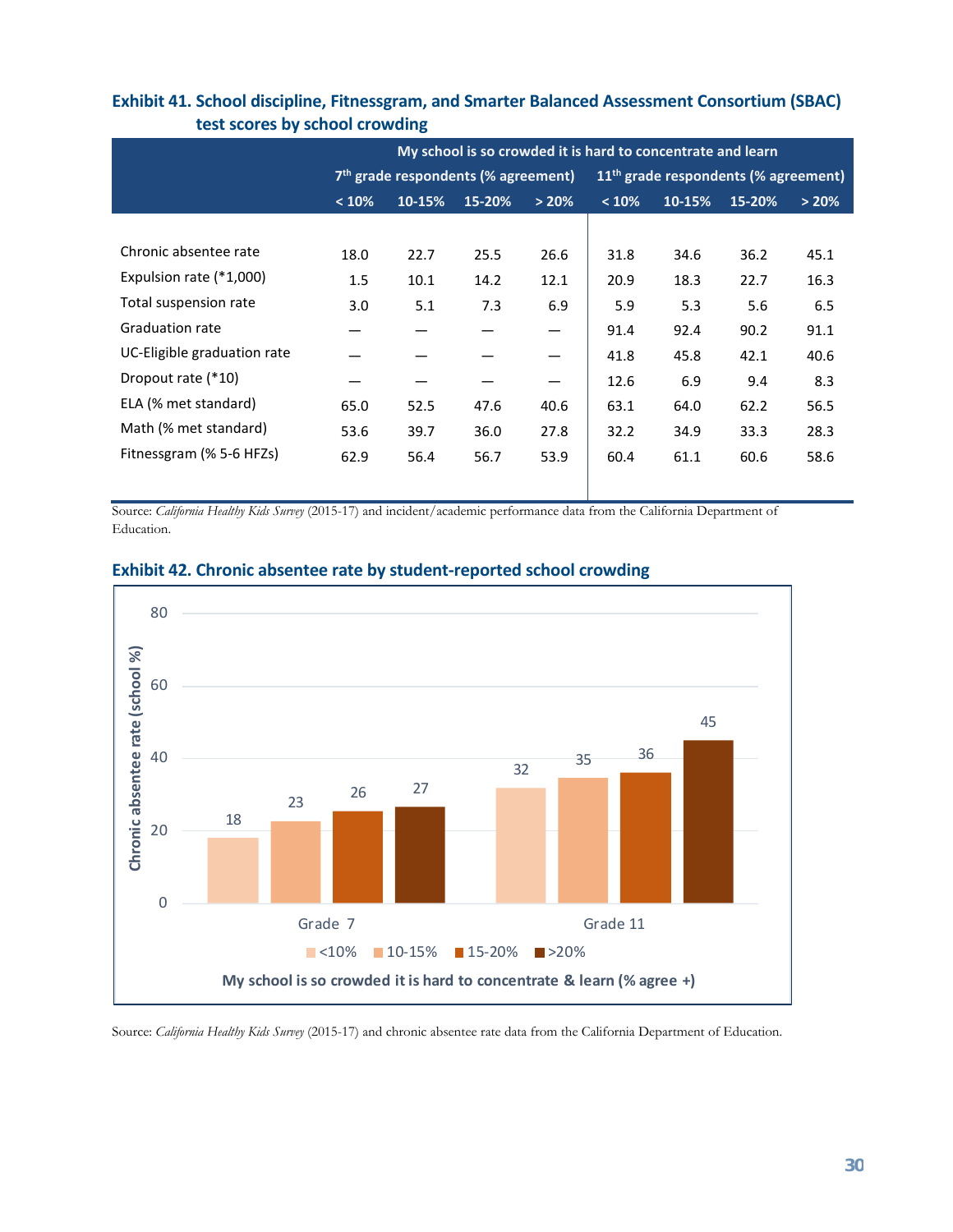**Exhibit 41. School discipline, Fitnessgram, and Smarter Balanced Assessment Consortium (SBAC) test scores by school crowding**

| | My school is so crowded it is hard to concentrate and learn | | | | | | | |
|---|---|---|---|---|---|---|---|---|
| | 7th grade respondents (% agreement) | | | | 11th grade respondents (% agreement) | | | |
| | < 10% | 10-15% | 15-20% | > 20% | < 10% | 10-15% | 15-20% | > 20% |
| Chronic absentee rate | 18.0 | 22.7 | 25.5 | 26.6 | 31.8 | 34.6 | 36.2 | 45.1 |
| Expulsion rate (*1,000) | 1.5 | 10.1 | 14.2 | 12.1 | 20.9 | 18.3 | 22.7 | 16.3 |
| Total suspension rate | 3.0 | 5.1 | 7.3 | 6.9 | 5.9 | 5.3 | 5.6 | 6.5 |
| Graduation rate | — | — | — | — | 91.4 | 92.4 | 90.2 | 91.1 |
| UC-Eligible graduation rate | — | — | — | — | 41.8 | 45.8 | 42.1 | 40.6 |
| Dropout rate (*10) | — | — | — | — | 12.6 | 6.9 | 9.4 | 8.3 |
| ELA (% met standard) | 65.0 | 52.5 | 47.6 | 40.6 | 63.1 | 64.0 | 62.2 | 56.5 |
| Math (% met standard) | 53.6 | 39.7 | 36.0 | 27.8 | 32.2 | 34.9 | 33.3 | 28.3 |
| Fitnessgram (% 5-6 HFZs) | 62.9 | 56.4 | 56.7 | 53.9 | 60.4 | 61.1 | 60.6 | 58.6 |

Source: *California Healthy Kids Survey* (2015-17) and incident/academic performance data from the California Department of Education.

**Exhibit 42. Chronic absentee rate by student-reported school crowding**

| My school is so crowded it is hard to concentrate & learn (% agree +) | <10% | 10-15% | 15-20% | >20% |
|---|---|---|---|---|
| Grade 7 | 18 | 23 | 26 | 27 |
| Grade 11 | 32 | 35 | 36 | 45 |

Source: *California Healthy Kids Survey* (2015-17) and chronic absentee rate data from the California Department of Education.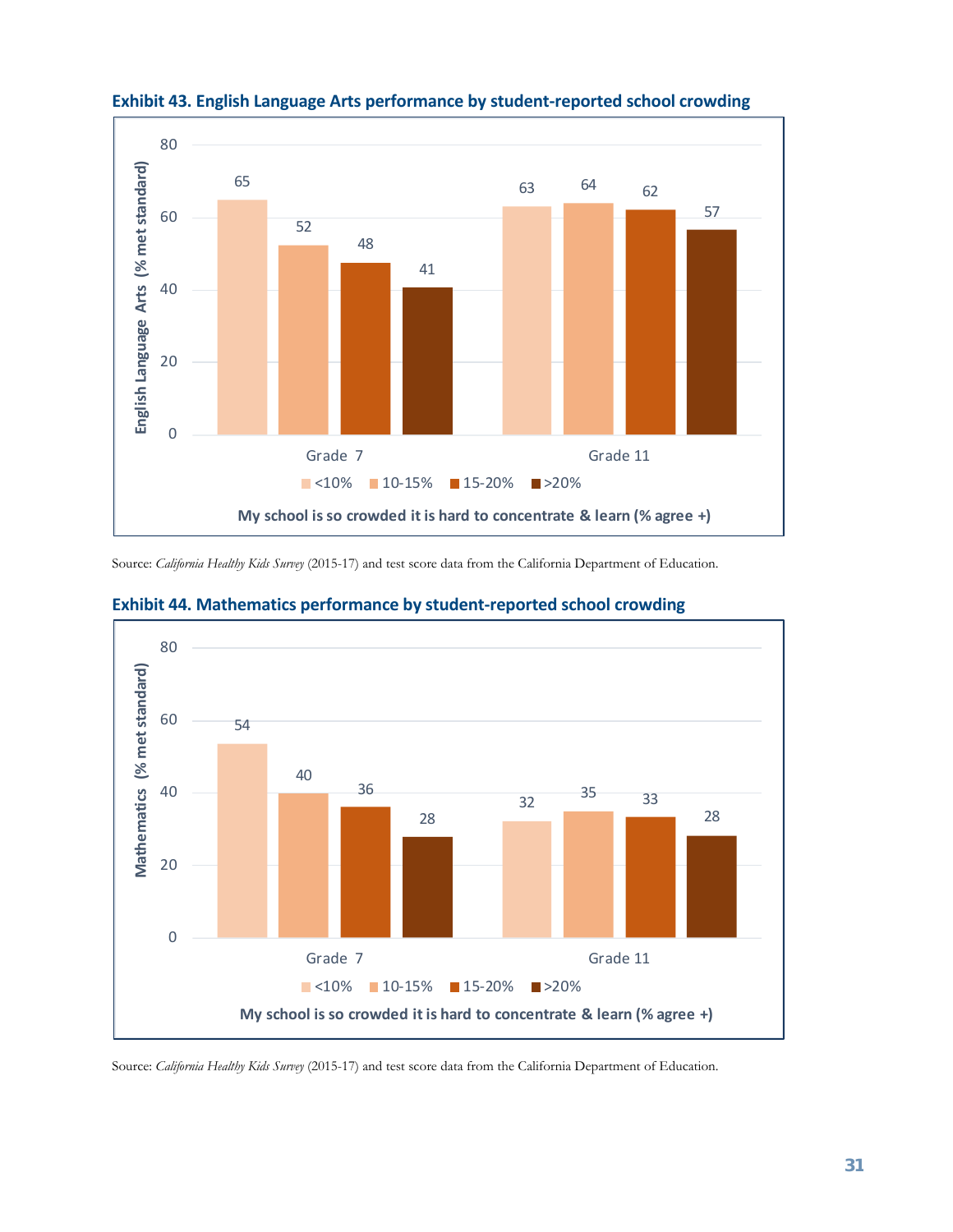**Exhibit 43. English Language Arts performance by student-reported school crowding**

| My school is so crowded it is hard to concentrate & learn (% agree +) | <10% | 10-15% | 15-20% | >20% |
|---|---|---|---|---|
| Grade 7 | 65 | 52 | 48 | 41 |
| Grade 11 | 63 | 64 | 62 | 57 |

English Language Arts (% met standard)

Source: *California Healthy Kids Survey* (2015-17) and test score data from the California Department of Education.

**Exhibit 44. Mathematics performance by student-reported school crowding**

| My school is so crowded it is hard to concentrate & learn (% agree +) | <10% | 10-15% | 15-20% | >20% |
|---|---|---|---|---|
| Grade 7 | 54 | 40 | 36 | 28 |
| Grade 11 | 32 | 35 | 33 | 28 |

Mathematics (% met standard)

Source: *California Healthy Kids Survey* (2015-17) and test score data from the California Department of Education.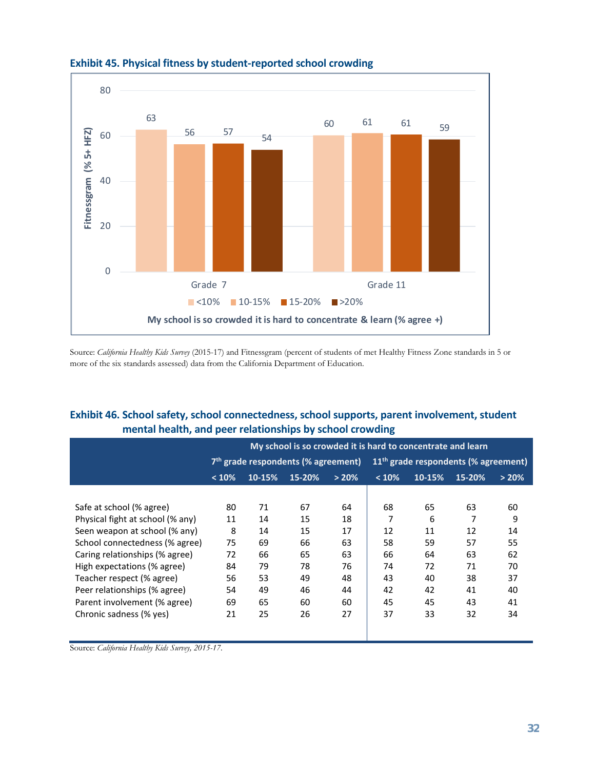### Exhibit 45. Physical fitness by student-reported school crowding

| My school is so crowded it is hard to concentrate & learn (% agree +) | <10% | 10-15% | 15-20% | >20% |
|---|---|---|---|---|
| Grade 7 | 63 | 56 | 57 | 54 |
| Grade 11 | 60 | 61 | 61 | 59 |

Fitnessgram (% 5+ HFZ)

Source: *California Healthy Kids Survey* (2015-17) and Fitnessgram (percent of students of met Healthy Fitness Zone standards in 5 or more of the six standards assessed) data from the California Department of Education.

### Exhibit 46. School safety, school connectedness, school supports, parent involvement, student mental health, and peer relationships by school crowding

| | My school is so crowded it is hard to concentrate and learn | | | | | | | |
|---|---|---|---|---|---|---|---|---|
| | 7th grade respondents (% agreement) | | | | 11th grade respondents (% agreement) | | | |
| | < 10% | 10-15% | 15-20% | > 20% | < 10% | 10-15% | 15-20% | > 20% |
| Safe at school (% agree) | 80 | 71 | 67 | 64 | 68 | 65 | 63 | 60 |
| Physical fight at school (% any) | 11 | 14 | 15 | 18 | 7 | 6 | 7 | 9 |
| Seen weapon at school (% any) | 8 | 14 | 15 | 17 | 12 | 11 | 12 | 14 |
| School connectedness (% agree) | 75 | 69 | 66 | 63 | 58 | 59 | 57 | 55 |
| Caring relationships (% agree) | 72 | 66 | 65 | 63 | 66 | 64 | 63 | 62 |
| High expectations (% agree) | 84 | 79 | 78 | 76 | 74 | 72 | 71 | 70 |
| Teacher respect (% agree) | 56 | 53 | 49 | 48 | 43 | 40 | 38 | 37 |
| Peer relationships (% agree) | 54 | 49 | 46 | 44 | 42 | 42 | 41 | 40 |
| Parent involvement (% agree) | 69 | 65 | 60 | 60 | 45 | 45 | 43 | 41 |
| Chronic sadness (% yes) | 21 | 25 | 26 | 27 | 37 | 33 | 32 | 34 |

Source: *California Healthy Kids Survey, 2015-17.*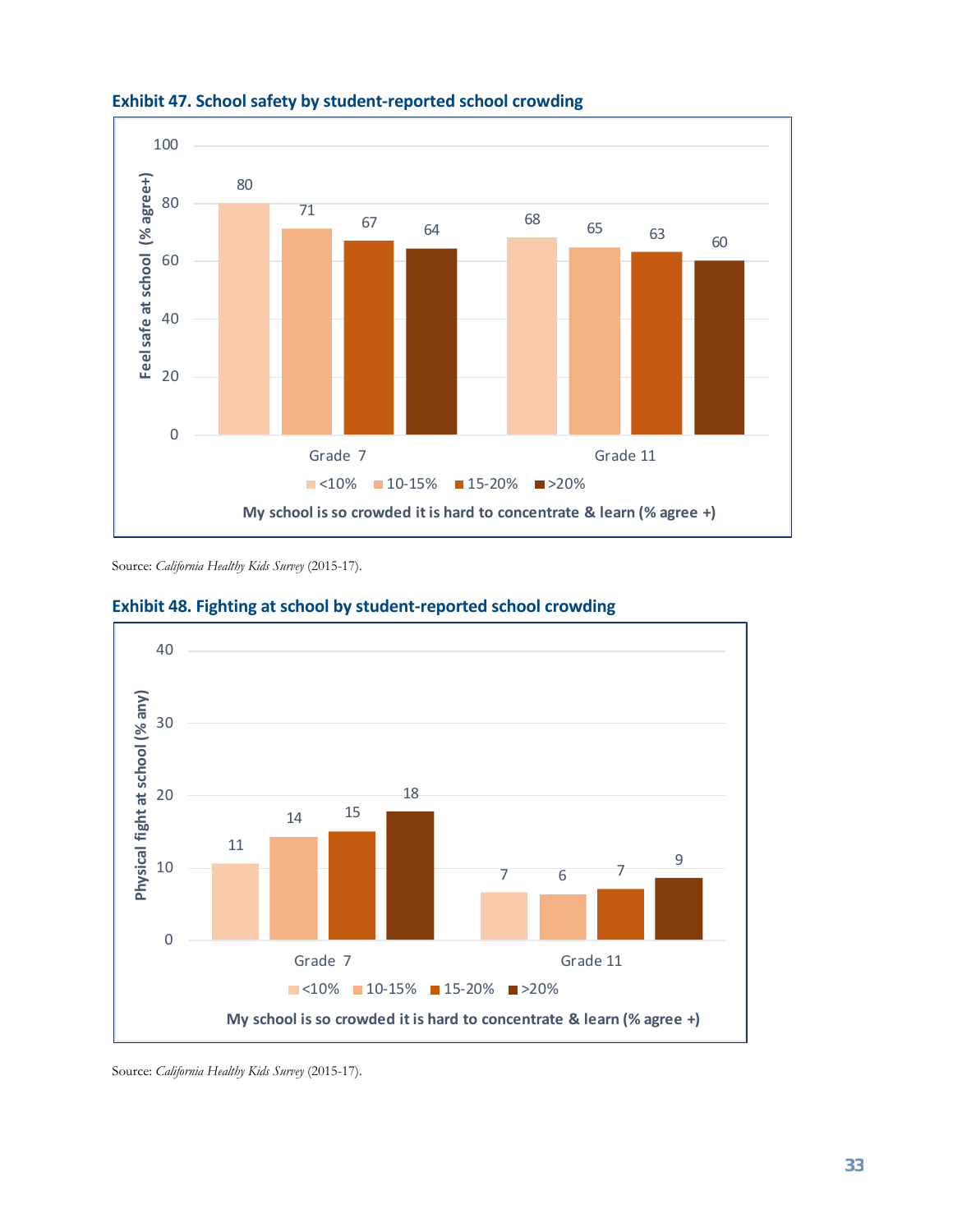**Exhibit 47. School safety by student-reported school crowding**

| My school is so crowded it is hard to concentrate & learn (% agree +) | <10% | 10-15% | 15-20% | >20% |
|---|---|---|---|---|
| Grade 7 | 80 | 71 | 67 | 64 |
| Grade 11 | 68 | 65 | 63 | 60 |

Feel safe at school (% agree+)

Source: *California Healthy Kids Survey* (2015-17).

**Exhibit 48. Fighting at school by student-reported school crowding**

| My school is so crowded it is hard to concentrate & learn (% agree +) | <10% | 10-15% | 15-20% | >20% |
|---|---|---|---|---|
| Grade 7 | 11 | 14 | 15 | 18 |
| Grade 11 | 7 | 6 | 7 | 9 |

Physical fight at school (% any)

Source: *California Healthy Kids Survey* (2015-17).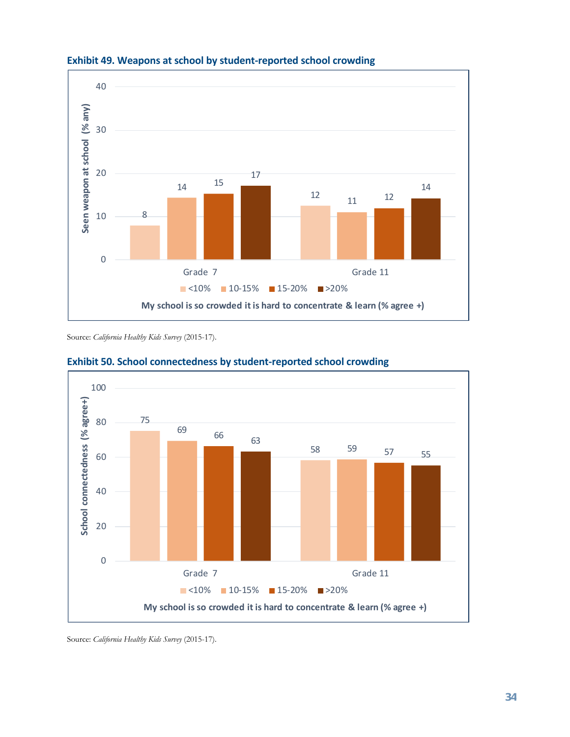**Exhibit 49. Weapons at school by student-reported school crowding**

| My school is so crowded it is hard to concentrate & learn (% agree +) | <10% | 10-15% | 15-20% | >20% |
|---|---|---|---|---|
| Grade 7 | 8 | 14 | 15 | 17 |
| Grade 11 | 12 | 11 | 12 | 14 |

Seen weapon at school (% any)

Source: *California Healthy Kids Survey* (2015-17).

**Exhibit 50. School connectedness by student-reported school crowding**

| My school is so crowded it is hard to concentrate & learn (% agree +) | <10% | 10-15% | 15-20% | >20% |
|---|---|---|---|---|
| Grade 7 | 75 | 69 | 66 | 63 |
| Grade 11 | 58 | 59 | 57 | 55 |

School connectedness (% agree+)

Source: *California Healthy Kids Survey* (2015-17).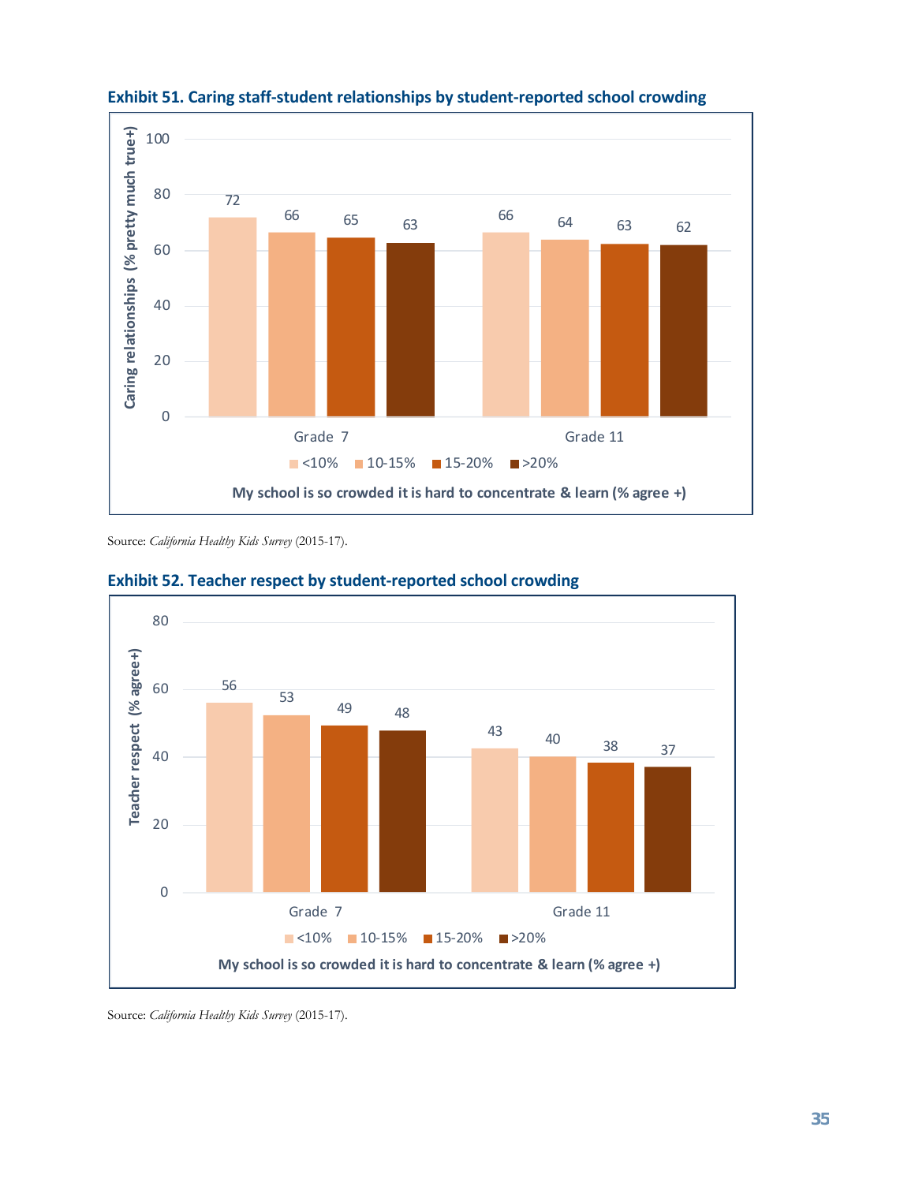**Exhibit 51. Caring staff-student relationships by student-reported school crowding**

Caring relationships (% pretty much true+)

| My school is so crowded it is hard to concentrate & learn (% agree +) | <10% | 10-15% | 15-20% | >20% |
|---|---|---|---|---|
| Grade 7 | 72 | 66 | 65 | 63 |
| Grade 11 | 66 | 64 | 63 | 62 |

Source: *California Healthy Kids Survey* (2015-17).

**Exhibit 52. Teacher respect by student-reported school crowding**

Teacher respect (% agree+)

| My school is so crowded it is hard to concentrate & learn (% agree +) | <10% | 10-15% | 15-20% | >20% |
|---|---|---|---|---|
| Grade 7 | 56 | 53 | 49 | 48 |
| Grade 11 | 43 | 40 | 38 | 37 |

Source: *California Healthy Kids Survey* (2015-17).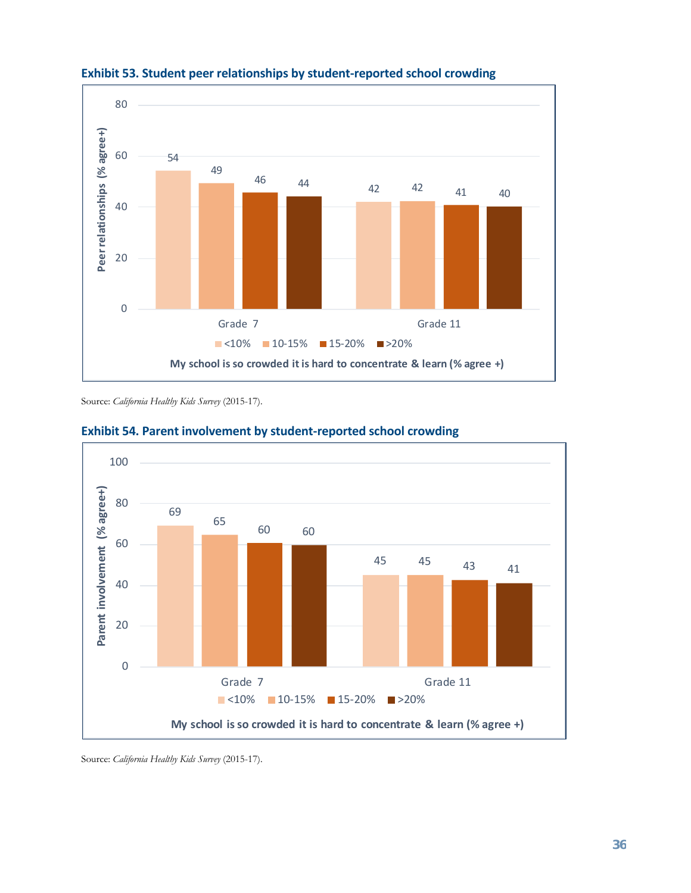**Exhibit 53. Student peer relationships by student-reported school crowding**

| My school is so crowded it is hard to concentrate & learn (% agree +) | <10% | 10-15% | 15-20% | >20% |
|---|---|---|---|---|
| Grade 7 | 54 | 49 | 46 | 44 |
| Grade 11 | 42 | 42 | 41 | 40 |

Peer relationships (% agree+)

Source: *California Healthy Kids Survey* (2015-17).

**Exhibit 54. Parent involvement by student-reported school crowding**

| My school is so crowded it is hard to concentrate & learn (% agree +) | <10% | 10-15% | 15-20% | >20% |
|---|---|---|---|---|
| Grade 7 | 69 | 65 | 60 | 60 |
| Grade 11 | 45 | 45 | 43 | 41 |

Parent involvement (% agree+)

Source: *California Healthy Kids Survey* (2015-17).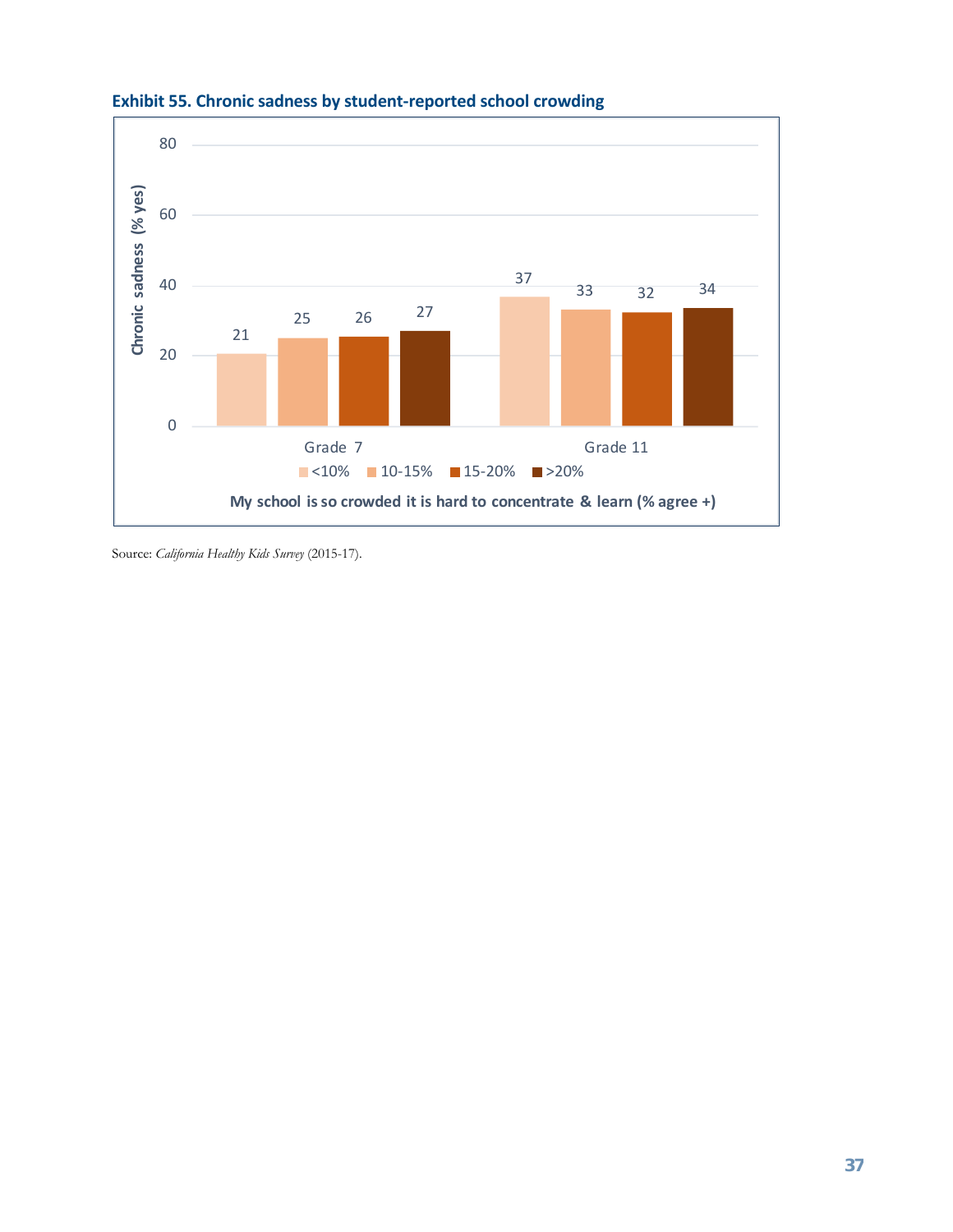**Exhibit 55. Chronic sadness by student-reported school crowding**

| My school is so crowded it is hard to concentrate & learn (% agree +) | <10% | 10-15% | 15-20% | >20% |
|---|---|---|---|---|
| Grade 7 | 21 | 25 | 26 | 27 |
| Grade 11 | 37 | 33 | 32 | 34 |

Chronic sadness (% yes)

Source: *California Healthy Kids Survey* (2015-17).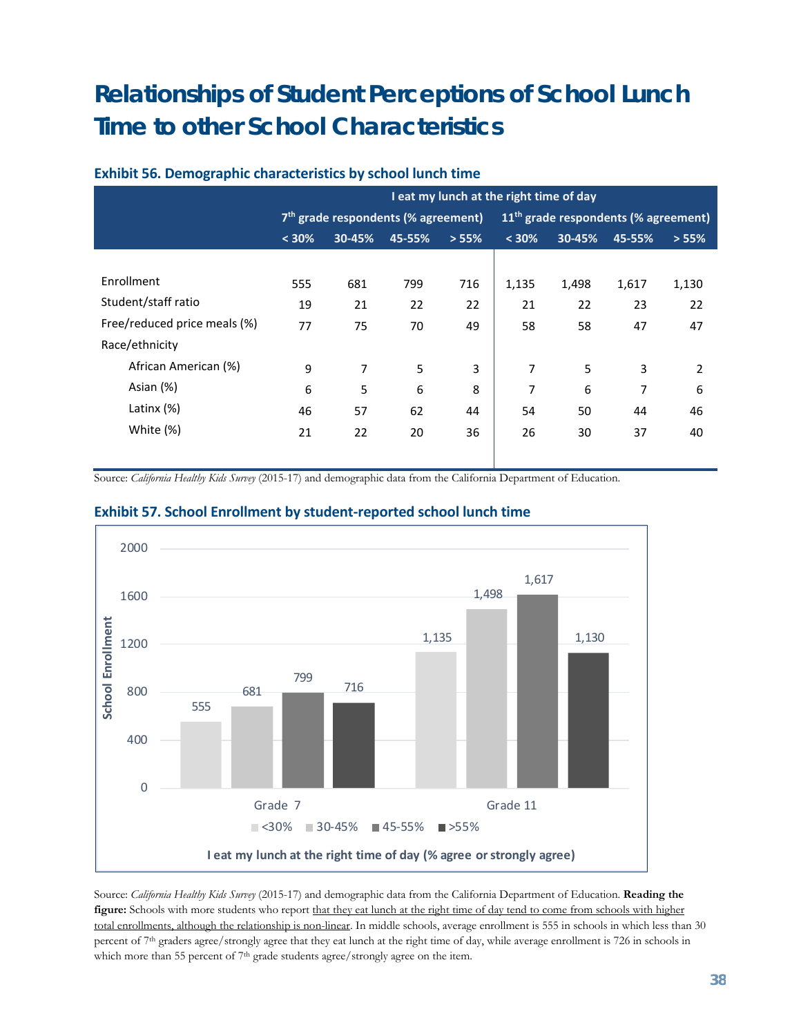# Relationships of Student Perceptions of School Lunch Time to other School Characteristics

### Exhibit 56. Demographic characteristics by school lunch time

| | I eat my lunch at the right time of day | | | | | | | |
|---|---|---|---|---|---|---|---|---|
| | 7th grade respondents (% agreement) | | | | 11th grade respondents (% agreement) | | | |
| | < 30% | 30-45% | 45-55% | > 55% | < 30% | 30-45% | 45-55% | > 55% |
| Enrollment | 555 | 681 | 799 | 716 | 1,135 | 1,498 | 1,617 | 1,130 |
| Student/staff ratio | 19 | 21 | 22 | 22 | 21 | 22 | 23 | 22 |
| Free/reduced price meals (%) | 77 | 75 | 70 | 49 | 58 | 58 | 47 | 47 |
| Race/ethnicity | | | | | | | | |
| African American (%) | 9 | 7 | 5 | 3 | 7 | 5 | 3 | 2 |
| Asian (%) | 6 | 5 | 6 | 8 | 7 | 6 | 7 | 6 |
| Latinx (%) | 46 | 57 | 62 | 44 | 54 | 50 | 44 | 46 |
| White (%) | 21 | 22 | 20 | 36 | 26 | 30 | 37 | 40 |

Source: *California Healthy Kids Survey* (2015-17) and demographic data from the California Department of Education.

### Exhibit 57. School Enrollment by student-reported school lunch time

| I eat my lunch at the right time of day (% agree or strongly agree) | <30% | 30-45% | 45-55% | >55% |
|---|---|---|---|---|
| Grade 7 | 555 | 681 | 799 | 716 |
| Grade 11 | 1,135 | 1,498 | 1,617 | 1,130 |

Source: *California Healthy Kids Survey* (2015-17) and demographic data from the California Department of Education. **Reading the figure:** Schools with more students who report that they eat lunch at the right time of day tend to come from schools with higher total enrollments, although the relationship is non-linear. In middle schools, average enrollment is 555 in schools in which less than 30 percent of 7th graders agree/strongly agree that they eat lunch at the right time of day, while average enrollment is 726 in schools in which more than 55 percent of 7th grade students agree/strongly agree on the item.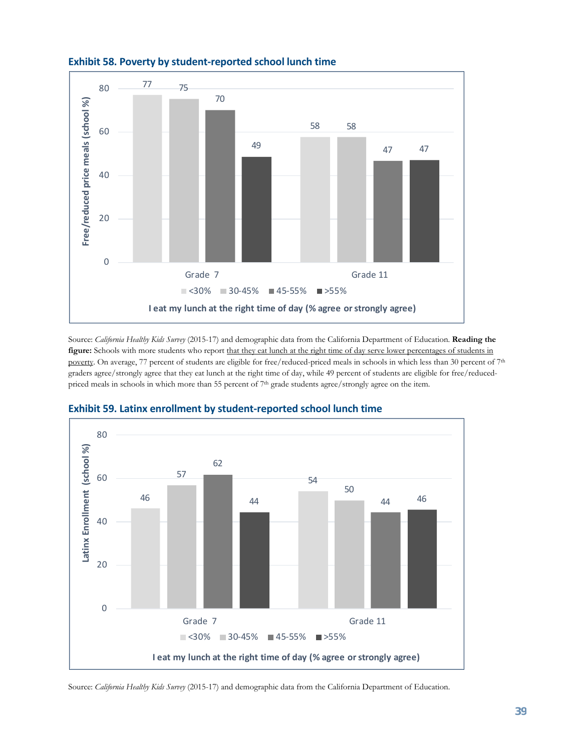### Exhibit 58. Poverty by student-reported school lunch time

| | <30% | 30-45% | 45-55% | >55% |
|---|---|---|---|---|
| Grade 7 | 77 | 75 | 70 | 49 |
| Grade 11 | 58 | 58 | 47 | 47 |

Y-axis: Free/reduced price meals (school %)

X-axis: I eat my lunch at the right time of day (% agree or strongly agree)

Source: *California Healthy Kids Survey* (2015-17) and demographic data from the California Department of Education. **Reading the figure:** Schools with more students who report that they eat lunch at the right time of day serve lower percentages of students in poverty. On average, 77 percent of students are eligible for free/reduced-priced meals in schools in which less than 30 percent of 7th graders agree/strongly agree that they eat lunch at the right time of day, while 49 percent of students are eligible for free/reduced-priced meals in schools in which more than 55 percent of 7th grade students agree/strongly agree on the item.

### Exhibit 59. Latinx enrollment by student-reported school lunch time

| | <30% | 30-45% | 45-55% | >55% |
|---|---|---|---|---|
| Grade 7 | 46 | 57 | 62 | 44 |
| Grade 11 | 54 | 50 | 44 | 46 |

Y-axis: Latinx Enrollment (school %)

X-axis: I eat my lunch at the right time of day (% agree or strongly agree)

Source: *California Healthy Kids Survey* (2015-17) and demographic data from the California Department of Education.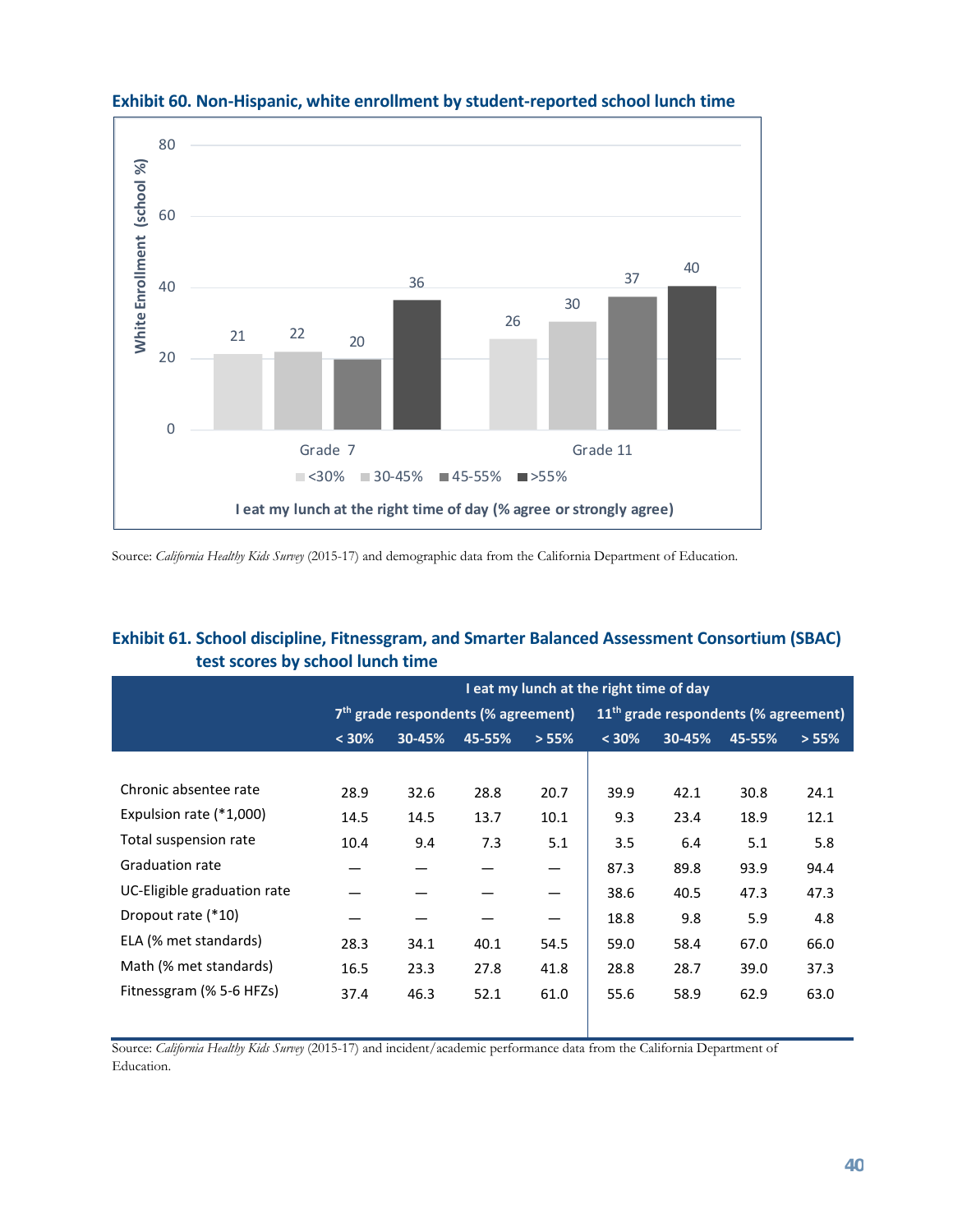**Exhibit 60. Non-Hispanic, white enrollment by student-reported school lunch time**

| I eat my lunch at the right time of day (% agree or strongly agree) | <30% | 30-45% | 45-55% | >55% |
|---|---|---|---|---|
| Grade 7 | 21 | 22 | 20 | 36 |
| Grade 11 | 26 | 30 | 37 | 40 |

White Enrollment (school %)

Source: *California Healthy Kids Survey* (2015-17) and demographic data from the California Department of Education.

**Exhibit 61. School discipline, Fitnessgram, and Smarter Balanced Assessment Consortium (SBAC) test scores by school lunch time**

| | I eat my lunch at the right time of day | | | | | | | |
|---|---|---|---|---|---|---|---|---|
| | 7th grade respondents (% agreement) | | | | 11th grade respondents (% agreement) | | | |
| | < 30% | 30-45% | 45-55% | > 55% | < 30% | 30-45% | 45-55% | > 55% |
| Chronic absentee rate | 28.9 | 32.6 | 28.8 | 20.7 | 39.9 | 42.1 | 30.8 | 24.1 |
| Expulsion rate (*1,000) | 14.5 | 14.5 | 13.7 | 10.1 | 9.3 | 23.4 | 18.9 | 12.1 |
| Total suspension rate | 10.4 | 9.4 | 7.3 | 5.1 | 3.5 | 6.4 | 5.1 | 5.8 |
| Graduation rate | — | — | — | — | 87.3 | 89.8 | 93.9 | 94.4 |
| UC-Eligible graduation rate | — | — | — | — | 38.6 | 40.5 | 47.3 | 47.3 |
| Dropout rate (*10) | — | — | — | — | 18.8 | 9.8 | 5.9 | 4.8 |
| ELA (% met standards) | 28.3 | 34.1 | 40.1 | 54.5 | 59.0 | 58.4 | 67.0 | 66.0 |
| Math (% met standards) | 16.5 | 23.3 | 27.8 | 41.8 | 28.8 | 28.7 | 39.0 | 37.3 |
| Fitnessgram (% 5-6 HFZs) | 37.4 | 46.3 | 52.1 | 61.0 | 55.6 | 58.9 | 62.9 | 63.0 |

Source: *California Healthy Kids Survey* (2015-17) and incident/academic performance data from the California Department of Education.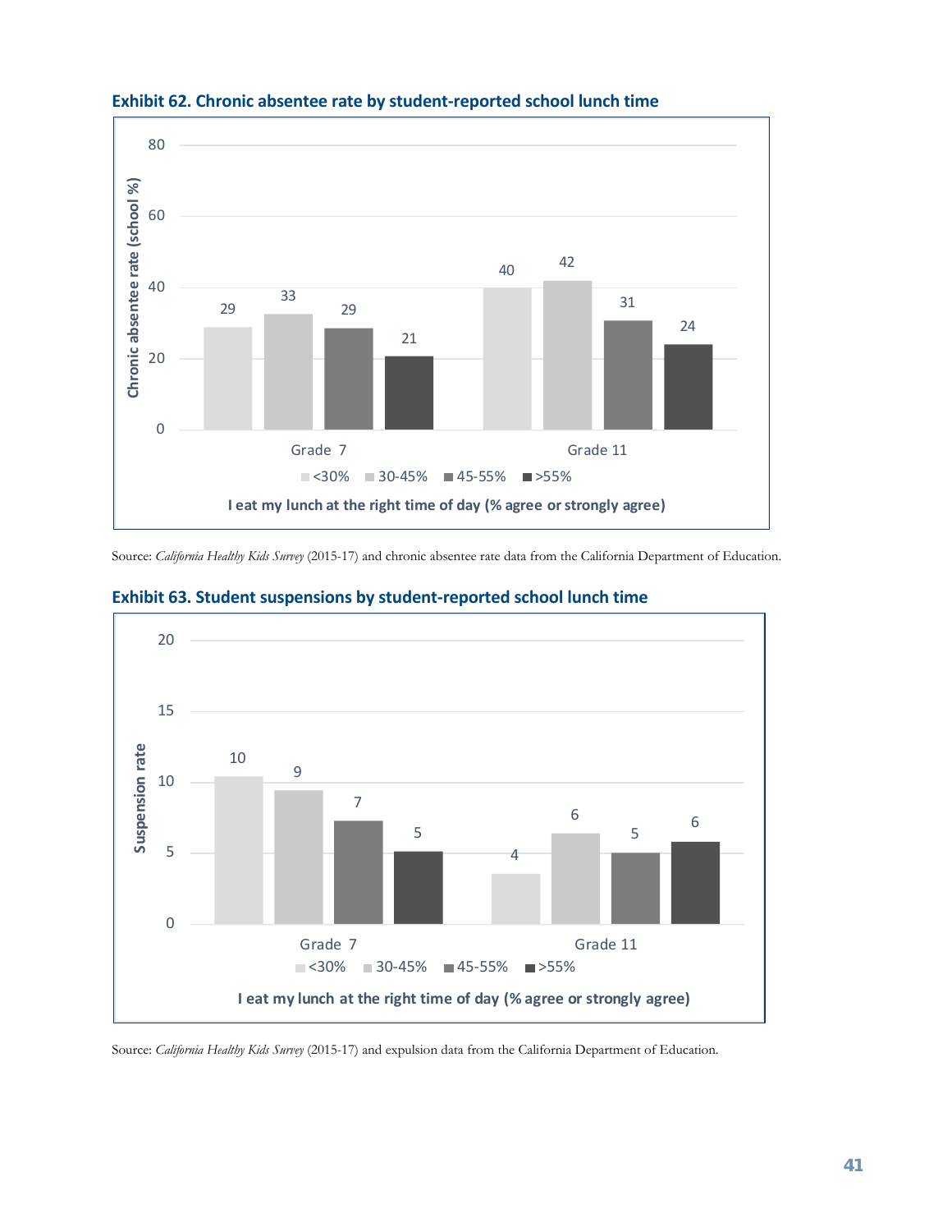**Exhibit 62. Chronic absentee rate by student-reported school lunch time**

| I eat my lunch at the right time of day (% agree or strongly agree) | <30% | 30-45% | 45-55% | >55% |
|---|---|---|---|---|
| Grade 7 | 29 | 33 | 29 | 21 |
| Grade 11 | 40 | 42 | 31 | 24 |

Chronic absentee rate (school %)

Source: *California Healthy Kids Survey* (2015-17) and chronic absentee rate data from the California Department of Education.

**Exhibit 63. Student suspensions by student-reported school lunch time**

| I eat my lunch at the right time of day (% agree or strongly agree) | <30% | 30-45% | 45-55% | >55% |
|---|---|---|---|---|
| Grade 7 | 10 | 9 | 7 | 5 |
| Grade 11 | 4 | 6 | 5 | 6 |

Suspension rate

Source: *California Healthy Kids Survey* (2015-17) and expulsion data from the California Department of Education.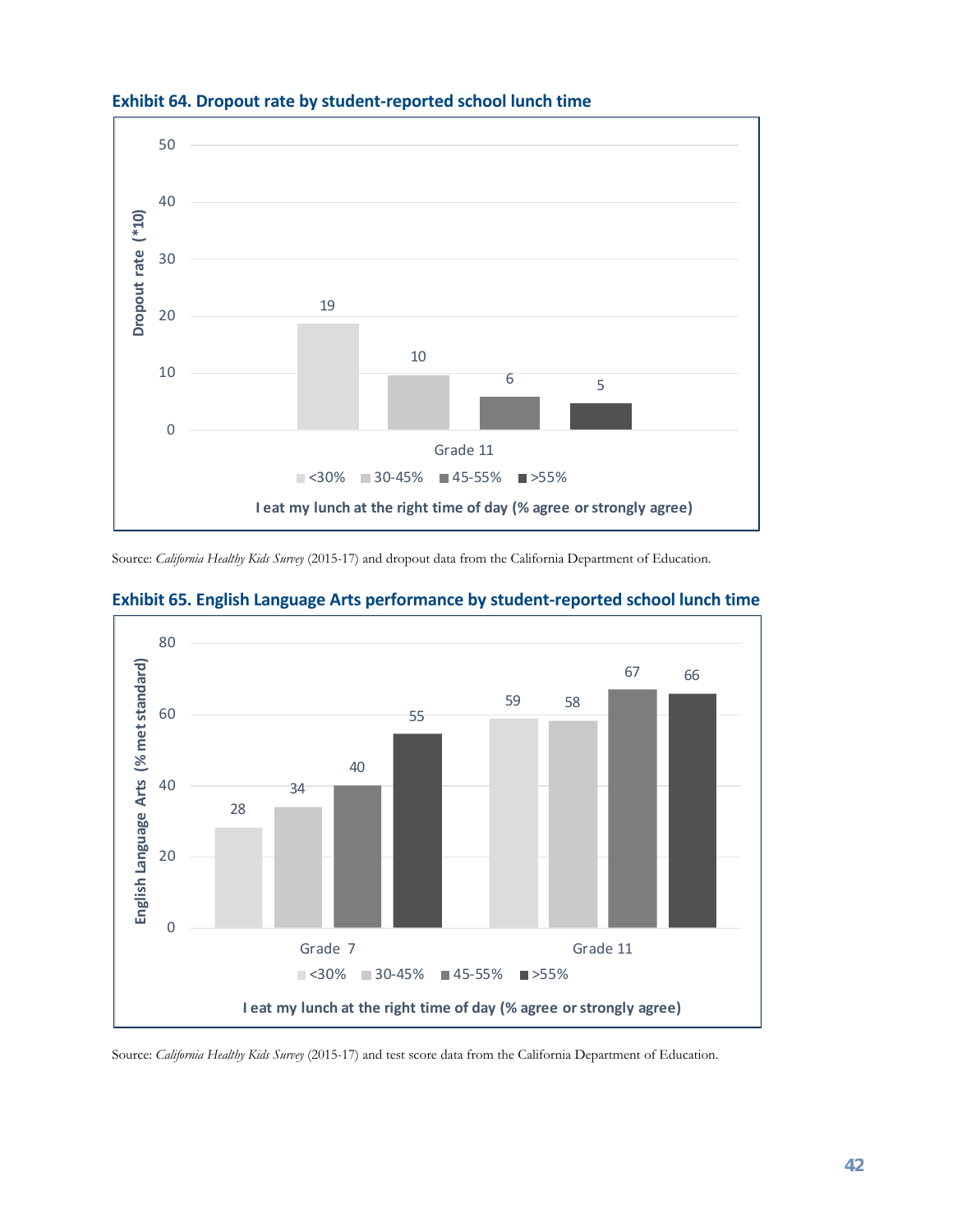**Exhibit 64. Dropout rate by student-reported school lunch time**

| I eat my lunch at the right time of day (% agree or strongly agree) | <30% | 30-45% | 45-55% | >55% |
|---|---|---|---|---|
| Grade 11 | 19 | 10 | 6 | 5 |

Dropout rate (*10)

Source: *California Healthy Kids Survey* (2015-17) and dropout data from the California Department of Education.

**Exhibit 65. English Language Arts performance by student-reported school lunch time**

| I eat my lunch at the right time of day (% agree or strongly agree) | <30% | 30-45% | 45-55% | >55% |
|---|---|---|---|---|
| Grade 7 | 28 | 34 | 40 | 55 |
| Grade 11 | 59 | 58 | 67 | 66 |

English Language Arts (% met standard)

Source: *California Healthy Kids Survey* (2015-17) and test score data from the California Department of Education.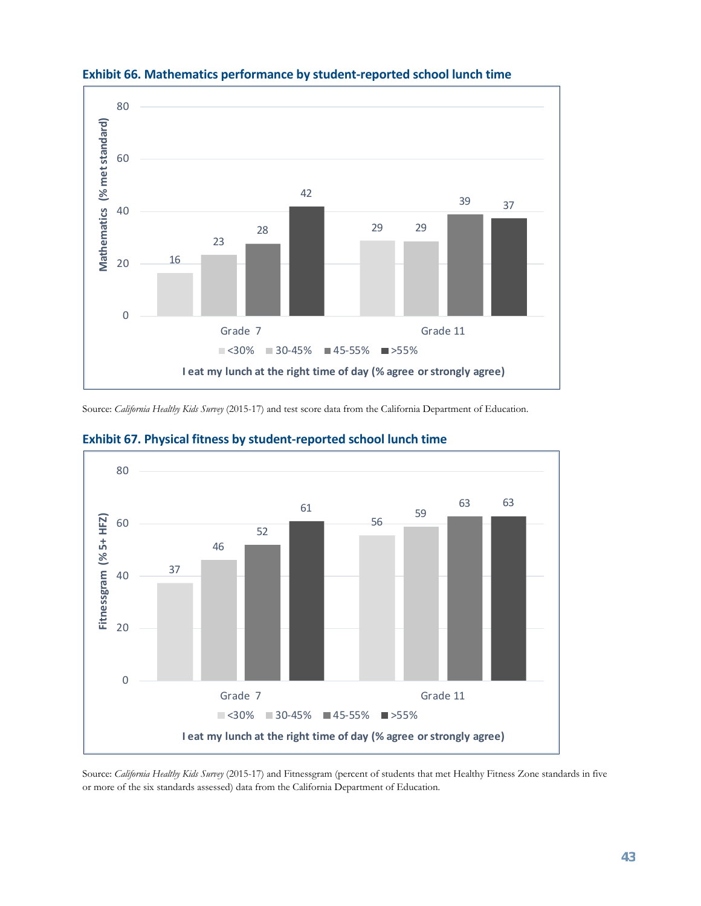**Exhibit 66. Mathematics performance by student-reported school lunch time**

| Mathematics (% met standard) | <30% | 30-45% | 45-55% | >55% |
|---|---|---|---|---|
| Grade 7 | 16 | 23 | 28 | 42 |
| Grade 11 | 29 | 29 | 39 | 37 |

I eat my lunch at the right time of day (% agree or strongly agree)

Source: *California Healthy Kids Survey* (2015-17) and test score data from the California Department of Education.

**Exhibit 67. Physical fitness by student-reported school lunch time**

| Fitnessgram (% 5+ HFZ) | <30% | 30-45% | 45-55% | >55% |
|---|---|---|---|---|
| Grade 7 | 37 | 46 | 52 | 61 |
| Grade 11 | 56 | 59 | 63 | 63 |

I eat my lunch at the right time of day (% agree or strongly agree)

Source: *California Healthy Kids Survey* (2015-17) and Fitnessgram (percent of students that met Healthy Fitness Zone standards in five or more of the six standards assessed) data from the California Department of Education.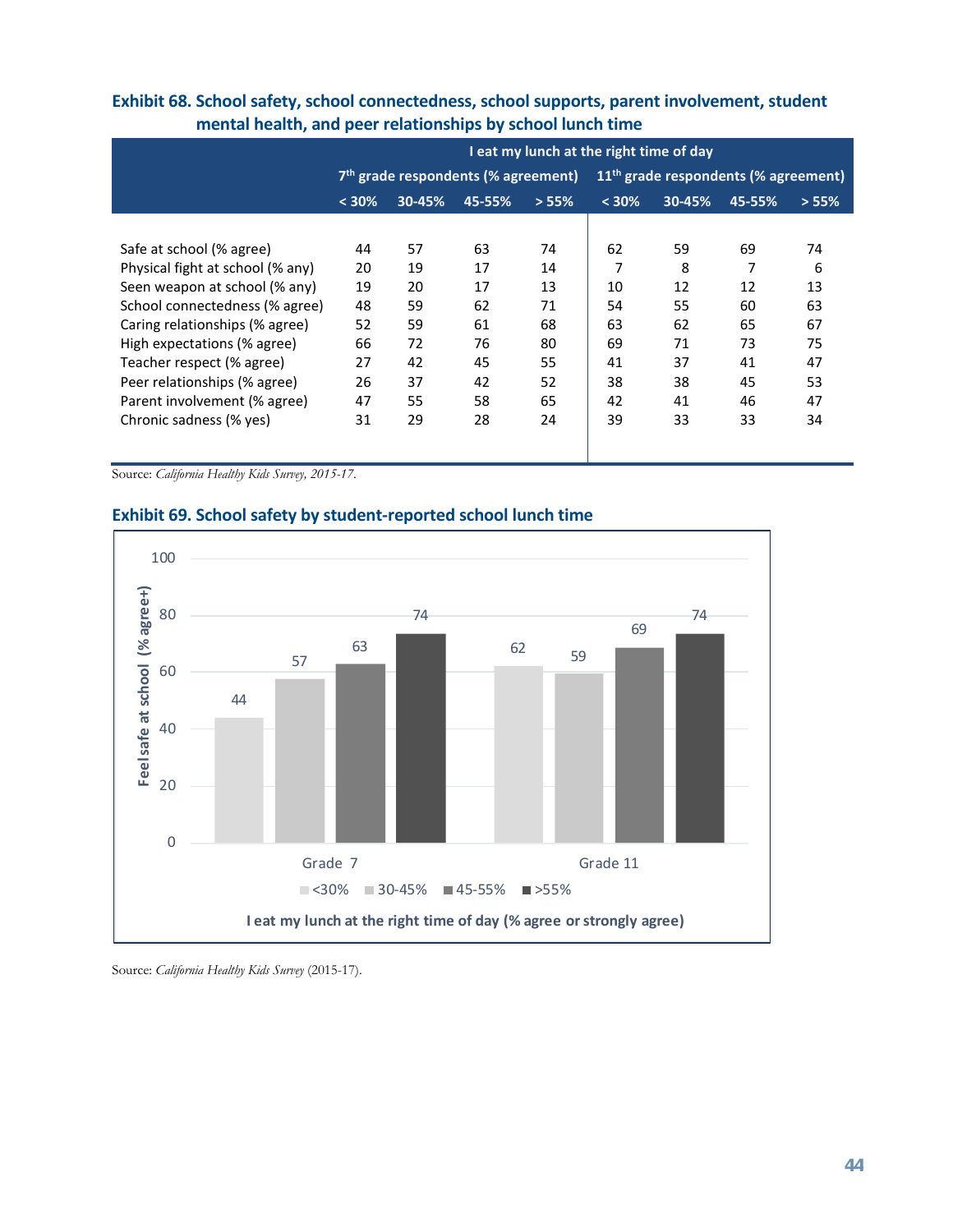### Exhibit 68. School safety, school connectedness, school supports, parent involvement, student mental health, and peer relationships by school lunch time

| | I eat my lunch at the right time of day | | | | | | | |
|---|---|---|---|---|---|---|---|---|
| | 7th grade respondents (% agreement) | | | | 11th grade respondents (% agreement) | | | |
| | < 30% | 30-45% | 45-55% | > 55% | < 30% | 30-45% | 45-55% | > 55% |
| Safe at school (% agree) | 44 | 57 | 63 | 74 | 62 | 59 | 69 | 74 |
| Physical fight at school (% any) | 20 | 19 | 17 | 14 | 7 | 8 | 7 | 6 |
| Seen weapon at school (% any) | 19 | 20 | 17 | 13 | 10 | 12 | 12 | 13 |
| School connectedness (% agree) | 48 | 59 | 62 | 71 | 54 | 55 | 60 | 63 |
| Caring relationships (% agree) | 52 | 59 | 61 | 68 | 63 | 62 | 65 | 67 |
| High expectations (% agree) | 66 | 72 | 76 | 80 | 69 | 71 | 73 | 75 |
| Teacher respect (% agree) | 27 | 42 | 45 | 55 | 41 | 37 | 41 | 47 |
| Peer relationships (% agree) | 26 | 37 | 42 | 52 | 38 | 38 | 45 | 53 |
| Parent involvement (% agree) | 47 | 55 | 58 | 65 | 42 | 41 | 46 | 47 |
| Chronic sadness (% yes) | 31 | 29 | 28 | 24 | 39 | 33 | 33 | 34 |

Source: *California Healthy Kids Survey, 2015-17.*

### Exhibit 69. School safety by student-reported school lunch time

Source: *California Healthy Kids Survey* (2015-17).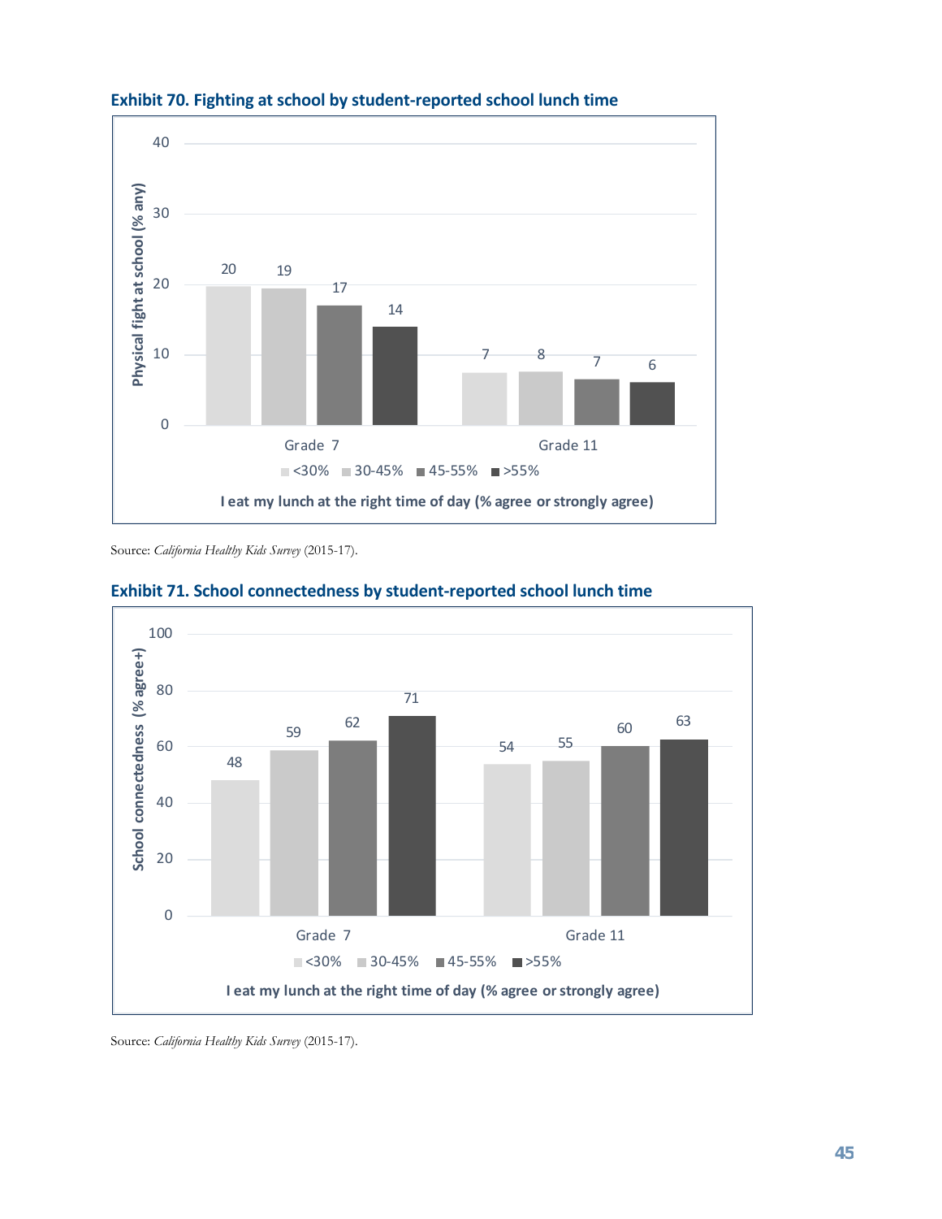**Exhibit 70. Fighting at school by student-reported school lunch time**

Physical fight at school (% any), by "I eat my lunch at the right time of day (% agree or strongly agree)"

| | <30% | 30-45% | 45-55% | >55% |
|---|---|---|---|---|
| Grade 7 | 20 | 19 | 17 | 14 |
| Grade 11 | 7 | 8 | 7 | 6 |

Source: *California Healthy Kids Survey* (2015-17).

**Exhibit 71. School connectedness by student-reported school lunch time**

School connectedness (% agree+), by "I eat my lunch at the right time of day (% agree or strongly agree)"

| | <30% | 30-45% | 45-55% | >55% |
|---|---|---|---|---|
| Grade 7 | 48 | 59 | 62 | 71 |
| Grade 11 | 54 | 55 | 60 | 63 |

Source: *California Healthy Kids Survey* (2015-17).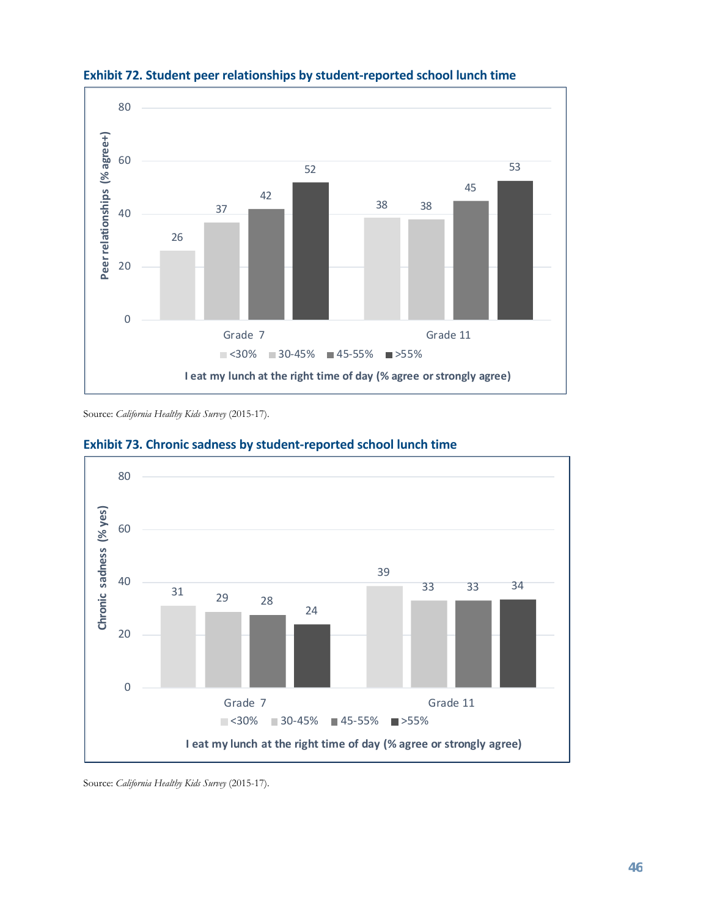**Exhibit 72. Student peer relationships by student-reported school lunch time**

Peer relationships (% agree+)

| I eat my lunch at the right time of day (% agree or strongly agree) | <30% | 30-45% | 45-55% | >55% |
|---|---|---|---|---|
| Grade 7 | 26 | 37 | 42 | 52 |
| Grade 11 | 38 | 38 | 45 | 53 |

Source: *California Healthy Kids Survey* (2015-17).

**Exhibit 73. Chronic sadness by student-reported school lunch time**

Chronic sadness (% yes)

| I eat my lunch at the right time of day (% agree or strongly agree) | <30% | 30-45% | 45-55% | >55% |
|---|---|---|---|---|
| Grade 7 | 31 | 29 | 28 | 24 |
| Grade 11 | 39 | 33 | 33 | 34 |

Source: *California Healthy Kids Survey* (2015-17).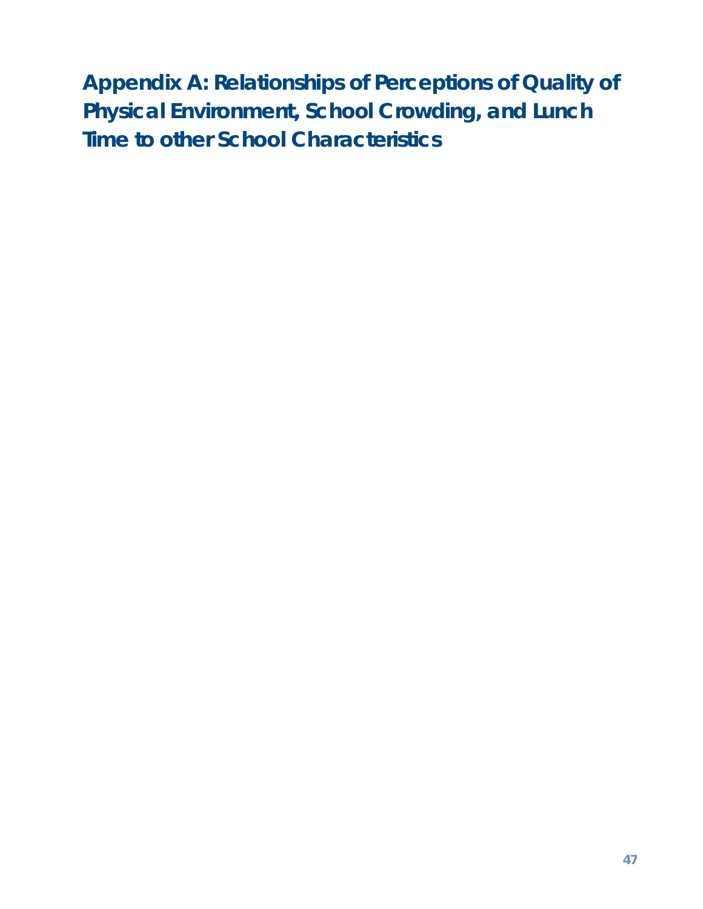# Appendix A: Relationships of Perceptions of Quality of Physical Environment, School Crowding, and Lunch Time to other School Characteristics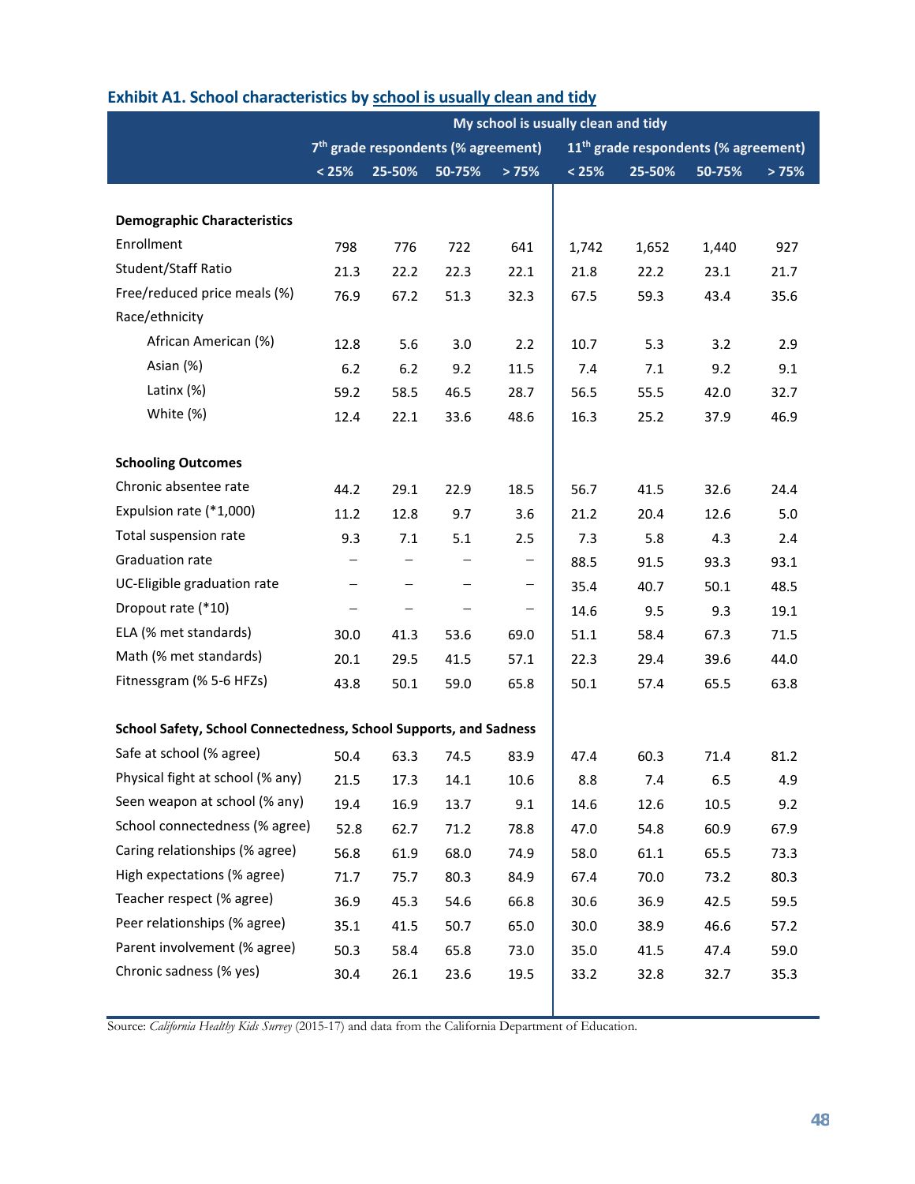### Exhibit A1. School characteristics by school is usually clean and tidy

| | My school is usually clean and tidy | | | | | | | |
|---|---|---|---|---|---|---|---|---|
| | 7th grade respondents (% agreement) | | | | 11th grade respondents (% agreement) | | | |
| | < 25% | 25-50% | 50-75% | > 75% | < 25% | 25-50% | 50-75% | > 75% |
| **Demographic Characteristics** | | | | | | | | |
| Enrollment | 798 | 776 | 722 | 641 | 1,742 | 1,652 | 1,440 | 927 |
| Student/Staff Ratio | 21.3 | 22.2 | 22.3 | 22.1 | 21.8 | 22.2 | 23.1 | 21.7 |
| Free/reduced price meals (%) | 76.9 | 67.2 | 51.3 | 32.3 | 67.5 | 59.3 | 43.4 | 35.6 |
| Race/ethnicity | | | | | | | | |
| African American (%) | 12.8 | 5.6 | 3.0 | 2.2 | 10.7 | 5.3 | 3.2 | 2.9 |
| Asian (%) | 6.2 | 6.2 | 9.2 | 11.5 | 7.4 | 7.1 | 9.2 | 9.1 |
| Latinx (%) | 59.2 | 58.5 | 46.5 | 28.7 | 56.5 | 55.5 | 42.0 | 32.7 |
| White (%) | 12.4 | 22.1 | 33.6 | 48.6 | 16.3 | 25.2 | 37.9 | 46.9 |
| **Schooling Outcomes** | | | | | | | | |
| Chronic absentee rate | 44.2 | 29.1 | 22.9 | 18.5 | 56.7 | 41.5 | 32.6 | 24.4 |
| Expulsion rate (*1,000) | 11.2 | 12.8 | 9.7 | 3.6 | 21.2 | 20.4 | 12.6 | 5.0 |
| Total suspension rate | 9.3 | 7.1 | 5.1 | 2.5 | 7.3 | 5.8 | 4.3 | 2.4 |
| Graduation rate | – | – | – | – | 88.5 | 91.5 | 93.3 | 93.1 |
| UC-Eligible graduation rate | – | – | – | – | 35.4 | 40.7 | 50.1 | 48.5 |
| Dropout rate (*10) | – | – | – | – | 14.6 | 9.5 | 9.3 | 19.1 |
| ELA (% met standards) | 30.0 | 41.3 | 53.6 | 69.0 | 51.1 | 58.4 | 67.3 | 71.5 |
| Math (% met standards) | 20.1 | 29.5 | 41.5 | 57.1 | 22.3 | 29.4 | 39.6 | 44.0 |
| Fitnessgram (% 5-6 HFZs) | 43.8 | 50.1 | 59.0 | 65.8 | 50.1 | 57.4 | 65.5 | 63.8 |
| **School Safety, School Connectedness, School Supports, and Sadness** | | | | | | | | |
| Safe at school (% agree) | 50.4 | 63.3 | 74.5 | 83.9 | 47.4 | 60.3 | 71.4 | 81.2 |
| Physical fight at school (% any) | 21.5 | 17.3 | 14.1 | 10.6 | 8.8 | 7.4 | 6.5 | 4.9 |
| Seen weapon at school (% any) | 19.4 | 16.9 | 13.7 | 9.1 | 14.6 | 12.6 | 10.5 | 9.2 |
| School connectedness (% agree) | 52.8 | 62.7 | 71.2 | 78.8 | 47.0 | 54.8 | 60.9 | 67.9 |
| Caring relationships (% agree) | 56.8 | 61.9 | 68.0 | 74.9 | 58.0 | 61.1 | 65.5 | 73.3 |
| High expectations (% agree) | 71.7 | 75.7 | 80.3 | 84.9 | 67.4 | 70.0 | 73.2 | 80.3 |
| Teacher respect (% agree) | 36.9 | 45.3 | 54.6 | 66.8 | 30.6 | 36.9 | 42.5 | 59.5 |
| Peer relationships (% agree) | 35.1 | 41.5 | 50.7 | 65.0 | 30.0 | 38.9 | 46.6 | 57.2 |
| Parent involvement (% agree) | 50.3 | 58.4 | 65.8 | 73.0 | 35.0 | 41.5 | 47.4 | 59.0 |
| Chronic sadness (% yes) | 30.4 | 26.1 | 23.6 | 19.5 | 33.2 | 32.8 | 32.7 | 35.3 |

Source: *California Healthy Kids Survey* (2015-17) and data from the California Department of Education.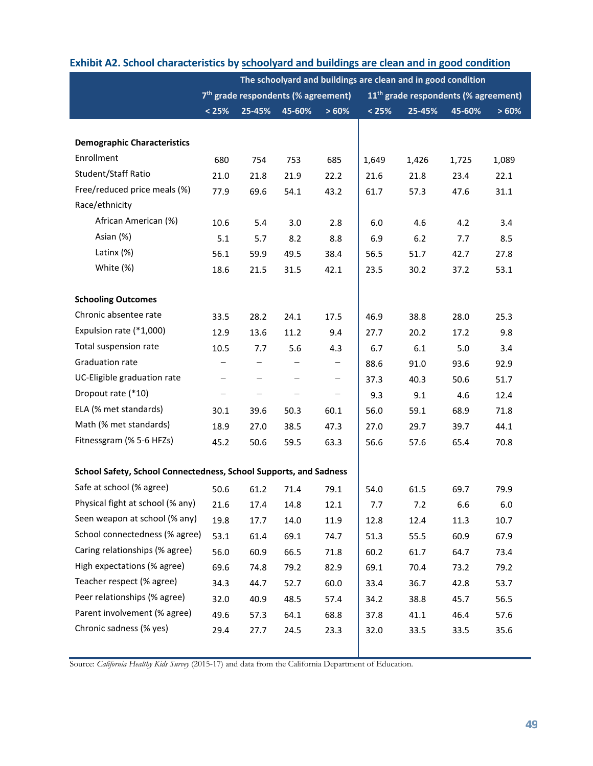## Exhibit A2. School characteristics by schoolyard and buildings are clean and in good condition

| | The schoolyard and buildings are clean and in good condition | | | | | | | |
|---|---|---|---|---|---|---|---|---|
| | 7th grade respondents (% agreement) | | | | 11th grade respondents (% agreement) | | | |
| | < 25% | 25-45% | 45-60% | > 60% | < 25% | 25-45% | 45-60% | > 60% |
| **Demographic Characteristics** | | | | | | | | |
| Enrollment | 680 | 754 | 753 | 685 | 1,649 | 1,426 | 1,725 | 1,089 |
| Student/Staff Ratio | 21.0 | 21.8 | 21.9 | 22.2 | 21.6 | 21.8 | 23.4 | 22.1 |
| Free/reduced price meals (%) | 77.9 | 69.6 | 54.1 | 43.2 | 61.7 | 57.3 | 47.6 | 31.1 |
| Race/ethnicity | | | | | | | | |
| African American (%) | 10.6 | 5.4 | 3.0 | 2.8 | 6.0 | 4.6 | 4.2 | 3.4 |
| Asian (%) | 5.1 | 5.7 | 8.2 | 8.8 | 6.9 | 6.2 | 7.7 | 8.5 |
| Latinx (%) | 56.1 | 59.9 | 49.5 | 38.4 | 56.5 | 51.7 | 42.7 | 27.8 |
| White (%) | 18.6 | 21.5 | 31.5 | 42.1 | 23.5 | 30.2 | 37.2 | 53.1 |
| **Schooling Outcomes** | | | | | | | | |
| Chronic absentee rate | 33.5 | 28.2 | 24.1 | 17.5 | 46.9 | 38.8 | 28.0 | 25.3 |
| Expulsion rate (*1,000) | 12.9 | 13.6 | 11.2 | 9.4 | 27.7 | 20.2 | 17.2 | 9.8 |
| Total suspension rate | 10.5 | 7.7 | 5.6 | 4.3 | 6.7 | 6.1 | 5.0 | 3.4 |
| Graduation rate | – | – | – | – | 88.6 | 91.0 | 93.6 | 92.9 |
| UC-Eligible graduation rate | – | – | – | – | 37.3 | 40.3 | 50.6 | 51.7 |
| Dropout rate (*10) | – | – | – | – | 9.3 | 9.1 | 4.6 | 12.4 |
| ELA (% met standards) | 30.1 | 39.6 | 50.3 | 60.1 | 56.0 | 59.1 | 68.9 | 71.8 |
| Math (% met standards) | 18.9 | 27.0 | 38.5 | 47.3 | 27.0 | 29.7 | 39.7 | 44.1 |
| Fitnessgram (% 5-6 HFZs) | 45.2 | 50.6 | 59.5 | 63.3 | 56.6 | 57.6 | 65.4 | 70.8 |
| **School Safety, School Connectedness, School Supports, and Sadness** | | | | | | | | |
| Safe at school (% agree) | 50.6 | 61.2 | 71.4 | 79.1 | 54.0 | 61.5 | 69.7 | 79.9 |
| Physical fight at school (% any) | 21.6 | 17.4 | 14.8 | 12.1 | 7.7 | 7.2 | 6.6 | 6.0 |
| Seen weapon at school (% any) | 19.8 | 17.7 | 14.0 | 11.9 | 12.8 | 12.4 | 11.3 | 10.7 |
| School connectedness (% agree) | 53.1 | 61.4 | 69.1 | 74.7 | 51.3 | 55.5 | 60.9 | 67.9 |
| Caring relationships (% agree) | 56.0 | 60.9 | 66.5 | 71.8 | 60.2 | 61.7 | 64.7 | 73.4 |
| High expectations (% agree) | 69.6 | 74.8 | 79.2 | 82.9 | 69.1 | 70.4 | 73.2 | 79.2 |
| Teacher respect (% agree) | 34.3 | 44.7 | 52.7 | 60.0 | 33.4 | 36.7 | 42.8 | 53.7 |
| Peer relationships (% agree) | 32.0 | 40.9 | 48.5 | 57.4 | 34.2 | 38.8 | 45.7 | 56.5 |
| Parent involvement (% agree) | 49.6 | 57.3 | 64.1 | 68.8 | 37.8 | 41.1 | 46.4 | 57.6 |
| Chronic sadness (% yes) | 29.4 | 27.7 | 24.5 | 23.3 | 32.0 | 33.5 | 33.5 | 35.6 |

Source: *California Healthy Kids Survey* (2015-17) and data from the California Department of Education.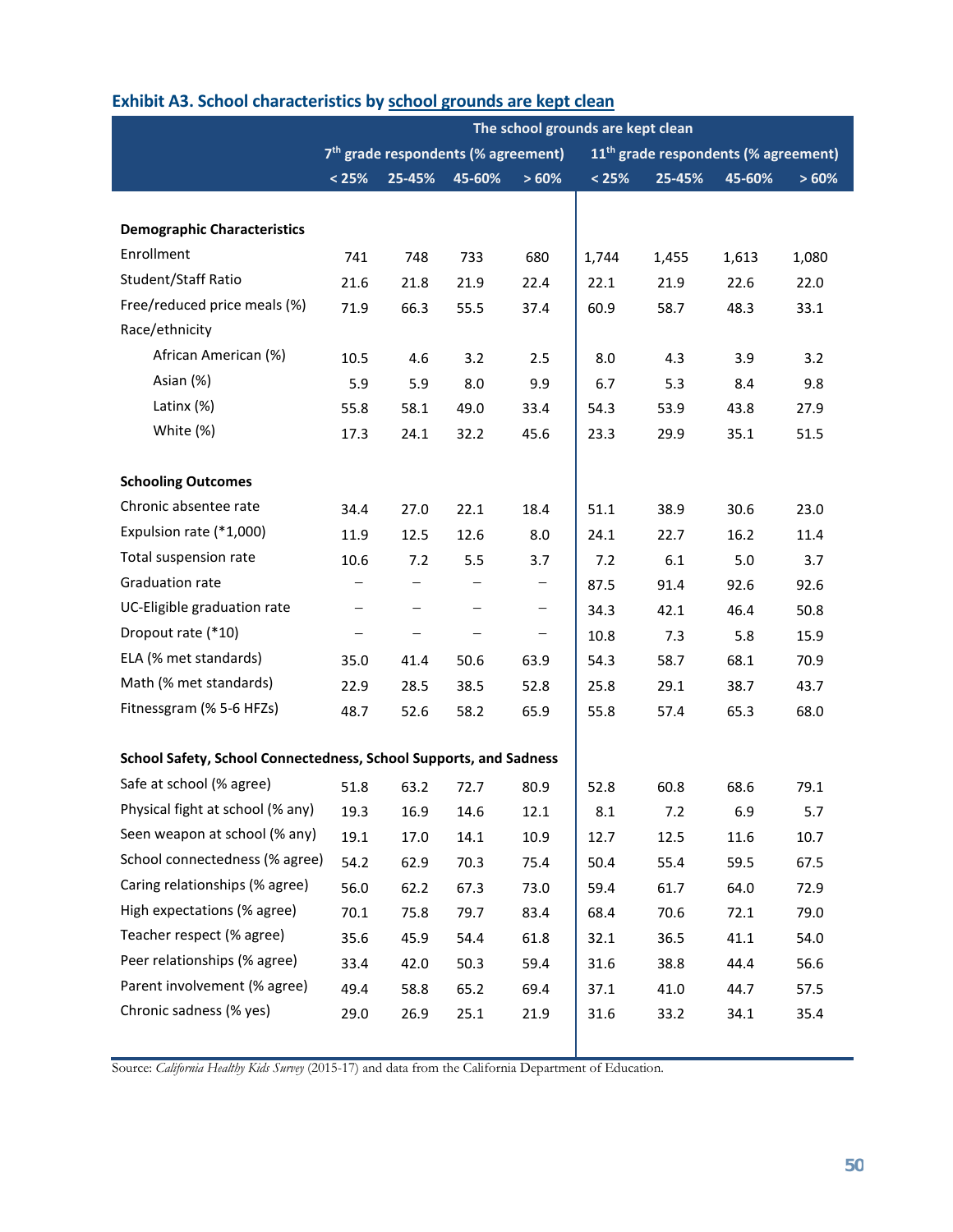### Exhibit A3. School characteristics by school grounds are kept clean

| | The school grounds are kept clean | | | | | | | |
|---|---|---|---|---|---|---|---|---|
| | 7th grade respondents (% agreement) | | | | 11th grade respondents (% agreement) | | | |
| | < 25% | 25-45% | 45-60% | > 60% | < 25% | 25-45% | 45-60% | > 60% |
| **Demographic Characteristics** | | | | | | | | |
| Enrollment | 741 | 748 | 733 | 680 | 1,744 | 1,455 | 1,613 | 1,080 |
| Student/Staff Ratio | 21.6 | 21.8 | 21.9 | 22.4 | 22.1 | 21.9 | 22.6 | 22.0 |
| Free/reduced price meals (%) | 71.9 | 66.3 | 55.5 | 37.4 | 60.9 | 58.7 | 48.3 | 33.1 |
| Race/ethnicity | | | | | | | | |
| African American (%) | 10.5 | 4.6 | 3.2 | 2.5 | 8.0 | 4.3 | 3.9 | 3.2 |
| Asian (%) | 5.9 | 5.9 | 8.0 | 9.9 | 6.7 | 5.3 | 8.4 | 9.8 |
| Latinx (%) | 55.8 | 58.1 | 49.0 | 33.4 | 54.3 | 53.9 | 43.8 | 27.9 |
| White (%) | 17.3 | 24.1 | 32.2 | 45.6 | 23.3 | 29.9 | 35.1 | 51.5 |
| **Schooling Outcomes** | | | | | | | | |
| Chronic absentee rate | 34.4 | 27.0 | 22.1 | 18.4 | 51.1 | 38.9 | 30.6 | 23.0 |
| Expulsion rate (*1,000) | 11.9 | 12.5 | 12.6 | 8.0 | 24.1 | 22.7 | 16.2 | 11.4 |
| Total suspension rate | 10.6 | 7.2 | 5.5 | 3.7 | 7.2 | 6.1 | 5.0 | 3.7 |
| Graduation rate | – | – | – | – | 87.5 | 91.4 | 92.6 | 92.6 |
| UC-Eligible graduation rate | – | – | – | – | 34.3 | 42.1 | 46.4 | 50.8 |
| Dropout rate (*10) | – | – | – | – | 10.8 | 7.3 | 5.8 | 15.9 |
| ELA (% met standards) | 35.0 | 41.4 | 50.6 | 63.9 | 54.3 | 58.7 | 68.1 | 70.9 |
| Math (% met standards) | 22.9 | 28.5 | 38.5 | 52.8 | 25.8 | 29.1 | 38.7 | 43.7 |
| Fitnessgram (% 5-6 HFZs) | 48.7 | 52.6 | 58.2 | 65.9 | 55.8 | 57.4 | 65.3 | 68.0 |
| **School Safety, School Connectedness, School Supports, and Sadness** | | | | | | | | |
| Safe at school (% agree) | 51.8 | 63.2 | 72.7 | 80.9 | 52.8 | 60.8 | 68.6 | 79.1 |
| Physical fight at school (% any) | 19.3 | 16.9 | 14.6 | 12.1 | 8.1 | 7.2 | 6.9 | 5.7 |
| Seen weapon at school (% any) | 19.1 | 17.0 | 14.1 | 10.9 | 12.7 | 12.5 | 11.6 | 10.7 |
| School connectedness (% agree) | 54.2 | 62.9 | 70.3 | 75.4 | 50.4 | 55.4 | 59.5 | 67.5 |
| Caring relationships (% agree) | 56.0 | 62.2 | 67.3 | 73.0 | 59.4 | 61.7 | 64.0 | 72.9 |
| High expectations (% agree) | 70.1 | 75.8 | 79.7 | 83.4 | 68.4 | 70.6 | 72.1 | 79.0 |
| Teacher respect (% agree) | 35.6 | 45.9 | 54.4 | 61.8 | 32.1 | 36.5 | 41.1 | 54.0 |
| Peer relationships (% agree) | 33.4 | 42.0 | 50.3 | 59.4 | 31.6 | 38.8 | 44.4 | 56.6 |
| Parent involvement (% agree) | 49.4 | 58.8 | 65.2 | 69.4 | 37.1 | 41.0 | 44.7 | 57.5 |
| Chronic sadness (% yes) | 29.0 | 26.9 | 25.1 | 21.9 | 31.6 | 33.2 | 34.1 | 35.4 |

Source: *California Healthy Kids Survey* (2015-17) and data from the California Department of Education.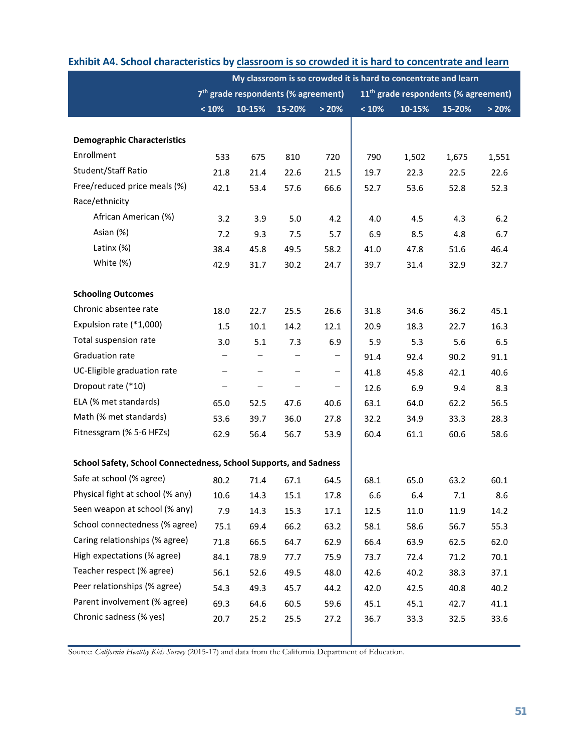### Exhibit A4. School characteristics by classroom is so crowded it is hard to concentrate and learn

| | My classroom is so crowded it is hard to concentrate and learn | | | | | | | |
|---|---|---|---|---|---|---|---|---|
| | 7th grade respondents (% agreement) | | | | 11th grade respondents (% agreement) | | | |
| | < 10% | 10-15% | 15-20% | > 20% | < 10% | 10-15% | 15-20% | > 20% |
| **Demographic Characteristics** | | | | | | | | |
| Enrollment | 533 | 675 | 810 | 720 | 790 | 1,502 | 1,675 | 1,551 |
| Student/Staff Ratio | 21.8 | 21.4 | 22.6 | 21.5 | 19.7 | 22.3 | 22.5 | 22.6 |
| Free/reduced price meals (%) | 42.1 | 53.4 | 57.6 | 66.6 | 52.7 | 53.6 | 52.8 | 52.3 |
| Race/ethnicity | | | | | | | | |
| African American (%) | 3.2 | 3.9 | 5.0 | 4.2 | 4.0 | 4.5 | 4.3 | 6.2 |
| Asian (%) | 7.2 | 9.3 | 7.5 | 5.7 | 6.9 | 8.5 | 4.8 | 6.7 |
| Latinx (%) | 38.4 | 45.8 | 49.5 | 58.2 | 41.0 | 47.8 | 51.6 | 46.4 |
| White (%) | 42.9 | 31.7 | 30.2 | 24.7 | 39.7 | 31.4 | 32.9 | 32.7 |
| **Schooling Outcomes** | | | | | | | | |
| Chronic absentee rate | 18.0 | 22.7 | 25.5 | 26.6 | 31.8 | 34.6 | 36.2 | 45.1 |
| Expulsion rate (*1,000) | 1.5 | 10.1 | 14.2 | 12.1 | 20.9 | 18.3 | 22.7 | 16.3 |
| Total suspension rate | 3.0 | 5.1 | 7.3 | 6.9 | 5.9 | 5.3 | 5.6 | 6.5 |
| Graduation rate | – | – | – | – | 91.4 | 92.4 | 90.2 | 91.1 |
| UC-Eligible graduation rate | – | – | – | – | 41.8 | 45.8 | 42.1 | 40.6 |
| Dropout rate (*10) | – | – | – | – | 12.6 | 6.9 | 9.4 | 8.3 |
| ELA (% met standards) | 65.0 | 52.5 | 47.6 | 40.6 | 63.1 | 64.0 | 62.2 | 56.5 |
| Math (% met standards) | 53.6 | 39.7 | 36.0 | 27.8 | 32.2 | 34.9 | 33.3 | 28.3 |
| Fitnessgram (% 5-6 HFZs) | 62.9 | 56.4 | 56.7 | 53.9 | 60.4 | 61.1 | 60.6 | 58.6 |
| **School Safety, School Connectedness, School Supports, and Sadness** | | | | | | | | |
| Safe at school (% agree) | 80.2 | 71.4 | 67.1 | 64.5 | 68.1 | 65.0 | 63.2 | 60.1 |
| Physical fight at school (% any) | 10.6 | 14.3 | 15.1 | 17.8 | 6.6 | 6.4 | 7.1 | 8.6 |
| Seen weapon at school (% any) | 7.9 | 14.3 | 15.3 | 17.1 | 12.5 | 11.0 | 11.9 | 14.2 |
| School connectedness (% agree) | 75.1 | 69.4 | 66.2 | 63.2 | 58.1 | 58.6 | 56.7 | 55.3 |
| Caring relationships (% agree) | 71.8 | 66.5 | 64.7 | 62.9 | 66.4 | 63.9 | 62.5 | 62.0 |
| High expectations (% agree) | 84.1 | 78.9 | 77.7 | 75.9 | 73.7 | 72.4 | 71.2 | 70.1 |
| Teacher respect (% agree) | 56.1 | 52.6 | 49.5 | 48.0 | 42.6 | 40.2 | 38.3 | 37.1 |
| Peer relationships (% agree) | 54.3 | 49.3 | 45.7 | 44.2 | 42.0 | 42.5 | 40.8 | 40.2 |
| Parent involvement (% agree) | 69.3 | 64.6 | 60.5 | 59.6 | 45.1 | 45.1 | 42.7 | 41.1 |
| Chronic sadness (% yes) | 20.7 | 25.2 | 25.5 | 27.2 | 36.7 | 33.3 | 32.5 | 33.6 |

Source: *California Healthy Kids Survey* (2015-17) and data from the California Department of Education.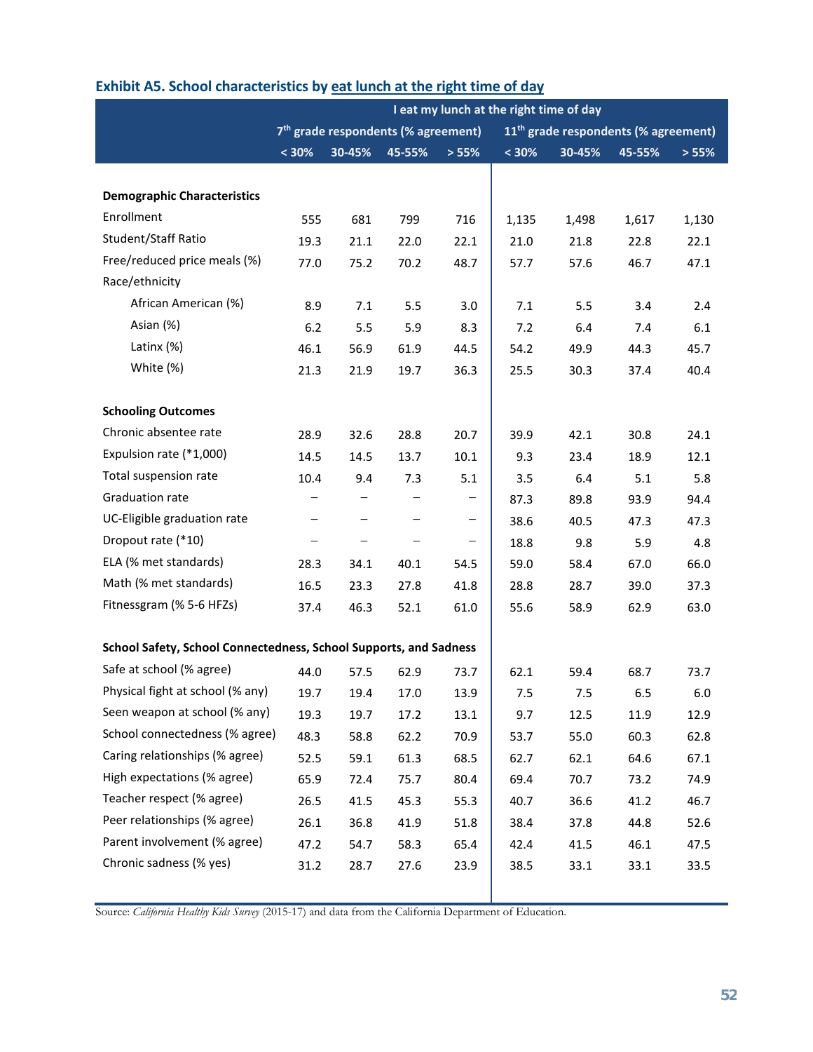### Exhibit A5. School characteristics by eat lunch at the right time of day

| | I eat my lunch at the right time of day | | | | | | | |
|---|---|---|---|---|---|---|---|---|
| | 7th grade respondents (% agreement) | | | | 11th grade respondents (% agreement) | | | |
| | < 30% | 30-45% | 45-55% | > 55% | < 30% | 30-45% | 45-55% | > 55% |
| **Demographic Characteristics** | | | | | | | | |
| Enrollment | 555 | 681 | 799 | 716 | 1,135 | 1,498 | 1,617 | 1,130 |
| Student/Staff Ratio | 19.3 | 21.1 | 22.0 | 22.1 | 21.0 | 21.8 | 22.8 | 22.1 |
| Free/reduced price meals (%) | 77.0 | 75.2 | 70.2 | 48.7 | 57.7 | 57.6 | 46.7 | 47.1 |
| Race/ethnicity | | | | | | | | |
| African American (%) | 8.9 | 7.1 | 5.5 | 3.0 | 7.1 | 5.5 | 3.4 | 2.4 |
| Asian (%) | 6.2 | 5.5 | 5.9 | 8.3 | 7.2 | 6.4 | 7.4 | 6.1 |
| Latinx (%) | 46.1 | 56.9 | 61.9 | 44.5 | 54.2 | 49.9 | 44.3 | 45.7 |
| White (%) | 21.3 | 21.9 | 19.7 | 36.3 | 25.5 | 30.3 | 37.4 | 40.4 |
| **Schooling Outcomes** | | | | | | | | |
| Chronic absentee rate | 28.9 | 32.6 | 28.8 | 20.7 | 39.9 | 42.1 | 30.8 | 24.1 |
| Expulsion rate (*1,000) | 14.5 | 14.5 | 13.7 | 10.1 | 9.3 | 23.4 | 18.9 | 12.1 |
| Total suspension rate | 10.4 | 9.4 | 7.3 | 5.1 | 3.5 | 6.4 | 5.1 | 5.8 |
| Graduation rate | – | – | – | – | 87.3 | 89.8 | 93.9 | 94.4 |
| UC-Eligible graduation rate | – | – | – | – | 38.6 | 40.5 | 47.3 | 47.3 |
| Dropout rate (*10) | – | – | – | – | 18.8 | 9.8 | 5.9 | 4.8 |
| ELA (% met standards) | 28.3 | 34.1 | 40.1 | 54.5 | 59.0 | 58.4 | 67.0 | 66.0 |
| Math (% met standards) | 16.5 | 23.3 | 27.8 | 41.8 | 28.8 | 28.7 | 39.0 | 37.3 |
| Fitnessgram (% 5-6 HFZs) | 37.4 | 46.3 | 52.1 | 61.0 | 55.6 | 58.9 | 62.9 | 63.0 |
| **School Safety, School Connectedness, School Supports, and Sadness** | | | | | | | | |
| Safe at school (% agree) | 44.0 | 57.5 | 62.9 | 73.7 | 62.1 | 59.4 | 68.7 | 73.7 |
| Physical fight at school (% any) | 19.7 | 19.4 | 17.0 | 13.9 | 7.5 | 7.5 | 6.5 | 6.0 |
| Seen weapon at school (% any) | 19.3 | 19.7 | 17.2 | 13.1 | 9.7 | 12.5 | 11.9 | 12.9 |
| School connectedness (% agree) | 48.3 | 58.8 | 62.2 | 70.9 | 53.7 | 55.0 | 60.3 | 62.8 |
| Caring relationships (% agree) | 52.5 | 59.1 | 61.3 | 68.5 | 62.7 | 62.1 | 64.6 | 67.1 |
| High expectations (% agree) | 65.9 | 72.4 | 75.7 | 80.4 | 69.4 | 70.7 | 73.2 | 74.9 |
| Teacher respect (% agree) | 26.5 | 41.5 | 45.3 | 55.3 | 40.7 | 36.6 | 41.2 | 46.7 |
| Peer relationships (% agree) | 26.1 | 36.8 | 41.9 | 51.8 | 38.4 | 37.8 | 44.8 | 52.6 |
| Parent involvement (% agree) | 47.2 | 54.7 | 58.3 | 65.4 | 42.4 | 41.5 | 46.1 | 47.5 |
| Chronic sadness (% yes) | 31.2 | 28.7 | 27.6 | 23.9 | 38.5 | 33.1 | 33.1 | 33.5 |

Source: *California Healthy Kids Survey* (2015-17) and data from the California Department of Education.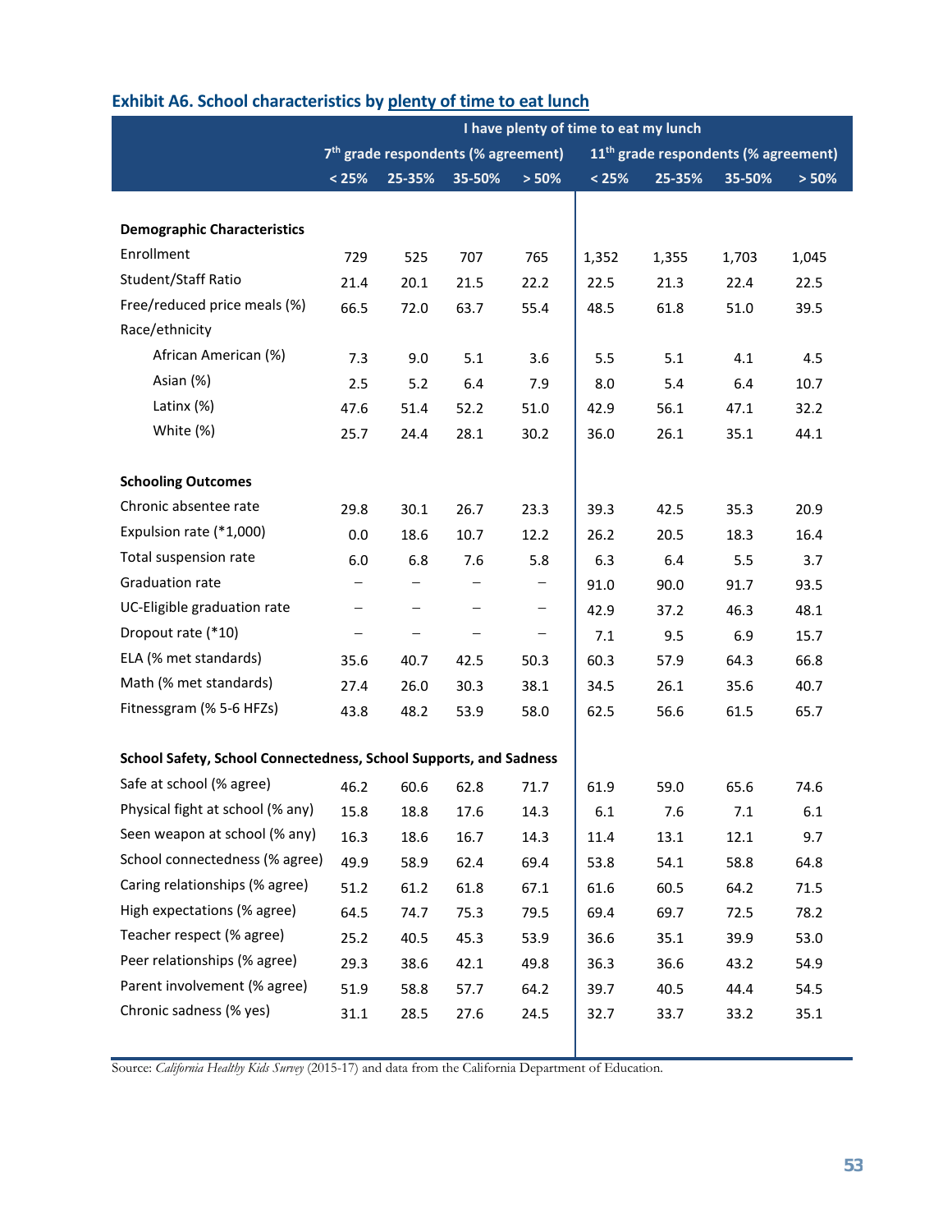### Exhibit A6. School characteristics by plenty of time to eat lunch

| | I have plenty of time to eat my lunch | | | | | | | |
|---|---|---|---|---|---|---|---|---|
| | 7th grade respondents (% agreement) | | | | 11th grade respondents (% agreement) | | | |
| | < 25% | 25-35% | 35-50% | > 50% | < 25% | 25-35% | 35-50% | > 50% |
| **Demographic Characteristics** | | | | | | | | |
| Enrollment | 729 | 525 | 707 | 765 | 1,352 | 1,355 | 1,703 | 1,045 |
| Student/Staff Ratio | 21.4 | 20.1 | 21.5 | 22.2 | 22.5 | 21.3 | 22.4 | 22.5 |
| Free/reduced price meals (%) | 66.5 | 72.0 | 63.7 | 55.4 | 48.5 | 61.8 | 51.0 | 39.5 |
| Race/ethnicity | | | | | | | | |
| African American (%) | 7.3 | 9.0 | 5.1 | 3.6 | 5.5 | 5.1 | 4.1 | 4.5 |
| Asian (%) | 2.5 | 5.2 | 6.4 | 7.9 | 8.0 | 5.4 | 6.4 | 10.7 |
| Latinx (%) | 47.6 | 51.4 | 52.2 | 51.0 | 42.9 | 56.1 | 47.1 | 32.2 |
| White (%) | 25.7 | 24.4 | 28.1 | 30.2 | 36.0 | 26.1 | 35.1 | 44.1 |
| **Schooling Outcomes** | | | | | | | | |
| Chronic absentee rate | 29.8 | 30.1 | 26.7 | 23.3 | 39.3 | 42.5 | 35.3 | 20.9 |
| Expulsion rate (*1,000) | 0.0 | 18.6 | 10.7 | 12.2 | 26.2 | 20.5 | 18.3 | 16.4 |
| Total suspension rate | 6.0 | 6.8 | 7.6 | 5.8 | 6.3 | 6.4 | 5.5 | 3.7 |
| Graduation rate | – | – | – | – | 91.0 | 90.0 | 91.7 | 93.5 |
| UC-Eligible graduation rate | – | – | – | – | 42.9 | 37.2 | 46.3 | 48.1 |
| Dropout rate (*10) | – | – | – | – | 7.1 | 9.5 | 6.9 | 15.7 |
| ELA (% met standards) | 35.6 | 40.7 | 42.5 | 50.3 | 60.3 | 57.9 | 64.3 | 66.8 |
| Math (% met standards) | 27.4 | 26.0 | 30.3 | 38.1 | 34.5 | 26.1 | 35.6 | 40.7 |
| Fitnessgram (% 5-6 HFZs) | 43.8 | 48.2 | 53.9 | 58.0 | 62.5 | 56.6 | 61.5 | 65.7 |
| **School Safety, School Connectedness, School Supports, and Sadness** | | | | | | | | |
| Safe at school (% agree) | 46.2 | 60.6 | 62.8 | 71.7 | 61.9 | 59.0 | 65.6 | 74.6 |
| Physical fight at school (% any) | 15.8 | 18.8 | 17.6 | 14.3 | 6.1 | 7.6 | 7.1 | 6.1 |
| Seen weapon at school (% any) | 16.3 | 18.6 | 16.7 | 14.3 | 11.4 | 13.1 | 12.1 | 9.7 |
| School connectedness (% agree) | 49.9 | 58.9 | 62.4 | 69.4 | 53.8 | 54.1 | 58.8 | 64.8 |
| Caring relationships (% agree) | 51.2 | 61.2 | 61.8 | 67.1 | 61.6 | 60.5 | 64.2 | 71.5 |
| High expectations (% agree) | 64.5 | 74.7 | 75.3 | 79.5 | 69.4 | 69.7 | 72.5 | 78.2 |
| Teacher respect (% agree) | 25.2 | 40.5 | 45.3 | 53.9 | 36.6 | 35.1 | 39.9 | 53.0 |
| Peer relationships (% agree) | 29.3 | 38.6 | 42.1 | 49.8 | 36.3 | 36.6 | 43.2 | 54.9 |
| Parent involvement (% agree) | 51.9 | 58.8 | 57.7 | 64.2 | 39.7 | 40.5 | 44.4 | 54.5 |
| Chronic sadness (% yes) | 31.1 | 28.5 | 27.6 | 24.5 | 32.7 | 33.7 | 33.2 | 35.1 |

Source: *California Healthy Kids Survey* (2015-17) and data from the California Department of Education.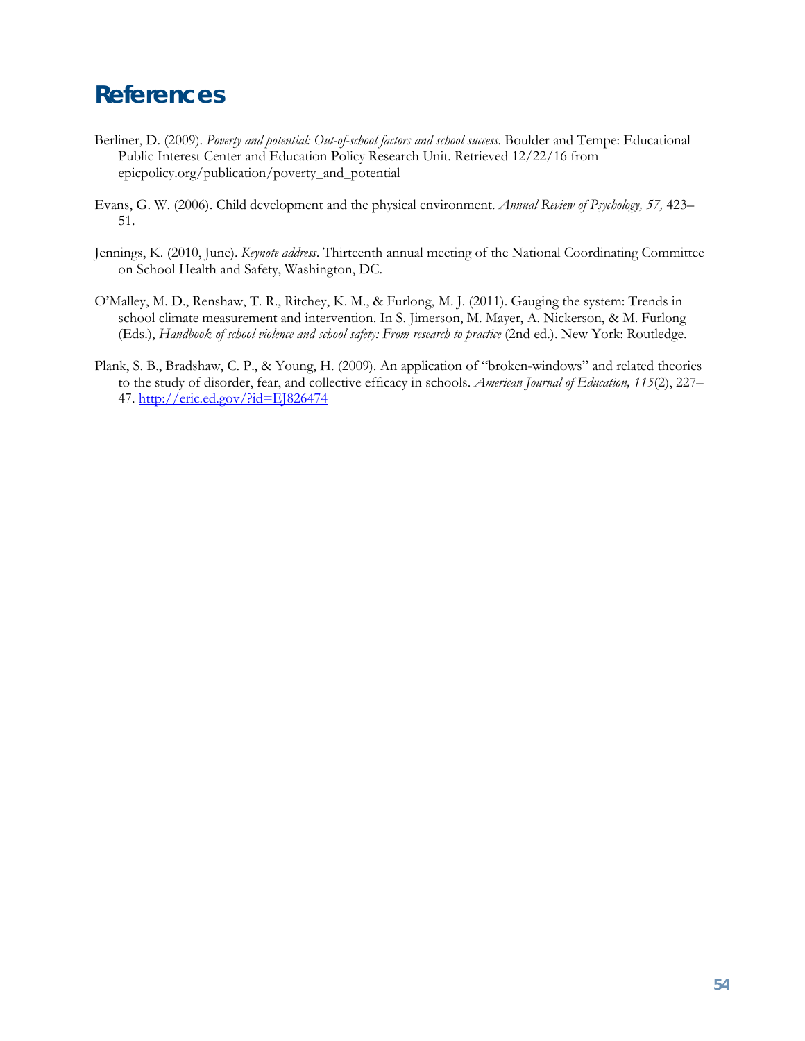# References

Berliner, D. (2009). *Poverty and potential: Out-of-school factors and school success*. Boulder and Tempe: Educational Public Interest Center and Education Policy Research Unit. Retrieved 12/22/16 from epicpolicy.org/publication/poverty_and_potential

Evans, G. W. (2006). Child development and the physical environment. *Annual Review of Psychology, 57,* 423–51.

Jennings, K. (2010, June). *Keynote address*. Thirteenth annual meeting of the National Coordinating Committee on School Health and Safety, Washington, DC.

O'Malley, M. D., Renshaw, T. R., Ritchey, K. M., & Furlong, M. J. (2011). Gauging the system: Trends in school climate measurement and intervention. In S. Jimerson, M. Mayer, A. Nickerson, & M. Furlong (Eds.), *Handbook of school violence and school safety: From research to practice* (2nd ed.). New York: Routledge.

Plank, S. B., Bradshaw, C. P., & Young, H. (2009). An application of "broken-windows" and related theories to the study of disorder, fear, and collective efficacy in schools. *American Journal of Education, 115*(2), 227–47. http://eric.ed.gov/?id=EJ826474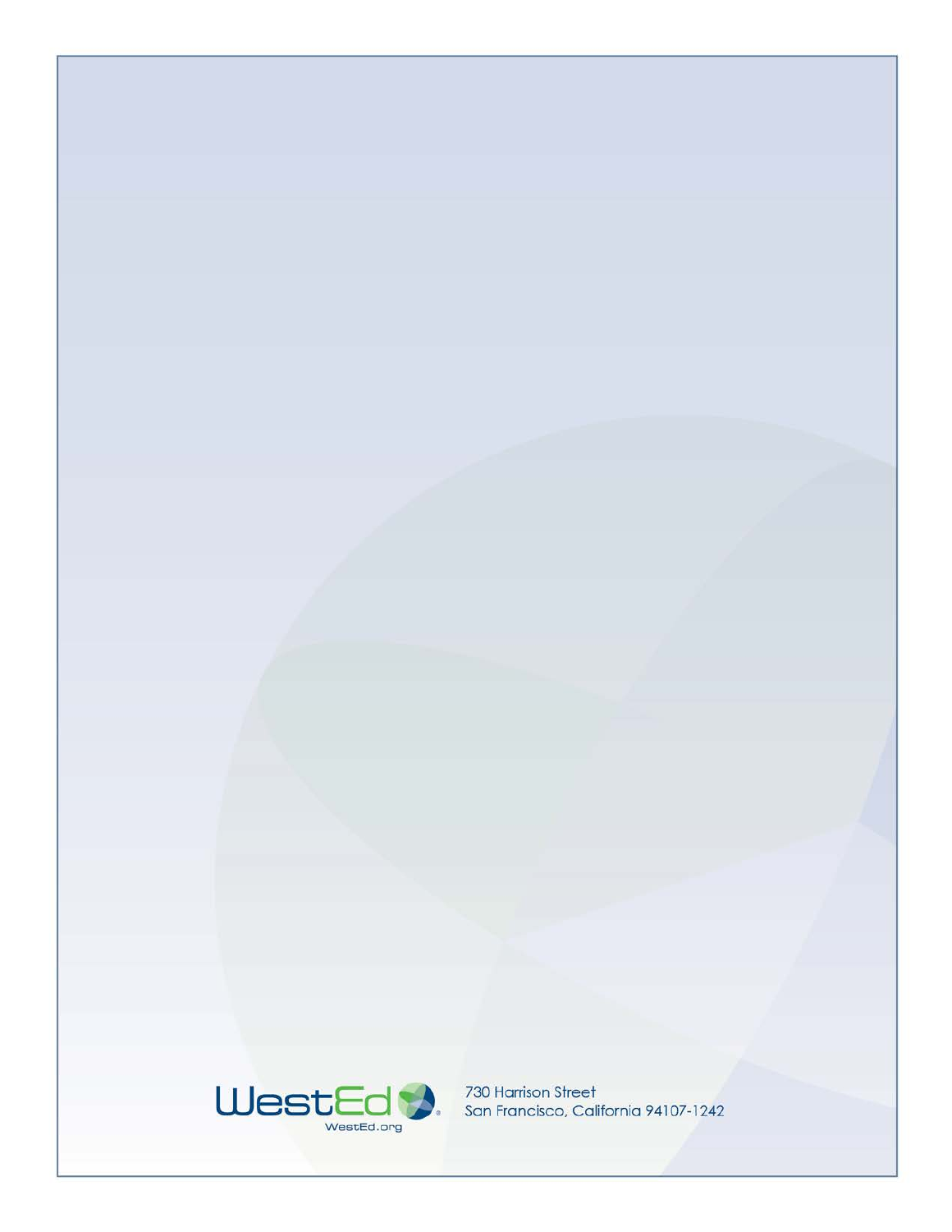WestEd

WestEd.org

730 Harrison Street
San Francisco, California 94107-1242